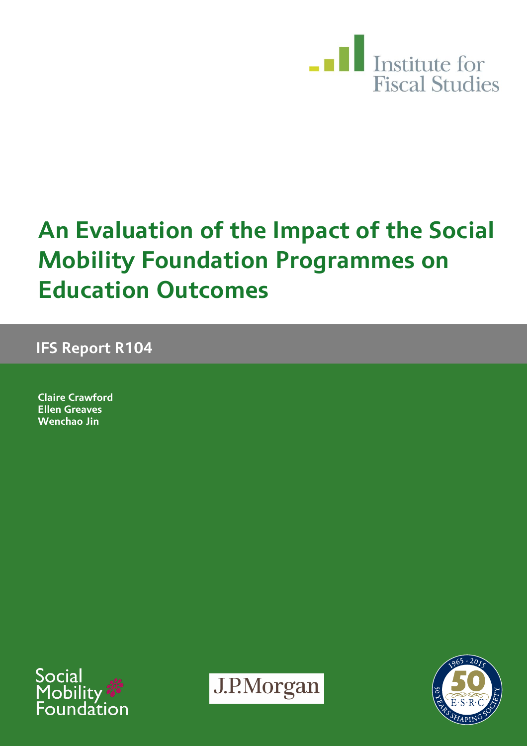Institute for Fiscal Studies

# An Evaluation of the Impact of the Social Mobility Foundation Programmes on Education Outcomes

**IFS Report R104**

**Claire Crawford**
**Ellen Greaves**
**Wenchao Jin**

Social Mobility Foundation

J.P.Morgan

1965 - 2015 50 E·S·R·C 50 YEARS SHAPING SOCIETY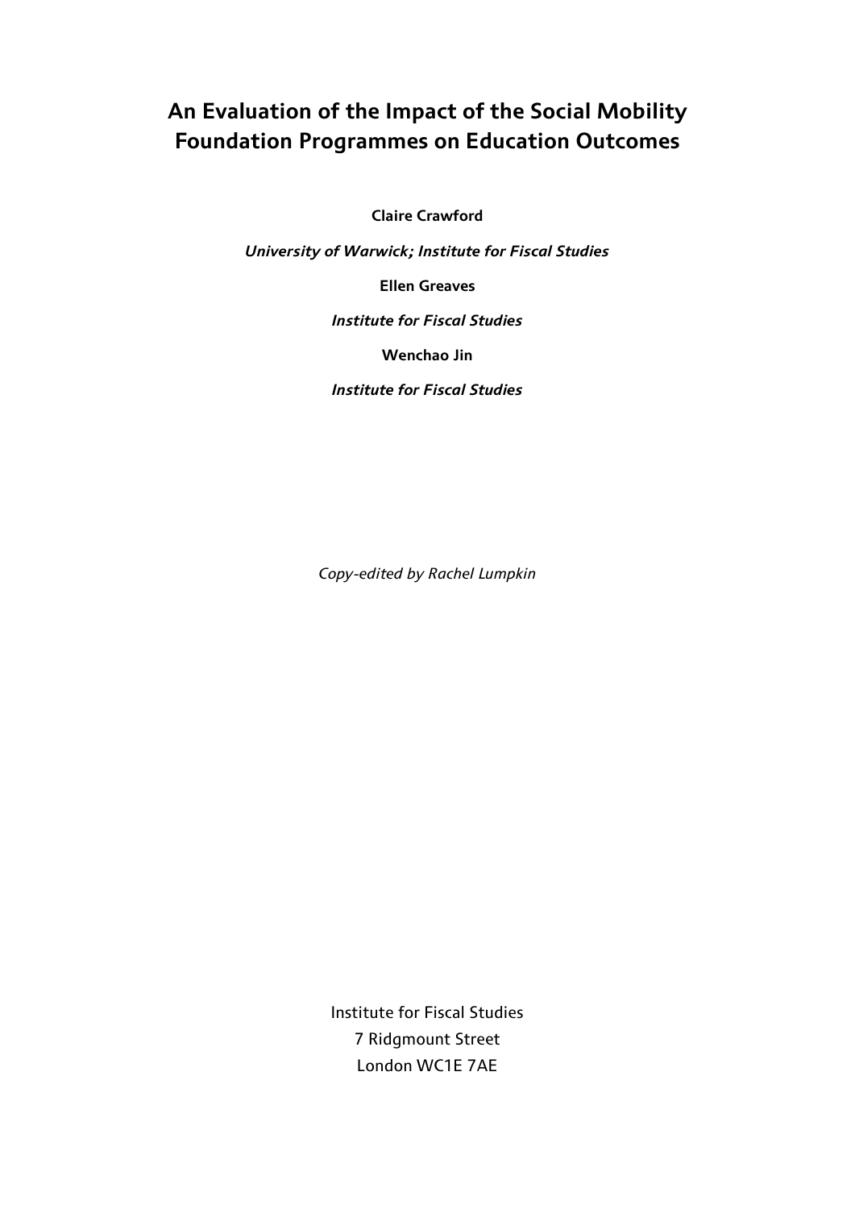# An Evaluation of the Impact of the Social Mobility Foundation Programmes on Education Outcomes

**Claire Crawford**

***University of Warwick; Institute for Fiscal Studies***

**Ellen Greaves**

***Institute for Fiscal Studies***

**Wenchao Jin**

***Institute for Fiscal Studies***

*Copy-edited by Rachel Lumpkin*

Institute for Fiscal Studies
7 Ridgmount Street
London WC1E 7AE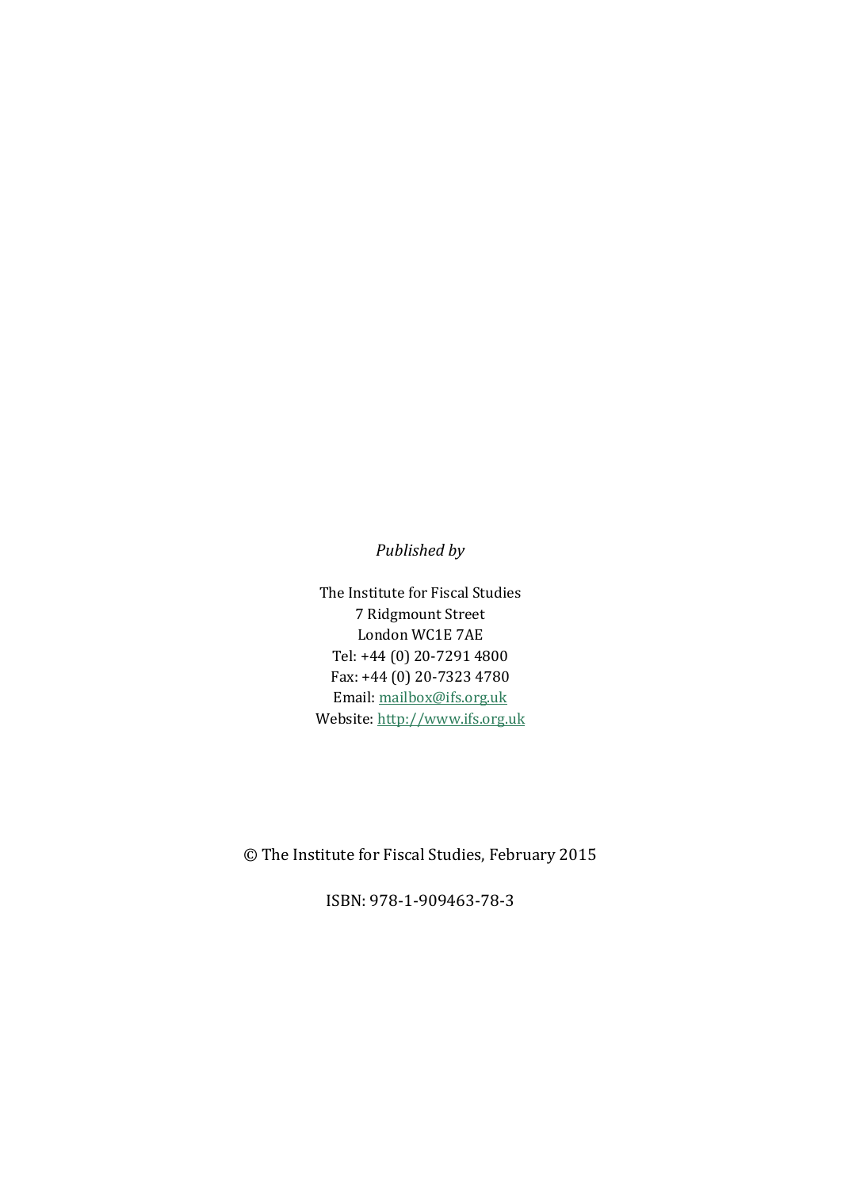*Published by*

The Institute for Fiscal Studies
7 Ridgmount Street
London WC1E 7AE
Tel: +44 (0) 20-7291 4800
Fax: +44 (0) 20-7323 4780
Email: mailbox@ifs.org.uk
Website: http://www.ifs.org.uk

© The Institute for Fiscal Studies, February 2015

ISBN: 978-1-909463-78-3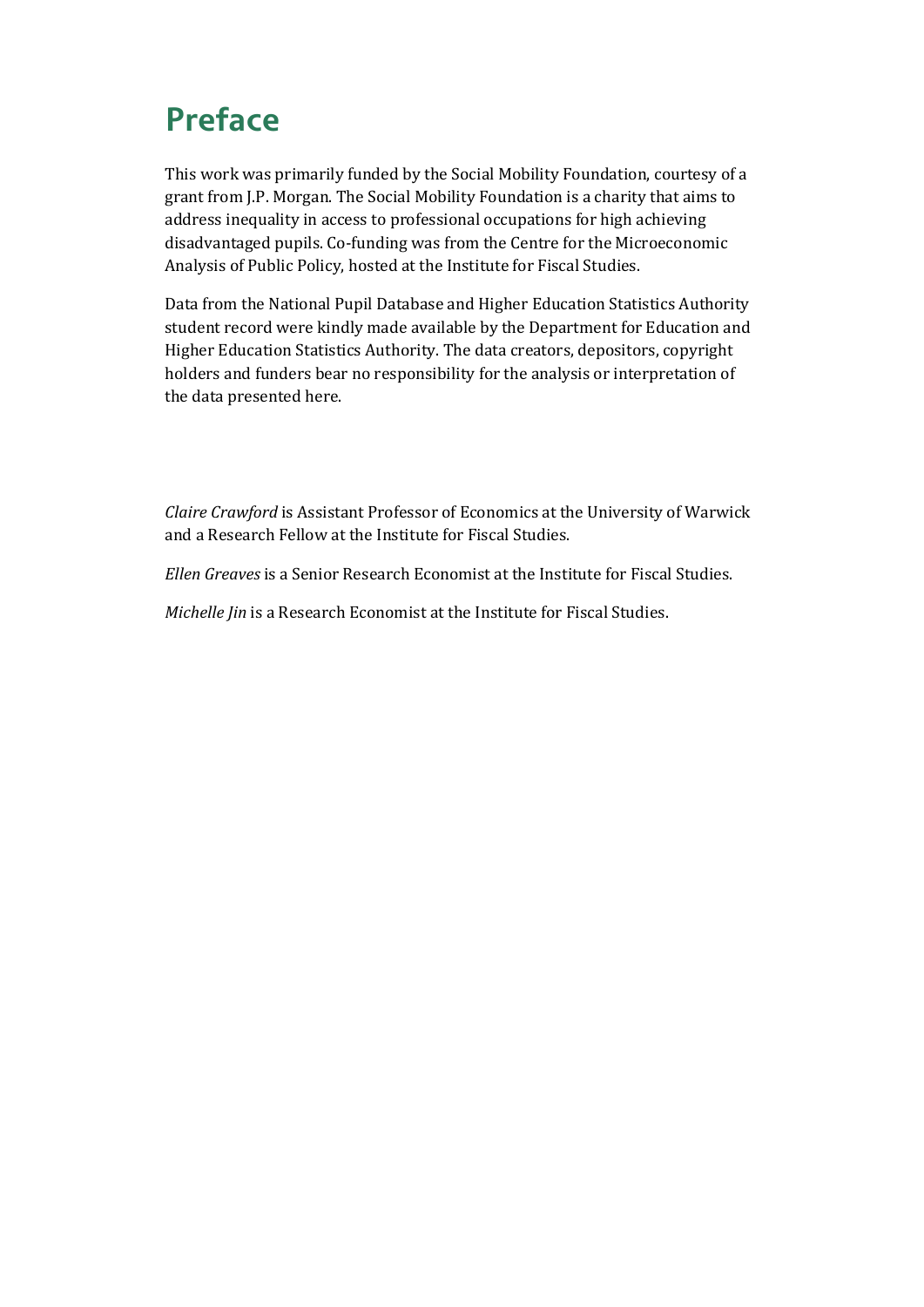# Preface

This work was primarily funded by the Social Mobility Foundation, courtesy of a grant from J.P. Morgan. The Social Mobility Foundation is a charity that aims to address inequality in access to professional occupations for high achieving disadvantaged pupils. Co-funding was from the Centre for the Microeconomic Analysis of Public Policy, hosted at the Institute for Fiscal Studies.

Data from the National Pupil Database and Higher Education Statistics Authority student record were kindly made available by the Department for Education and Higher Education Statistics Authority. The data creators, depositors, copyright holders and funders bear no responsibility for the analysis or interpretation of the data presented here.

*Claire Crawford* is Assistant Professor of Economics at the University of Warwick and a Research Fellow at the Institute for Fiscal Studies.

*Ellen Greaves* is a Senior Research Economist at the Institute for Fiscal Studies.

*Michelle Jin* is a Research Economist at the Institute for Fiscal Studies.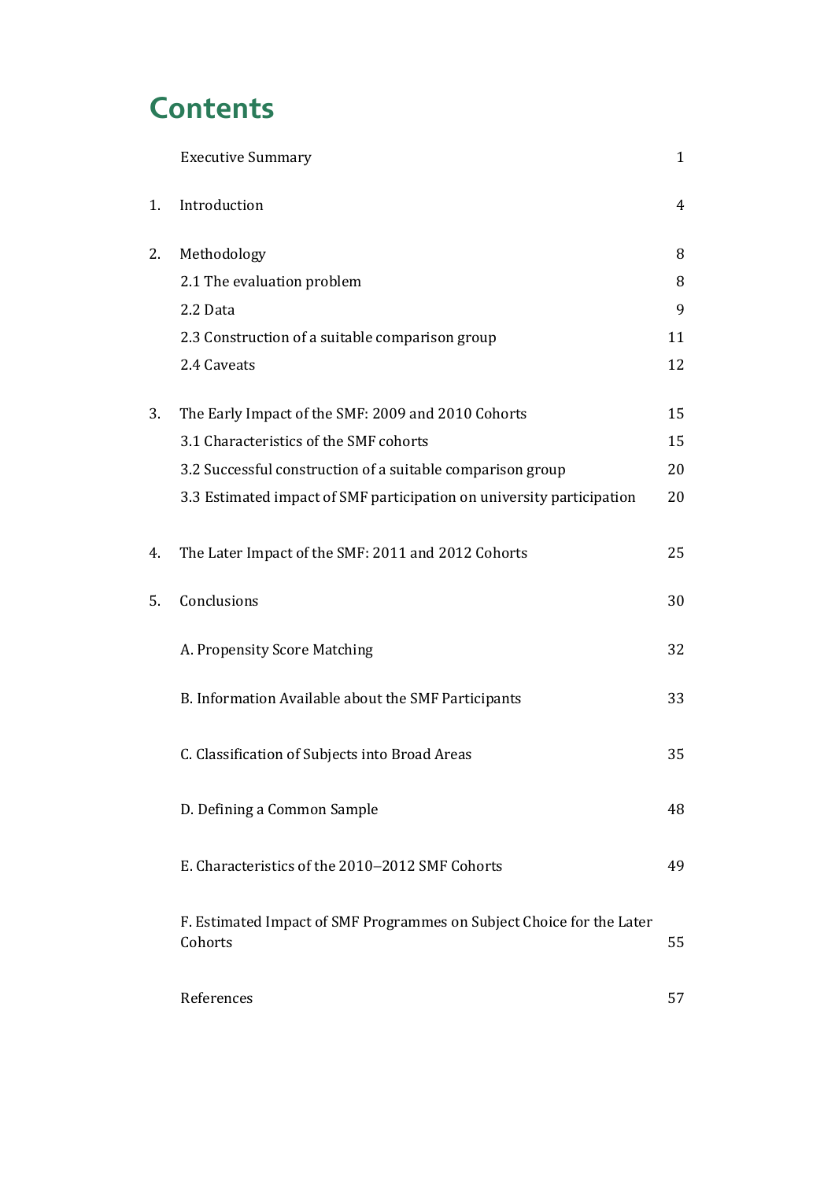# Contents

| | | |
|---|---|---|
| | Executive Summary | 1 |
| 1. | Introduction | 4 |
| 2. | Methodology | 8 |
| | 2.1 The evaluation problem | 8 |
| | 2.2 Data | 9 |
| | 2.3 Construction of a suitable comparison group | 11 |
| | 2.4 Caveats | 12 |
| 3. | The Early Impact of the SMF: 2009 and 2010 Cohorts | 15 |
| | 3.1 Characteristics of the SMF cohorts | 15 |
| | 3.2 Successful construction of a suitable comparison group | 20 |
| | 3.3 Estimated impact of SMF participation on university participation | 20 |
| 4. | The Later Impact of the SMF: 2011 and 2012 Cohorts | 25 |
| 5. | Conclusions | 30 |
| | A. Propensity Score Matching | 32 |
| | B. Information Available about the SMF Participants | 33 |
| | C. Classification of Subjects into Broad Areas | 35 |
| | D. Defining a Common Sample | 48 |
| | E. Characteristics of the 2010–2012 SMF Cohorts | 49 |
| | F. Estimated Impact of SMF Programmes on Subject Choice for the Later Cohorts | 55 |
| | References | 57 |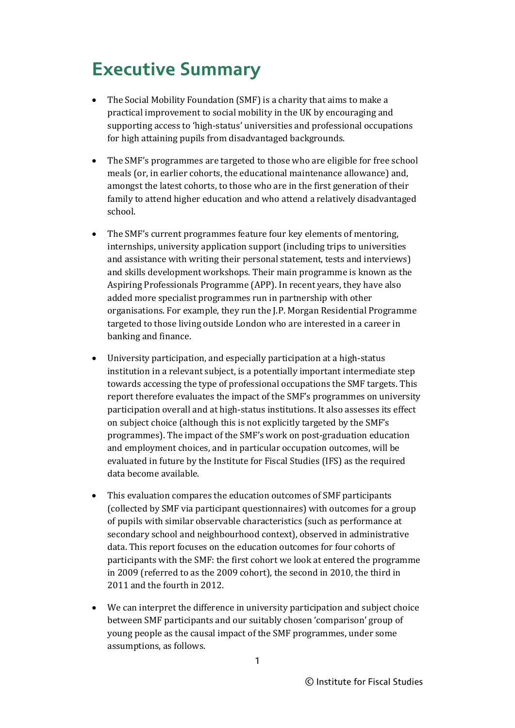# Executive Summary

- The Social Mobility Foundation (SMF) is a charity that aims to make a practical improvement to social mobility in the UK by encouraging and supporting access to 'high-status' universities and professional occupations for high attaining pupils from disadvantaged backgrounds.

- The SMF's programmes are targeted to those who are eligible for free school meals (or, in earlier cohorts, the educational maintenance allowance) and, amongst the latest cohorts, to those who are in the first generation of their family to attend higher education and who attend a relatively disadvantaged school.

- The SMF's current programmes feature four key elements of mentoring, internships, university application support (including trips to universities and assistance with writing their personal statement, tests and interviews) and skills development workshops. Their main programme is known as the Aspiring Professionals Programme (APP). In recent years, they have also added more specialist programmes run in partnership with other organisations. For example, they run the J.P. Morgan Residential Programme targeted to those living outside London who are interested in a career in banking and finance.

- University participation, and especially participation at a high-status institution in a relevant subject, is a potentially important intermediate step towards accessing the type of professional occupations the SMF targets. This report therefore evaluates the impact of the SMF's programmes on university participation overall and at high-status institutions. It also assesses its effect on subject choice (although this is not explicitly targeted by the SMF's programmes). The impact of the SMF's work on post-graduation education and employment choices, and in particular occupation outcomes, will be evaluated in future by the Institute for Fiscal Studies (IFS) as the required data become available.

- This evaluation compares the education outcomes of SMF participants (collected by SMF via participant questionnaires) with outcomes for a group of pupils with similar observable characteristics (such as performance at secondary school and neighbourhood context), observed in administrative data. This report focuses on the education outcomes for four cohorts of participants with the SMF: the first cohort we look at entered the programme in 2009 (referred to as the 2009 cohort), the second in 2010, the third in 2011 and the fourth in 2012.

- We can interpret the difference in university participation and subject choice between SMF participants and our suitably chosen 'comparison' group of young people as the causal impact of the SMF programmes, under some assumptions, as follows.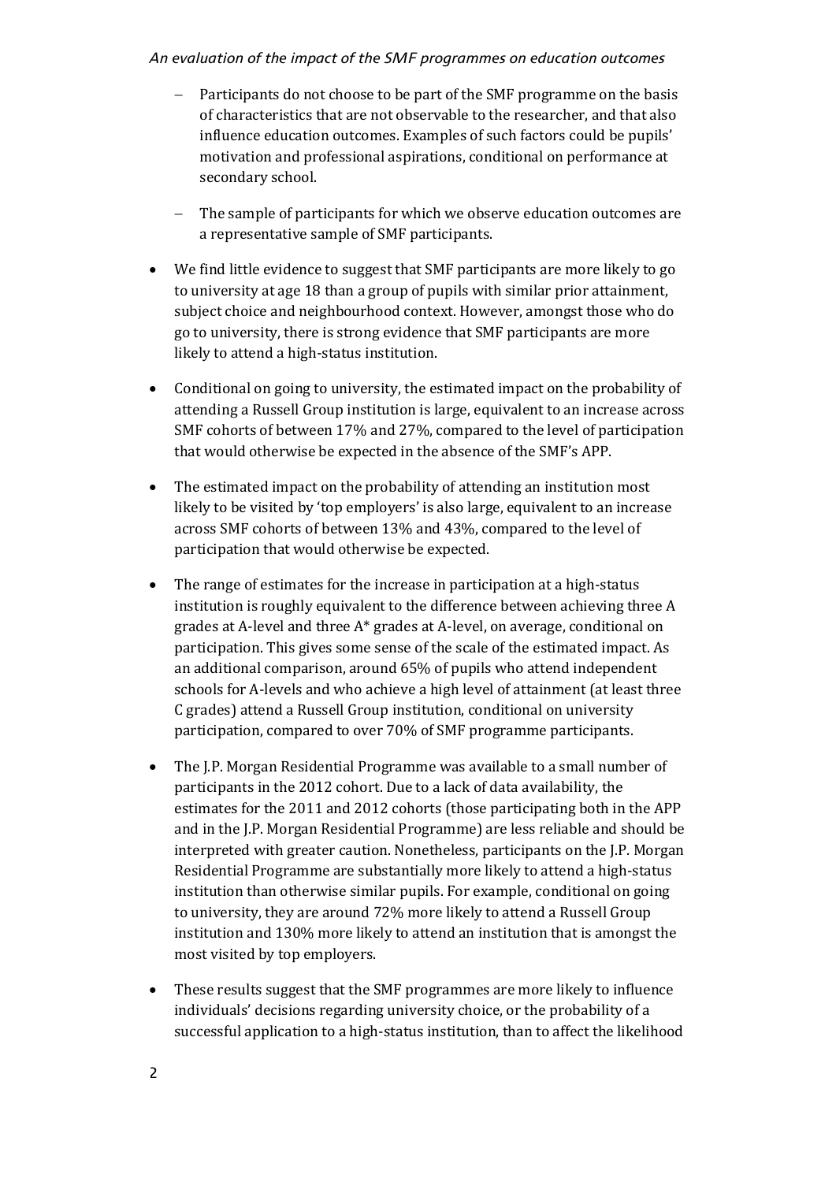- Participants do not choose to be part of the SMF programme on the basis of characteristics that are not observable to the researcher, and that also influence education outcomes. Examples of such factors could be pupils' motivation and professional aspirations, conditional on performance at secondary school.

  - The sample of participants for which we observe education outcomes are a representative sample of SMF participants.

- We find little evidence to suggest that SMF participants are more likely to go to university at age 18 than a group of pupils with similar prior attainment, subject choice and neighbourhood context. However, amongst those who do go to university, there is strong evidence that SMF participants are more likely to attend a high-status institution.

- Conditional on going to university, the estimated impact on the probability of attending a Russell Group institution is large, equivalent to an increase across SMF cohorts of between 17% and 27%, compared to the level of participation that would otherwise be expected in the absence of the SMF's APP.

- The estimated impact on the probability of attending an institution most likely to be visited by 'top employers' is also large, equivalent to an increase across SMF cohorts of between 13% and 43%, compared to the level of participation that would otherwise be expected.

- The range of estimates for the increase in participation at a high-status institution is roughly equivalent to the difference between achieving three A grades at A-level and three A* grades at A-level, on average, conditional on participation. This gives some sense of the scale of the estimated impact. As an additional comparison, around 65% of pupils who attend independent schools for A-levels and who achieve a high level of attainment (at least three C grades) attend a Russell Group institution, conditional on university participation, compared to over 70% of SMF programme participants.

- The J.P. Morgan Residential Programme was available to a small number of participants in the 2012 cohort. Due to a lack of data availability, the estimates for the 2011 and 2012 cohorts (those participating both in the APP and in the J.P. Morgan Residential Programme) are less reliable and should be interpreted with greater caution. Nonetheless, participants on the J.P. Morgan Residential Programme are substantially more likely to attend a high-status institution than otherwise similar pupils. For example, conditional on going to university, they are around 72% more likely to attend a Russell Group institution and 130% more likely to attend an institution that is amongst the most visited by top employers.

- These results suggest that the SMF programmes are more likely to influence individuals' decisions regarding university choice, or the probability of a successful application to a high-status institution, than to affect the likelihood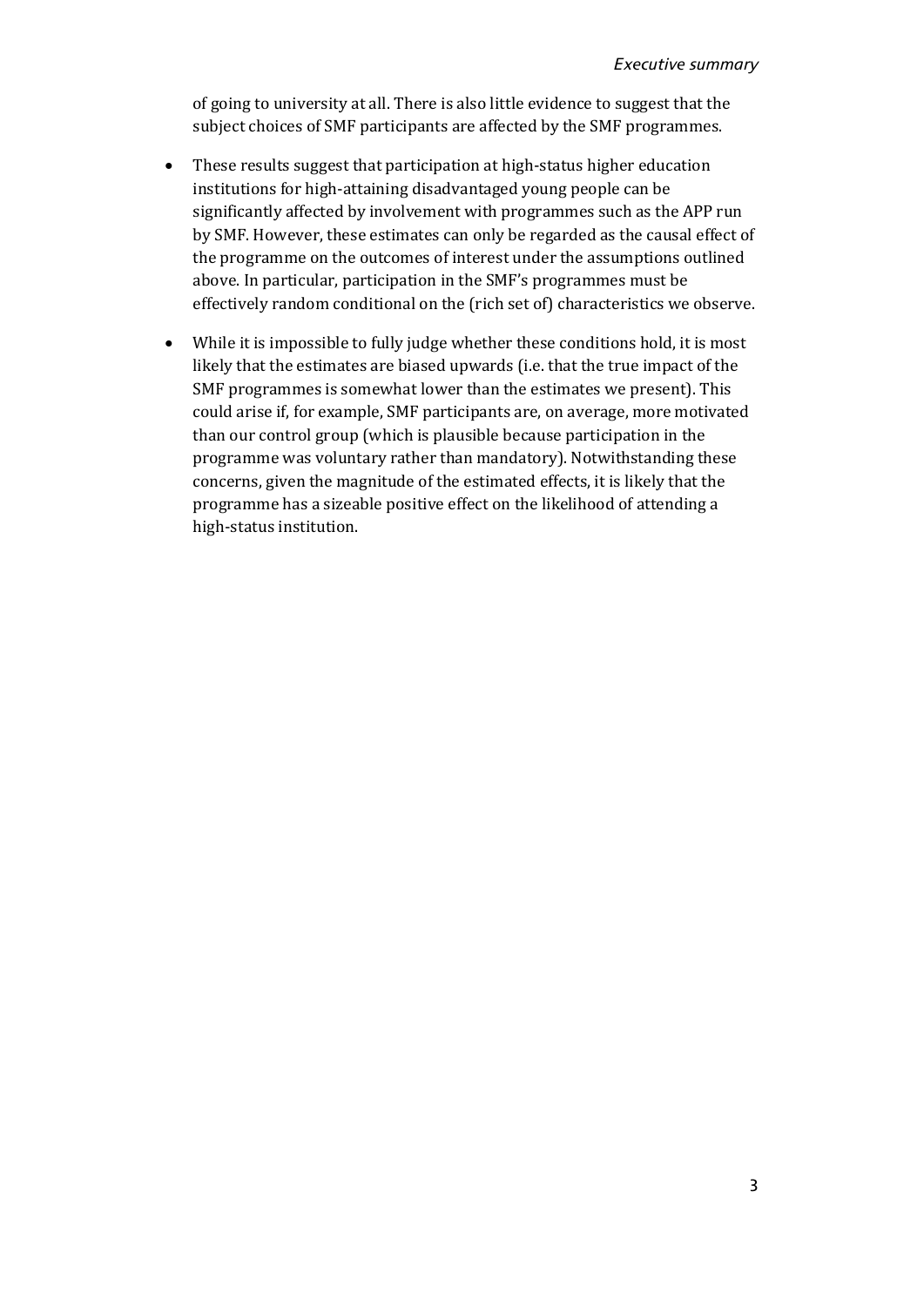of going to university at all. There is also little evidence to suggest that the subject choices of SMF participants are affected by the SMF programmes.

- These results suggest that participation at high-status higher education institutions for high-attaining disadvantaged young people can be significantly affected by involvement with programmes such as the APP run by SMF. However, these estimates can only be regarded as the causal effect of the programme on the outcomes of interest under the assumptions outlined above. In particular, participation in the SMF's programmes must be effectively random conditional on the (rich set of) characteristics we observe.
- While it is impossible to fully judge whether these conditions hold, it is most likely that the estimates are biased upwards (i.e. that the true impact of the SMF programmes is somewhat lower than the estimates we present). This could arise if, for example, SMF participants are, on average, more motivated than our control group (which is plausible because participation in the programme was voluntary rather than mandatory). Notwithstanding these concerns, given the magnitude of the estimated effects, it is likely that the programme has a sizeable positive effect on the likelihood of attending a high-status institution.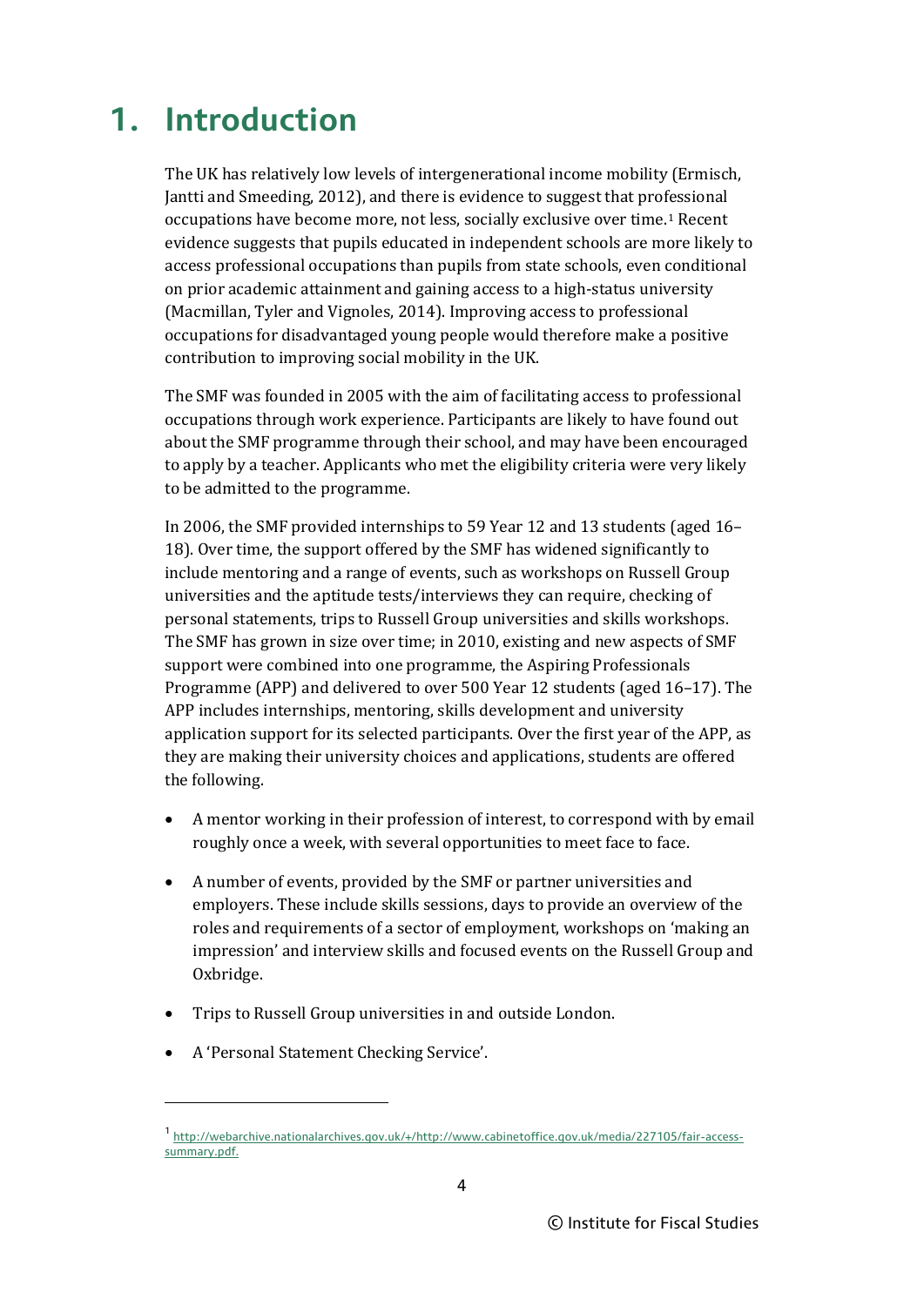# 1. Introduction

The UK has relatively low levels of intergenerational income mobility (Ermisch, Jantti and Smeeding, 2012), and there is evidence to suggest that professional occupations have become more, not less, socially exclusive over time.[1] Recent evidence suggests that pupils educated in independent schools are more likely to access professional occupations than pupils from state schools, even conditional on prior academic attainment and gaining access to a high-status university (Macmillan, Tyler and Vignoles, 2014). Improving access to professional occupations for disadvantaged young people would therefore make a positive contribution to improving social mobility in the UK.

The SMF was founded in 2005 with the aim of facilitating access to professional occupations through work experience. Participants are likely to have found out about the SMF programme through their school, and may have been encouraged to apply by a teacher. Applicants who met the eligibility criteria were very likely to be admitted to the programme.

In 2006, the SMF provided internships to 59 Year 12 and 13 students (aged 16–18). Over time, the support offered by the SMF has widened significantly to include mentoring and a range of events, such as workshops on Russell Group universities and the aptitude tests/interviews they can require, checking of personal statements, trips to Russell Group universities and skills workshops. The SMF has grown in size over time; in 2010, existing and new aspects of SMF support were combined into one programme, the Aspiring Professionals Programme (APP) and delivered to over 500 Year 12 students (aged 16–17). The APP includes internships, mentoring, skills development and university application support for its selected participants. Over the first year of the APP, as they are making their university choices and applications, students are offered the following.

- A mentor working in their profession of interest, to correspond with by email roughly once a week, with several opportunities to meet face to face.
- A number of events, provided by the SMF or partner universities and employers. These include skills sessions, days to provide an overview of the roles and requirements of a sector of employment, workshops on 'making an impression' and interview skills and focused events on the Russell Group and Oxbridge.
- Trips to Russell Group universities in and outside London.
- A 'Personal Statement Checking Service'.

---

[1] http://webarchive.nationalarchives.gov.uk/+/http://www.cabinetoffice.gov.uk/media/227105/fair-access-summary.pdf.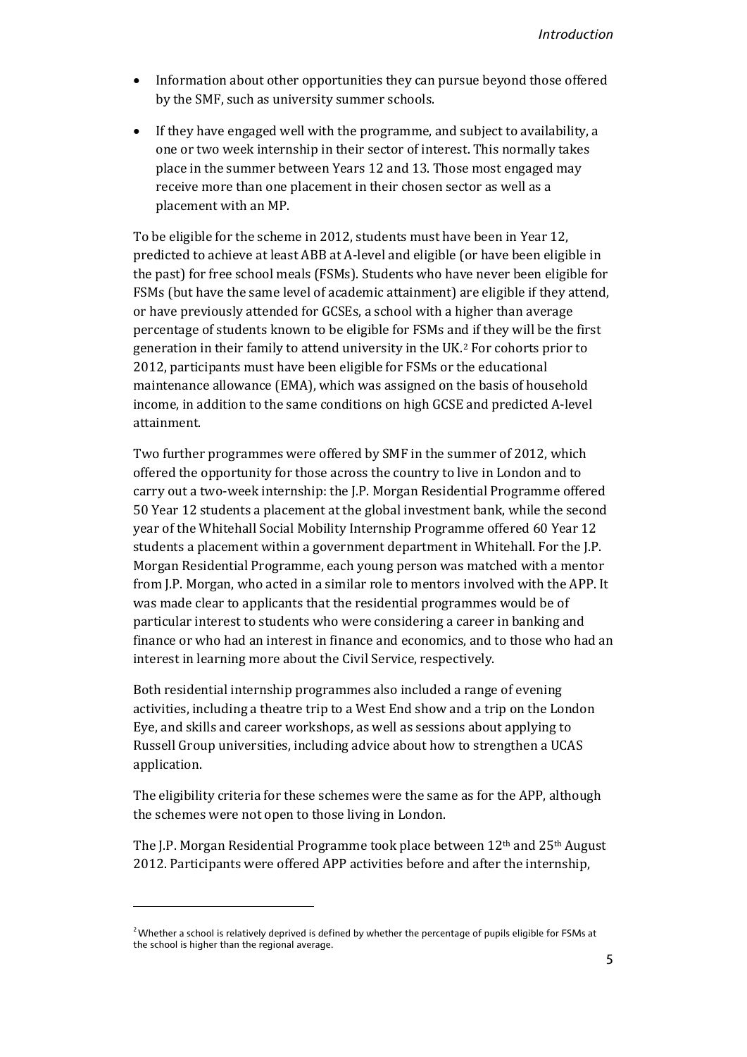- Information about other opportunities they can pursue beyond those offered by the SMF, such as university summer schools.
- If they have engaged well with the programme, and subject to availability, a one or two week internship in their sector of interest. This normally takes place in the summer between Years 12 and 13. Those most engaged may receive more than one placement in their chosen sector as well as a placement with an MP.

To be eligible for the scheme in 2012, students must have been in Year 12, predicted to achieve at least ABB at A-level and eligible (or have been eligible in the past) for free school meals (FSMs). Students who have never been eligible for FSMs (but have the same level of academic attainment) are eligible if they attend, or have previously attended for GCSEs, a school with a higher than average percentage of students known to be eligible for FSMs and if they will be the first generation in their family to attend university in the UK.[2] For cohorts prior to 2012, participants must have been eligible for FSMs or the educational maintenance allowance (EMA), which was assigned on the basis of household income, in addition to the same conditions on high GCSE and predicted A-level attainment.

Two further programmes were offered by SMF in the summer of 2012, which offered the opportunity for those across the country to live in London and to carry out a two-week internship: the J.P. Morgan Residential Programme offered 50 Year 12 students a placement at the global investment bank, while the second year of the Whitehall Social Mobility Internship Programme offered 60 Year 12 students a placement within a government department in Whitehall. For the J.P. Morgan Residential Programme, each young person was matched with a mentor from J.P. Morgan, who acted in a similar role to mentors involved with the APP. It was made clear to applicants that the residential programmes would be of particular interest to students who were considering a career in banking and finance or who had an interest in finance and economics, and to those who had an interest in learning more about the Civil Service, respectively.

Both residential internship programmes also included a range of evening activities, including a theatre trip to a West End show and a trip on the London Eye, and skills and career workshops, as well as sessions about applying to Russell Group universities, including advice about how to strengthen a UCAS application.

The eligibility criteria for these schemes were the same as for the APP, although the schemes were not open to those living in London.

The J.P. Morgan Residential Programme took place between 12th and 25th August 2012. Participants were offered APP activities before and after the internship,

[2] Whether a school is relatively deprived is defined by whether the percentage of pupils eligible for FSMs at the school is higher than the regional average.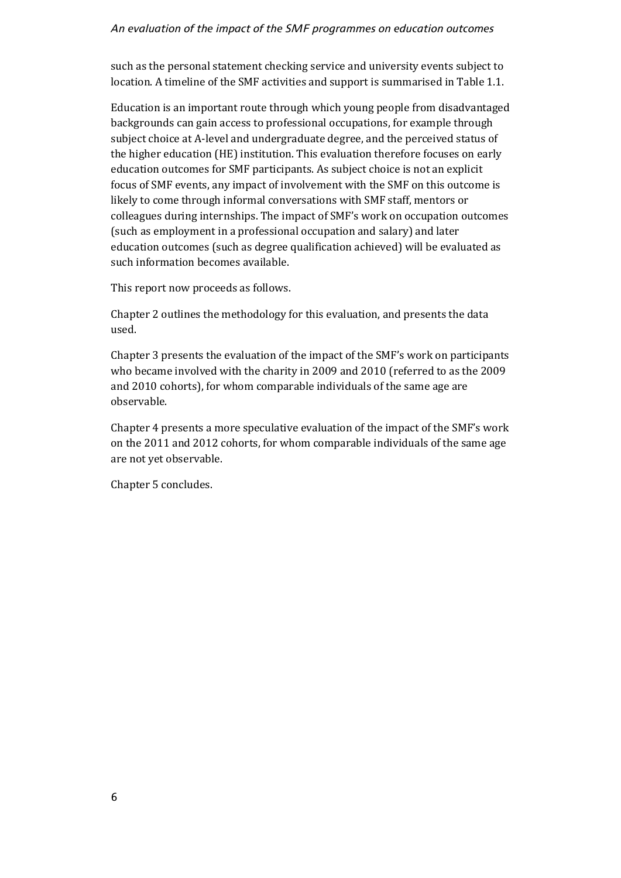such as the personal statement checking service and university events subject to location. A timeline of the SMF activities and support is summarised in Table 1.1.

Education is an important route through which young people from disadvantaged backgrounds can gain access to professional occupations, for example through subject choice at A-level and undergraduate degree, and the perceived status of the higher education (HE) institution. This evaluation therefore focuses on early education outcomes for SMF participants. As subject choice is not an explicit focus of SMF events, any impact of involvement with the SMF on this outcome is likely to come through informal conversations with SMF staff, mentors or colleagues during internships. The impact of SMF's work on occupation outcomes (such as employment in a professional occupation and salary) and later education outcomes (such as degree qualification achieved) will be evaluated as such information becomes available.

This report now proceeds as follows.

Chapter 2 outlines the methodology for this evaluation, and presents the data used.

Chapter 3 presents the evaluation of the impact of the SMF's work on participants who became involved with the charity in 2009 and 2010 (referred to as the 2009 and 2010 cohorts), for whom comparable individuals of the same age are observable.

Chapter 4 presents a more speculative evaluation of the impact of the SMF's work on the 2011 and 2012 cohorts, for whom comparable individuals of the same age are not yet observable.

Chapter 5 concludes.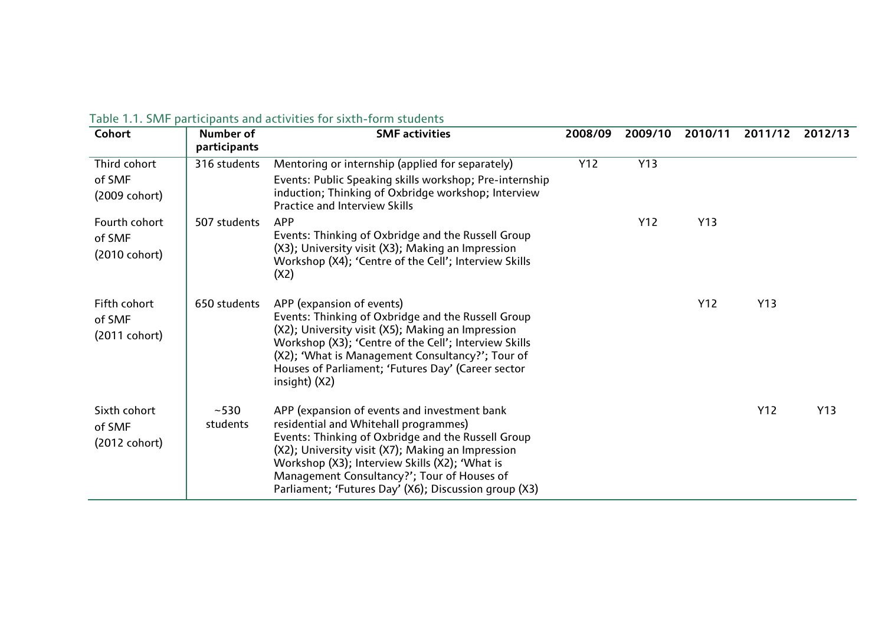Table 1.1. SMF participants and activities for sixth-form students

| Cohort | Number of participants | SMF activities | 2008/09 | 2009/10 | 2010/11 | 2011/12 | 2012/13 |
|---|---|---|---|---|---|---|---|
| Third cohort of SMF (2009 cohort) | 316 students | Mentoring or internship (applied for separately)<br>Events: Public Speaking skills workshop; Pre-internship induction; Thinking of Oxbridge workshop; Interview Practice and Interview Skills | Y12 | Y13 | | | |
| Fourth cohort of SMF (2010 cohort) | 507 students | APP<br>Events: Thinking of Oxbridge and the Russell Group (X3); University visit (X3); Making an Impression Workshop (X4); 'Centre of the Cell'; Interview Skills (X2) | | Y12 | Y13 | | |
| Fifth cohort of SMF (2011 cohort) | 650 students | APP (expansion of events)<br>Events: Thinking of Oxbridge and the Russell Group (X2); University visit (X5); Making an Impression Workshop (X3); 'Centre of the Cell'; Interview Skills (X2); 'What is Management Consultancy?'; Tour of Houses of Parliament; 'Futures Day' (Career sector insight) (X2) | | | Y12 | Y13 | |
| Sixth cohort of SMF (2012 cohort) | ~530 students | APP (expansion of events and investment bank residential and Whitehall programmes)<br>Events: Thinking of Oxbridge and the Russell Group (X2); University visit (X7); Making an Impression Workshop (X3); Interview Skills (X2); 'What is Management Consultancy?'; Tour of Houses of Parliament; 'Futures Day' (X6); Discussion group (X3) | | | | Y12 | Y13 |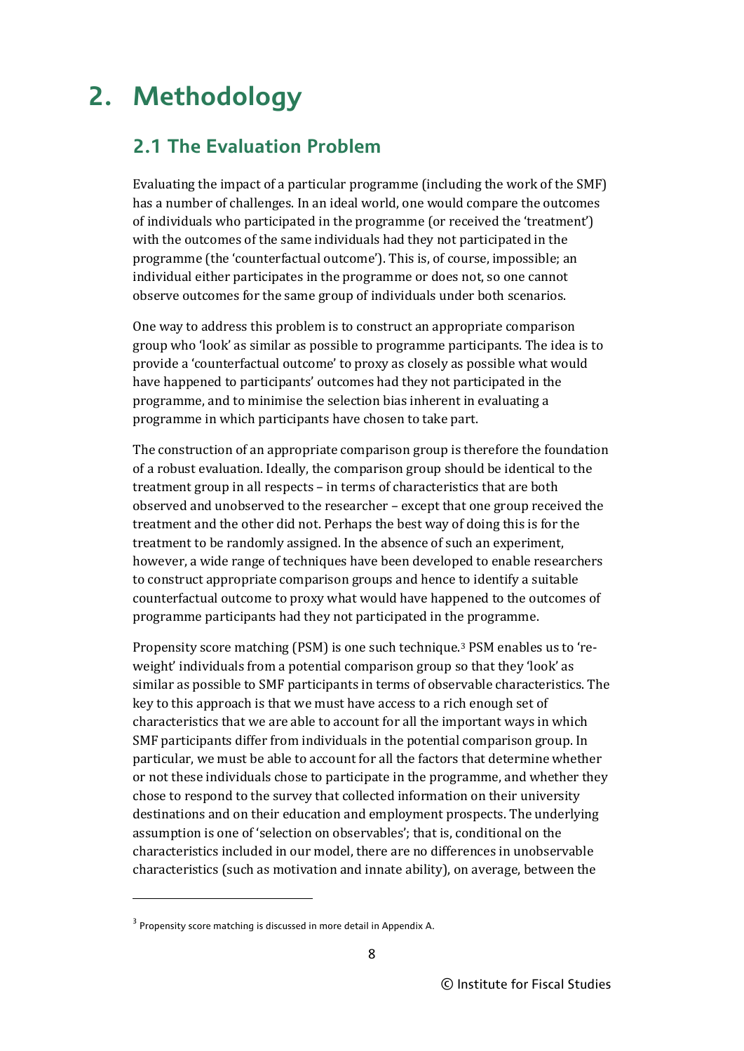# 2. Methodology

## 2.1 The Evaluation Problem

Evaluating the impact of a particular programme (including the work of the SMF) has a number of challenges. In an ideal world, one would compare the outcomes of individuals who participated in the programme (or received the 'treatment') with the outcomes of the same individuals had they not participated in the programme (the 'counterfactual outcome'). This is, of course, impossible; an individual either participates in the programme or does not, so one cannot observe outcomes for the same group of individuals under both scenarios.

One way to address this problem is to construct an appropriate comparison group who 'look' as similar as possible to programme participants. The idea is to provide a 'counterfactual outcome' to proxy as closely as possible what would have happened to participants' outcomes had they not participated in the programme, and to minimise the selection bias inherent in evaluating a programme in which participants have chosen to take part.

The construction of an appropriate comparison group is therefore the foundation of a robust evaluation. Ideally, the comparison group should be identical to the treatment group in all respects – in terms of characteristics that are both observed and unobserved to the researcher – except that one group received the treatment and the other did not. Perhaps the best way of doing this is for the treatment to be randomly assigned. In the absence of such an experiment, however, a wide range of techniques have been developed to enable researchers to construct appropriate comparison groups and hence to identify a suitable counterfactual outcome to proxy what would have happened to the outcomes of programme participants had they not participated in the programme.

Propensity score matching (PSM) is one such technique.[3] PSM enables us to 're-weight' individuals from a potential comparison group so that they 'look' as similar as possible to SMF participants in terms of observable characteristics. The key to this approach is that we must have access to a rich enough set of characteristics that we are able to account for all the important ways in which SMF participants differ from individuals in the potential comparison group. In particular, we must be able to account for all the factors that determine whether or not these individuals chose to participate in the programme, and whether they chose to respond to the survey that collected information on their university destinations and on their education and employment prospects. The underlying assumption is one of 'selection on observables'; that is, conditional on the characteristics included in our model, there are no differences in unobservable characteristics (such as motivation and innate ability), on average, between the

[3] Propensity score matching is discussed in more detail in Appendix A.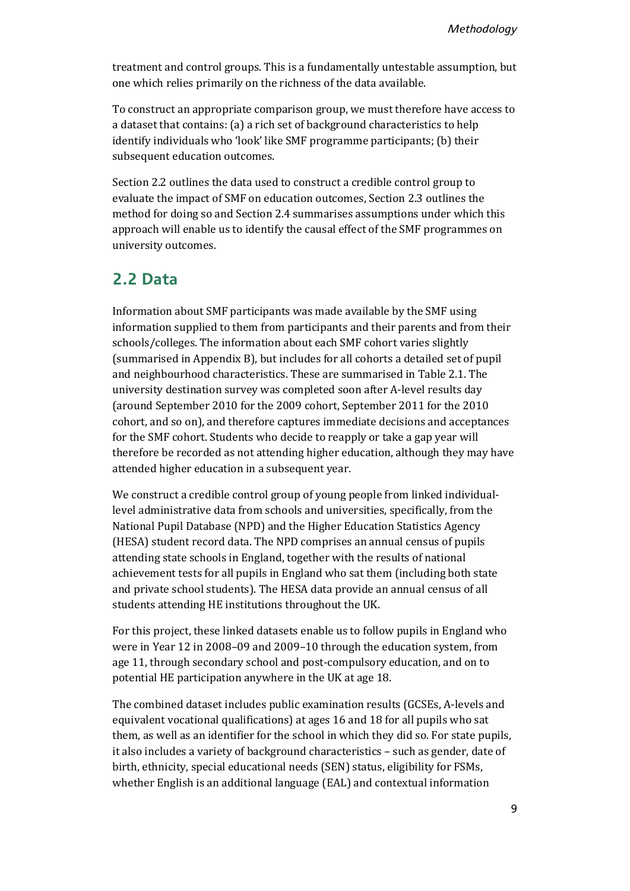treatment and control groups. This is a fundamentally untestable assumption, but one which relies primarily on the richness of the data available.

To construct an appropriate comparison group, we must therefore have access to a dataset that contains: (a) a rich set of background characteristics to help identify individuals who 'look' like SMF programme participants; (b) their subsequent education outcomes.

Section 2.2 outlines the data used to construct a credible control group to evaluate the impact of SMF on education outcomes, Section 2.3 outlines the method for doing so and Section 2.4 summarises assumptions under which this approach will enable us to identify the causal effect of the SMF programmes on university outcomes.

## 2.2 Data

Information about SMF participants was made available by the SMF using information supplied to them from participants and their parents and from their schools/colleges. The information about each SMF cohort varies slightly (summarised in Appendix B), but includes for all cohorts a detailed set of pupil and neighbourhood characteristics. These are summarised in Table 2.1. The university destination survey was completed soon after A-level results day (around September 2010 for the 2009 cohort, September 2011 for the 2010 cohort, and so on), and therefore captures immediate decisions and acceptances for the SMF cohort. Students who decide to reapply or take a gap year will therefore be recorded as not attending higher education, although they may have attended higher education in a subsequent year.

We construct a credible control group of young people from linked individual-level administrative data from schools and universities, specifically, from the National Pupil Database (NPD) and the Higher Education Statistics Agency (HESA) student record data. The NPD comprises an annual census of pupils attending state schools in England, together with the results of national achievement tests for all pupils in England who sat them (including both state and private school students). The HESA data provide an annual census of all students attending HE institutions throughout the UK.

For this project, these linked datasets enable us to follow pupils in England who were in Year 12 in 2008–09 and 2009–10 through the education system, from age 11, through secondary school and post-compulsory education, and on to potential HE participation anywhere in the UK at age 18.

The combined dataset includes public examination results (GCSEs, A-levels and equivalent vocational qualifications) at ages 16 and 18 for all pupils who sat them, as well as an identifier for the school in which they did so. For state pupils, it also includes a variety of background characteristics – such as gender, date of birth, ethnicity, special educational needs (SEN) status, eligibility for FSMs, whether English is an additional language (EAL) and contextual information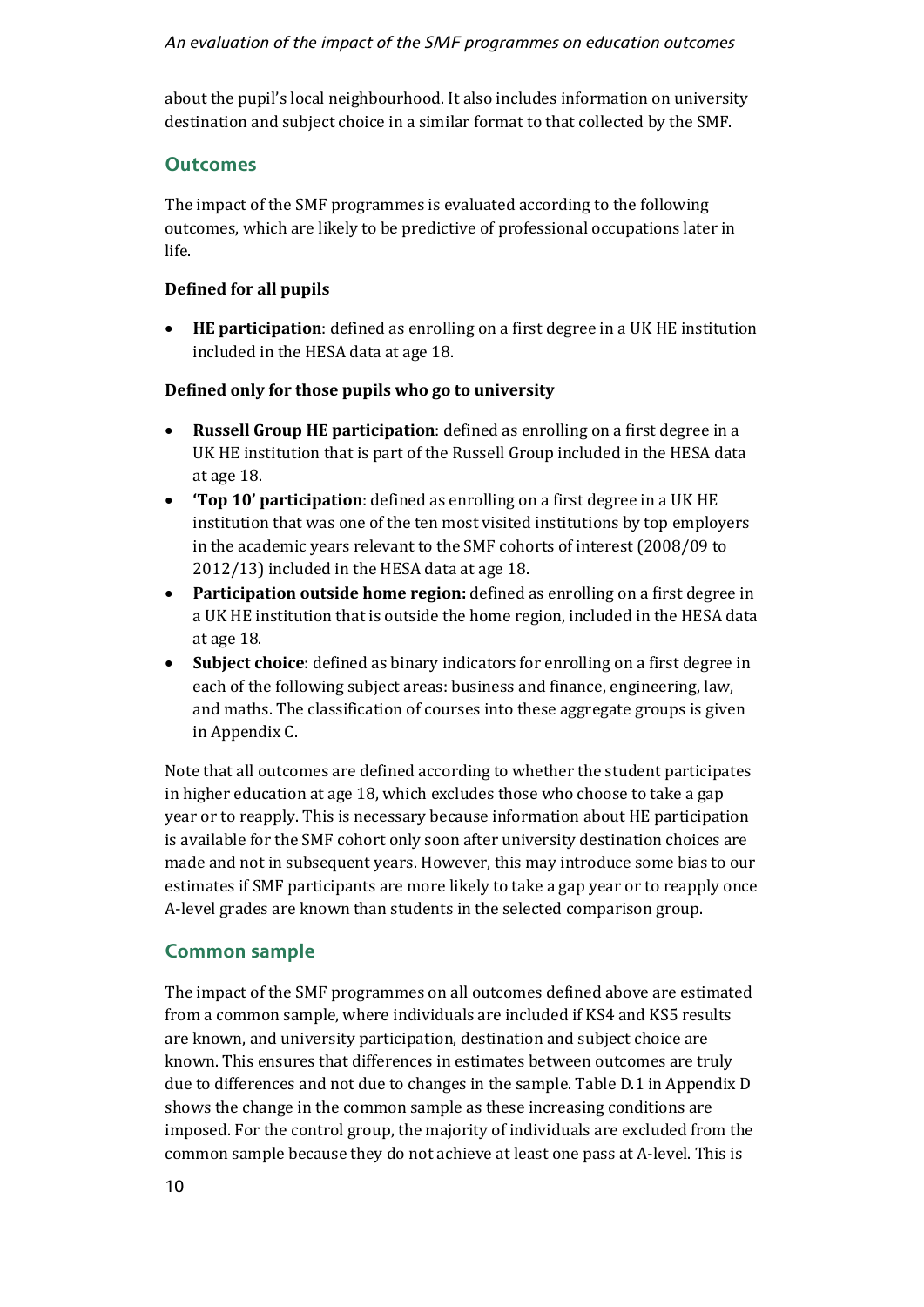about the pupil's local neighbourhood. It also includes information on university destination and subject choice in a similar format to that collected by the SMF.

## Outcomes

The impact of the SMF programmes is evaluated according to the following outcomes, which are likely to be predictive of professional occupations later in life.

**Defined for all pupils**

- **HE participation**: defined as enrolling on a first degree in a UK HE institution included in the HESA data at age 18.

**Defined only for those pupils who go to university**

- **Russell Group HE participation**: defined as enrolling on a first degree in a UK HE institution that is part of the Russell Group included in the HESA data at age 18.
- **'Top 10' participation**: defined as enrolling on a first degree in a UK HE institution that was one of the ten most visited institutions by top employers in the academic years relevant to the SMF cohorts of interest (2008/09 to 2012/13) included in the HESA data at age 18.
- **Participation outside home region:** defined as enrolling on a first degree in a UK HE institution that is outside the home region, included in the HESA data at age 18.
- **Subject choice**: defined as binary indicators for enrolling on a first degree in each of the following subject areas: business and finance, engineering, law, and maths. The classification of courses into these aggregate groups is given in Appendix C.

Note that all outcomes are defined according to whether the student participates in higher education at age 18, which excludes those who choose to take a gap year or to reapply. This is necessary because information about HE participation is available for the SMF cohort only soon after university destination choices are made and not in subsequent years. However, this may introduce some bias to our estimates if SMF participants are more likely to take a gap year or to reapply once A-level grades are known than students in the selected comparison group.

## Common sample

The impact of the SMF programmes on all outcomes defined above are estimated from a common sample, where individuals are included if KS4 and KS5 results are known, and university participation, destination and subject choice are known. This ensures that differences in estimates between outcomes are truly due to differences and not due to changes in the sample. Table D.1 in Appendix D shows the change in the common sample as these increasing conditions are imposed. For the control group, the majority of individuals are excluded from the common sample because they do not achieve at least one pass at A-level. This is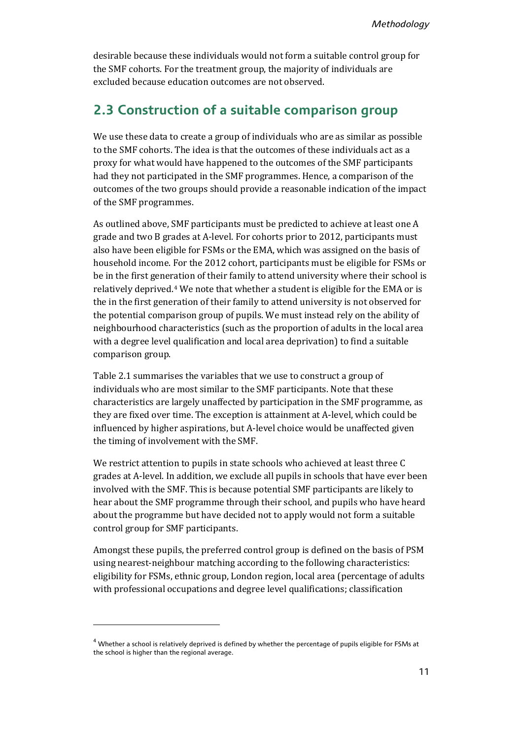desirable because these individuals would not form a suitable control group for the SMF cohorts. For the treatment group, the majority of individuals are excluded because education outcomes are not observed.

## 2.3 Construction of a suitable comparison group

We use these data to create a group of individuals who are as similar as possible to the SMF cohorts. The idea is that the outcomes of these individuals act as a proxy for what would have happened to the outcomes of the SMF participants had they not participated in the SMF programmes. Hence, a comparison of the outcomes of the two groups should provide a reasonable indication of the impact of the SMF programmes.

As outlined above, SMF participants must be predicted to achieve at least one A grade and two B grades at A-level. For cohorts prior to 2012, participants must also have been eligible for FSMs or the EMA, which was assigned on the basis of household income. For the 2012 cohort, participants must be eligible for FSMs or be in the first generation of their family to attend university where their school is relatively deprived.[4] We note that whether a student is eligible for the EMA or is the in the first generation of their family to attend university is not observed for the potential comparison group of pupils. We must instead rely on the ability of neighbourhood characteristics (such as the proportion of adults in the local area with a degree level qualification and local area deprivation) to find a suitable comparison group.

Table 2.1 summarises the variables that we use to construct a group of individuals who are most similar to the SMF participants. Note that these characteristics are largely unaffected by participation in the SMF programme, as they are fixed over time. The exception is attainment at A-level, which could be influenced by higher aspirations, but A-level choice would be unaffected given the timing of involvement with the SMF.

We restrict attention to pupils in state schools who achieved at least three C grades at A-level. In addition, we exclude all pupils in schools that have ever been involved with the SMF. This is because potential SMF participants are likely to hear about the SMF programme through their school, and pupils who have heard about the programme but have decided not to apply would not form a suitable control group for SMF participants.

Amongst these pupils, the preferred control group is defined on the basis of PSM using nearest-neighbour matching according to the following characteristics: eligibility for FSMs, ethnic group, London region, local area (percentage of adults with professional occupations and degree level qualifications; classification

[4] Whether a school is relatively deprived is defined by whether the percentage of pupils eligible for FSMs at the school is higher than the regional average.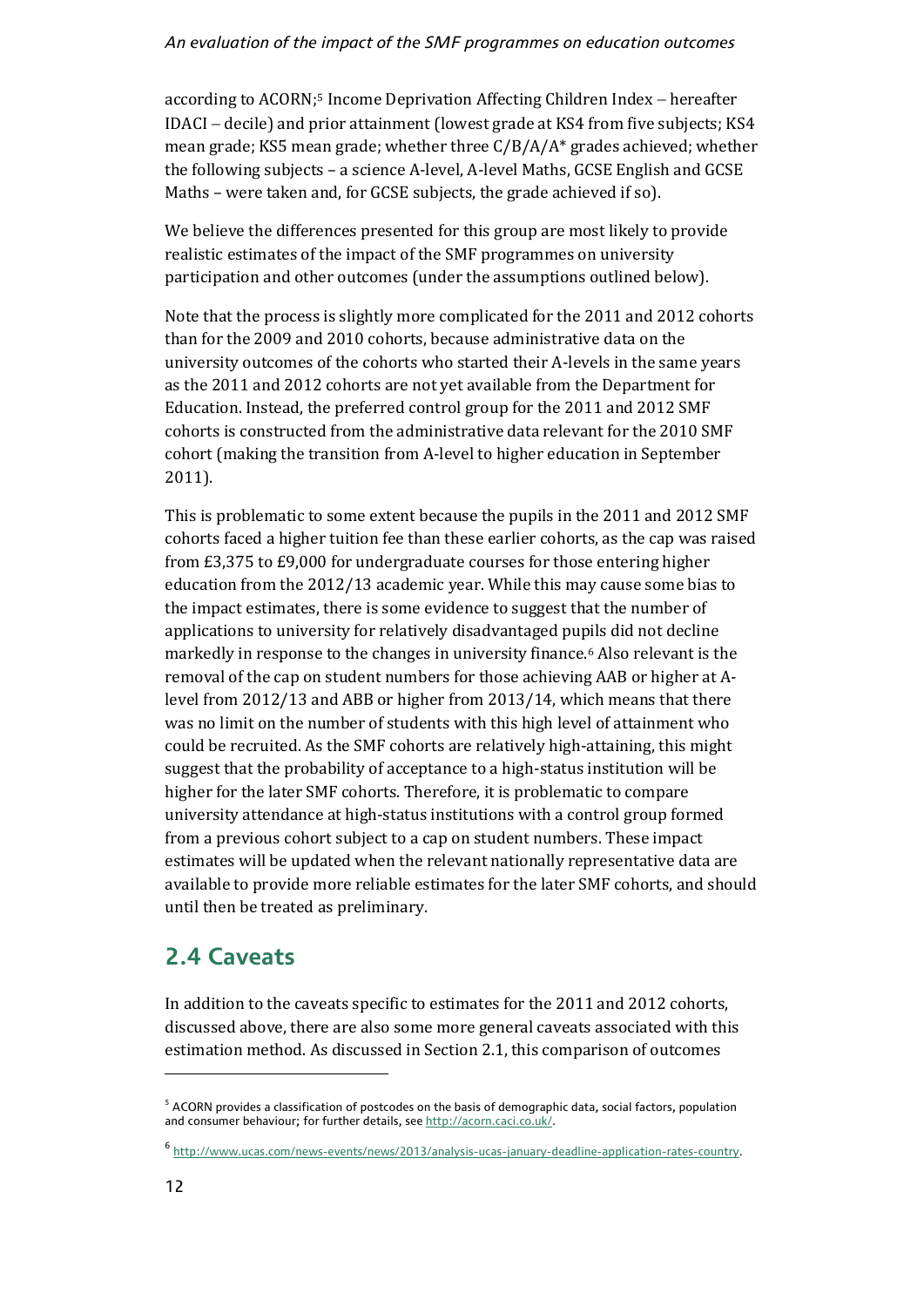according to ACORN;[5] Income Deprivation Affecting Children Index – hereafter IDACI – decile) and prior attainment (lowest grade at KS4 from five subjects; KS4 mean grade; KS5 mean grade; whether three C/B/A/A* grades achieved; whether the following subjects – a science A-level, A-level Maths, GCSE English and GCSE Maths – were taken and, for GCSE subjects, the grade achieved if so).

We believe the differences presented for this group are most likely to provide realistic estimates of the impact of the SMF programmes on university participation and other outcomes (under the assumptions outlined below).

Note that the process is slightly more complicated for the 2011 and 2012 cohorts than for the 2009 and 2010 cohorts, because administrative data on the university outcomes of the cohorts who started their A-levels in the same years as the 2011 and 2012 cohorts are not yet available from the Department for Education. Instead, the preferred control group for the 2011 and 2012 SMF cohorts is constructed from the administrative data relevant for the 2010 SMF cohort (making the transition from A-level to higher education in September 2011).

This is problematic to some extent because the pupils in the 2011 and 2012 SMF cohorts faced a higher tuition fee than these earlier cohorts, as the cap was raised from £3,375 to £9,000 for undergraduate courses for those entering higher education from the 2012/13 academic year. While this may cause some bias to the impact estimates, there is some evidence to suggest that the number of applications to university for relatively disadvantaged pupils did not decline markedly in response to the changes in university finance.[6] Also relevant is the removal of the cap on student numbers for those achieving AAB or higher at A-level from 2012/13 and ABB or higher from 2013/14, which means that there was no limit on the number of students with this high level of attainment who could be recruited. As the SMF cohorts are relatively high-attaining, this might suggest that the probability of acceptance to a high-status institution will be higher for the later SMF cohorts. Therefore, it is problematic to compare university attendance at high-status institutions with a control group formed from a previous cohort subject to a cap on student numbers. These impact estimates will be updated when the relevant nationally representative data are available to provide more reliable estimates for the later SMF cohorts, and should until then be treated as preliminary.

## 2.4 Caveats

In addition to the caveats specific to estimates for the 2011 and 2012 cohorts, discussed above, there are also some more general caveats associated with this estimation method. As discussed in Section 2.1, this comparison of outcomes

---

[5] ACORN provides a classification of postcodes on the basis of demographic data, social factors, population and consumer behaviour; for further details, see http://acorn.caci.co.uk/.

[6] http://www.ucas.com/news-events/news/2013/analysis-ucas-january-deadline-application-rates-country.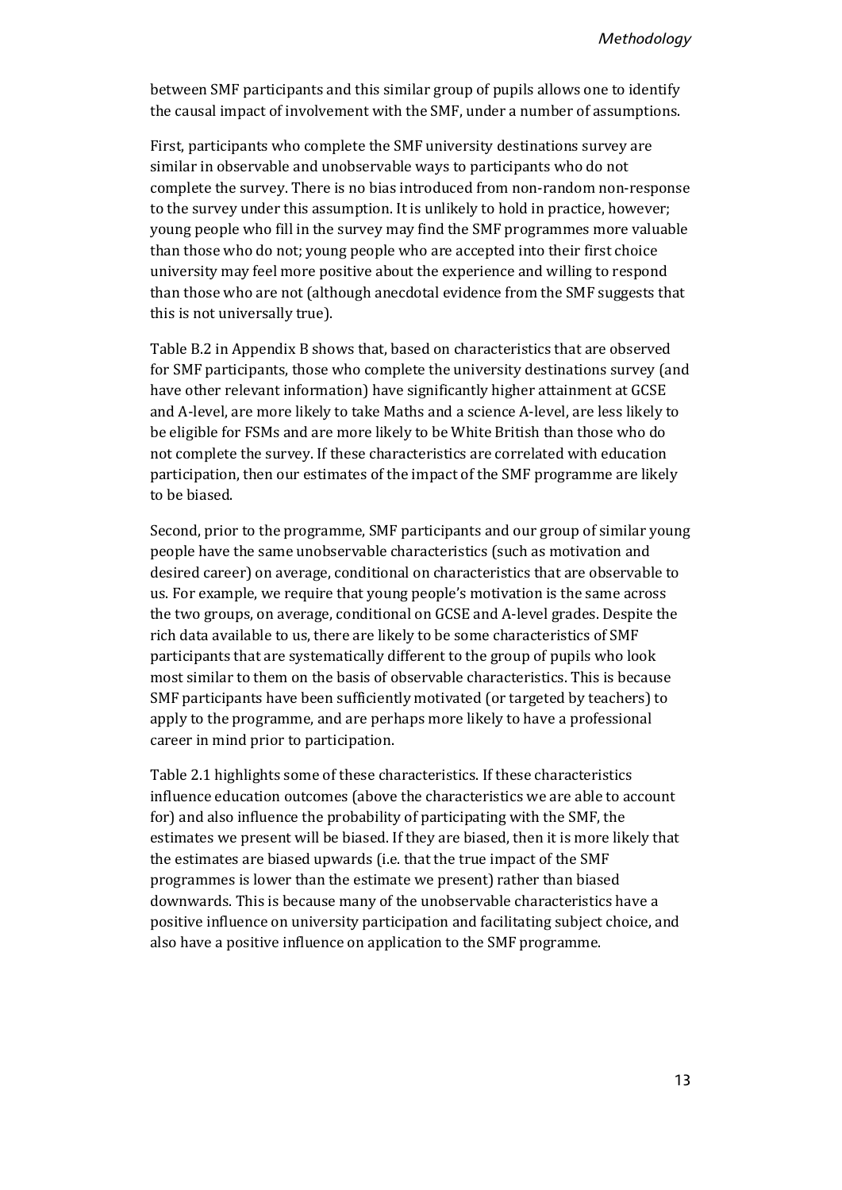between SMF participants and this similar group of pupils allows one to identify the causal impact of involvement with the SMF, under a number of assumptions.

First, participants who complete the SMF university destinations survey are similar in observable and unobservable ways to participants who do not complete the survey. There is no bias introduced from non-random non-response to the survey under this assumption. It is unlikely to hold in practice, however; young people who fill in the survey may find the SMF programmes more valuable than those who do not; young people who are accepted into their first choice university may feel more positive about the experience and willing to respond than those who are not (although anecdotal evidence from the SMF suggests that this is not universally true).

Table B.2 in Appendix B shows that, based on characteristics that are observed for SMF participants, those who complete the university destinations survey (and have other relevant information) have significantly higher attainment at GCSE and A-level, are more likely to take Maths and a science A-level, are less likely to be eligible for FSMs and are more likely to be White British than those who do not complete the survey. If these characteristics are correlated with education participation, then our estimates of the impact of the SMF programme are likely to be biased.

Second, prior to the programme, SMF participants and our group of similar young people have the same unobservable characteristics (such as motivation and desired career) on average, conditional on characteristics that are observable to us. For example, we require that young people's motivation is the same across the two groups, on average, conditional on GCSE and A-level grades. Despite the rich data available to us, there are likely to be some characteristics of SMF participants that are systematically different to the group of pupils who look most similar to them on the basis of observable characteristics. This is because SMF participants have been sufficiently motivated (or targeted by teachers) to apply to the programme, and are perhaps more likely to have a professional career in mind prior to participation.

Table 2.1 highlights some of these characteristics. If these characteristics influence education outcomes (above the characteristics we are able to account for) and also influence the probability of participating with the SMF, the estimates we present will be biased. If they are biased, then it is more likely that the estimates are biased upwards (i.e. that the true impact of the SMF programmes is lower than the estimate we present) rather than biased downwards. This is because many of the unobservable characteristics have a positive influence on university participation and facilitating subject choice, and also have a positive influence on application to the SMF programme.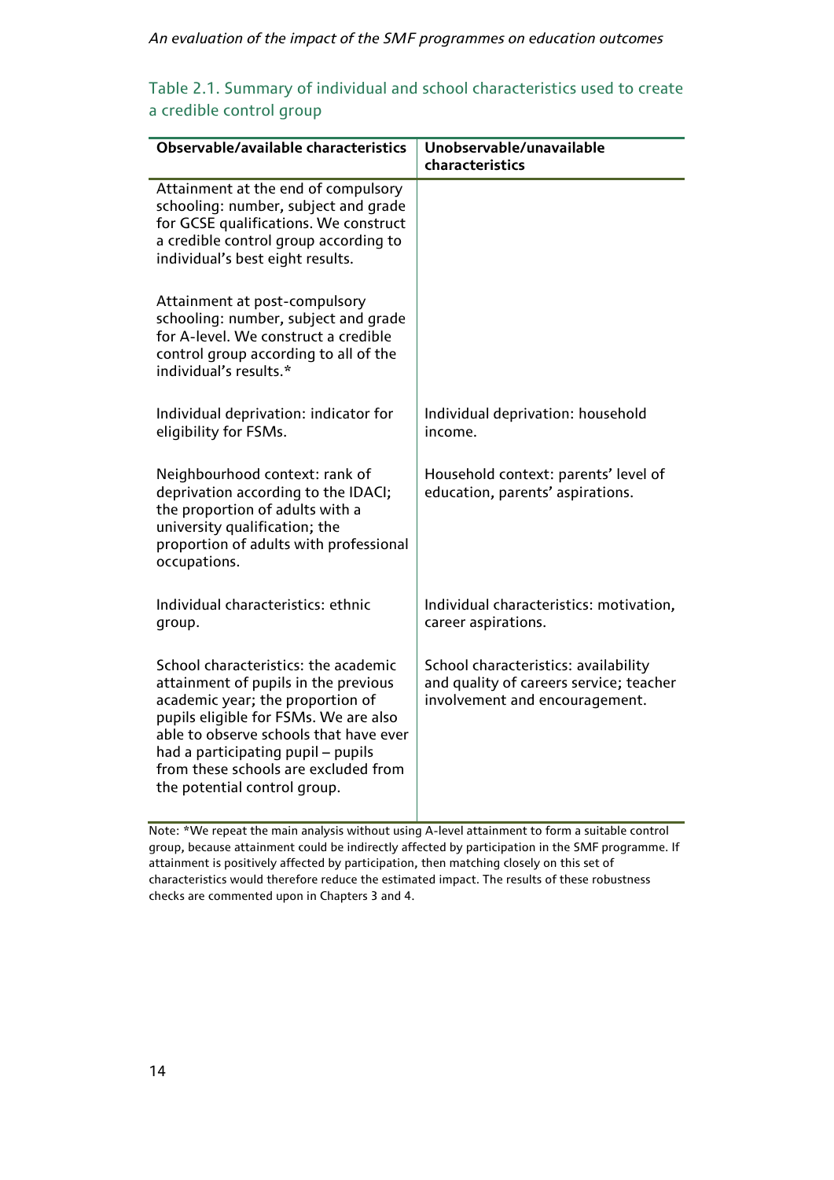Table 2.1. Summary of individual and school characteristics used to create a credible control group

| Observable/available characteristics | Unobservable/unavailable characteristics |
|---|---|
| Attainment at the end of compulsory schooling: number, subject and grade for GCSE qualifications. We construct a credible control group according to individual's best eight results. | |
| Attainment at post-compulsory schooling: number, subject and grade for A-level. We construct a credible control group according to all of the individual's results.* | |
| Individual deprivation: indicator for eligibility for FSMs. | Individual deprivation: household income. |
| Neighbourhood context: rank of deprivation according to the IDACI; the proportion of adults with a university qualification; the proportion of adults with professional occupations. | Household context: parents' level of education, parents' aspirations. |
| Individual characteristics: ethnic group. | Individual characteristics: motivation, career aspirations. |
| School characteristics: the academic attainment of pupils in the previous academic year; the proportion of pupils eligible for FSMs. We are also able to observe schools that have ever had a participating pupil – pupils from these schools are excluded from the potential control group. | School characteristics: availability and quality of careers service; teacher involvement and encouragement. |

Note: *We repeat the main analysis without using A-level attainment to form a suitable control group, because attainment could be indirectly affected by participation in the SMF programme. If attainment is positively affected by participation, then matching closely on this set of characteristics would therefore reduce the estimated impact. The results of these robustness checks are commented upon in Chapters 3 and 4.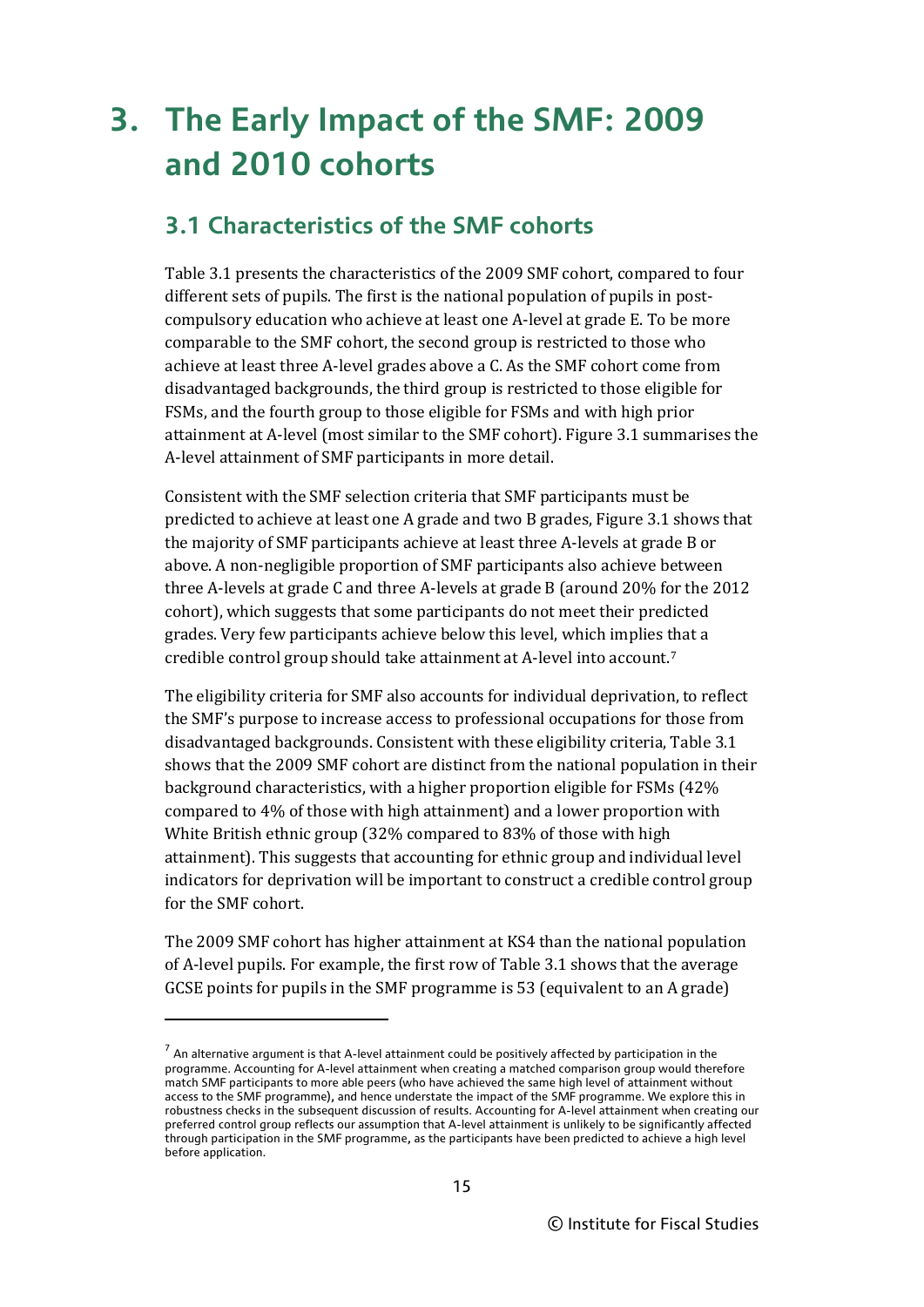# 3. The Early Impact of the SMF: 2009 and 2010 cohorts

## 3.1 Characteristics of the SMF cohorts

Table 3.1 presents the characteristics of the 2009 SMF cohort, compared to four different sets of pupils. The first is the national population of pupils in post-compulsory education who achieve at least one A-level at grade E. To be more comparable to the SMF cohort, the second group is restricted to those who achieve at least three A-level grades above a C. As the SMF cohort come from disadvantaged backgrounds, the third group is restricted to those eligible for FSMs, and the fourth group to those eligible for FSMs and with high prior attainment at A-level (most similar to the SMF cohort). Figure 3.1 summarises the A-level attainment of SMF participants in more detail.

Consistent with the SMF selection criteria that SMF participants must be predicted to achieve at least one A grade and two B grades, Figure 3.1 shows that the majority of SMF participants achieve at least three A-levels at grade B or above. A non-negligible proportion of SMF participants also achieve between three A-levels at grade C and three A-levels at grade B (around 20% for the 2012 cohort), which suggests that some participants do not meet their predicted grades. Very few participants achieve below this level, which implies that a credible control group should take attainment at A-level into account.[7]

The eligibility criteria for SMF also accounts for individual deprivation, to reflect the SMF's purpose to increase access to professional occupations for those from disadvantaged backgrounds. Consistent with these eligibility criteria, Table 3.1 shows that the 2009 SMF cohort are distinct from the national population in their background characteristics, with a higher proportion eligible for FSMs (42% compared to 4% of those with high attainment) and a lower proportion with White British ethnic group (32% compared to 83% of those with high attainment). This suggests that accounting for ethnic group and individual level indicators for deprivation will be important to construct a credible control group for the SMF cohort.

The 2009 SMF cohort has higher attainment at KS4 than the national population of A-level pupils. For example, the first row of Table 3.1 shows that the average GCSE points for pupils in the SMF programme is 53 (equivalent to an A grade)

---

[7] An alternative argument is that A-level attainment could be positively affected by participation in the programme. Accounting for A-level attainment when creating a matched comparison group would therefore match SMF participants to more able peers (who have achieved the same high level of attainment without access to the SMF programme), and hence understate the impact of the SMF programme. We explore this in robustness checks in the subsequent discussion of results. Accounting for A-level attainment when creating our preferred control group reflects our assumption that A-level attainment is unlikely to be significantly affected through participation in the SMF programme, as the participants have been predicted to achieve a high level before application.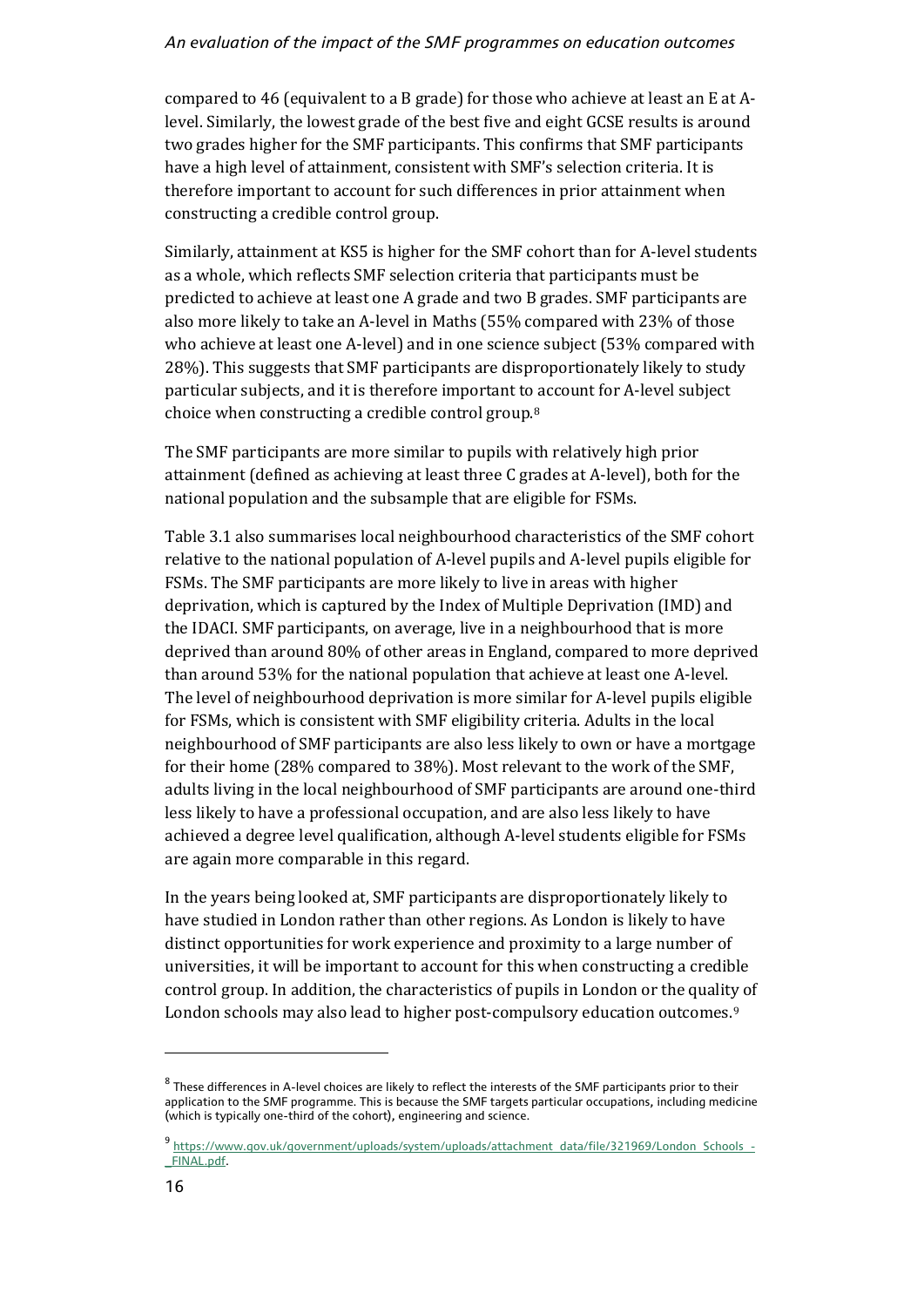compared to 46 (equivalent to a B grade) for those who achieve at least an E at A-level. Similarly, the lowest grade of the best five and eight GCSE results is around two grades higher for the SMF participants. This confirms that SMF participants have a high level of attainment, consistent with SMF's selection criteria. It is therefore important to account for such differences in prior attainment when constructing a credible control group.

Similarly, attainment at KS5 is higher for the SMF cohort than for A-level students as a whole, which reflects SMF selection criteria that participants must be predicted to achieve at least one A grade and two B grades. SMF participants are also more likely to take an A-level in Maths (55% compared with 23% of those who achieve at least one A-level) and in one science subject (53% compared with 28%). This suggests that SMF participants are disproportionately likely to study particular subjects, and it is therefore important to account for A-level subject choice when constructing a credible control group.[8]

The SMF participants are more similar to pupils with relatively high prior attainment (defined as achieving at least three C grades at A-level), both for the national population and the subsample that are eligible for FSMs.

Table 3.1 also summarises local neighbourhood characteristics of the SMF cohort relative to the national population of A-level pupils and A-level pupils eligible for FSMs. The SMF participants are more likely to live in areas with higher deprivation, which is captured by the Index of Multiple Deprivation (IMD) and the IDACI. SMF participants, on average, live in a neighbourhood that is more deprived than around 80% of other areas in England, compared to more deprived than around 53% for the national population that achieve at least one A-level. The level of neighbourhood deprivation is more similar for A-level pupils eligible for FSMs, which is consistent with SMF eligibility criteria. Adults in the local neighbourhood of SMF participants are also less likely to own or have a mortgage for their home (28% compared to 38%). Most relevant to the work of the SMF, adults living in the local neighbourhood of SMF participants are around one-third less likely to have a professional occupation, and are also less likely to have achieved a degree level qualification, although A-level students eligible for FSMs are again more comparable in this regard.

In the years being looked at, SMF participants are disproportionately likely to have studied in London rather than other regions. As London is likely to have distinct opportunities for work experience and proximity to a large number of universities, it will be important to account for this when constructing a credible control group. In addition, the characteristics of pupils in London or the quality of London schools may also lead to higher post-compulsory education outcomes.[9]

---

[8] These differences in A-level choices are likely to reflect the interests of the SMF participants prior to their application to the SMF programme. This is because the SMF targets particular occupations, including medicine (which is typically one-third of the cohort), engineering and science.

[9] https://www.gov.uk/government/uploads/system/uploads/attachment_data/file/321969/London_Schools_-_FINAL.pdf.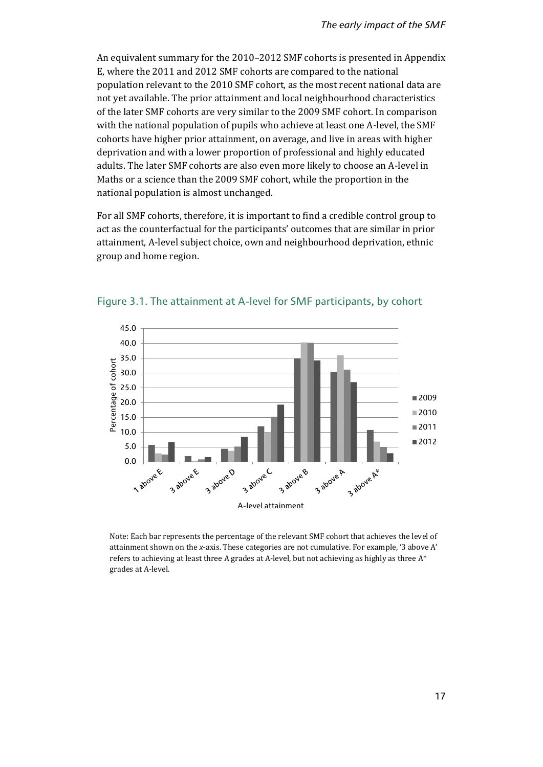An equivalent summary for the 2010–2012 SMF cohorts is presented in Appendix E, where the 2011 and 2012 SMF cohorts are compared to the national population relevant to the 2010 SMF cohort, as the most recent national data are not yet available. The prior attainment and local neighbourhood characteristics of the later SMF cohorts are very similar to the 2009 SMF cohort. In comparison with the national population of pupils who achieve at least one A-level, the SMF cohorts have higher prior attainment, on average, and live in areas with higher deprivation and with a lower proportion of professional and highly educated adults. The later SMF cohorts are also even more likely to choose an A-level in Maths or a science than the 2009 SMF cohort, while the proportion in the national population is almost unchanged.

For all SMF cohorts, therefore, it is important to find a credible control group to act as the counterfactual for the participants' outcomes that are similar in prior attainment, A-level subject choice, own and neighbourhood deprivation, ethnic group and home region.

## Figure 3.1. The attainment at A-level for SMF participants, by cohort

Note: Each bar represents the percentage of the relevant SMF cohort that achieves the level of attainment shown on the *x*-axis. These categories are not cumulative. For example, '3 above A' refers to achieving at least three A grades at A-level, but not achieving as highly as three A* grades at A-level.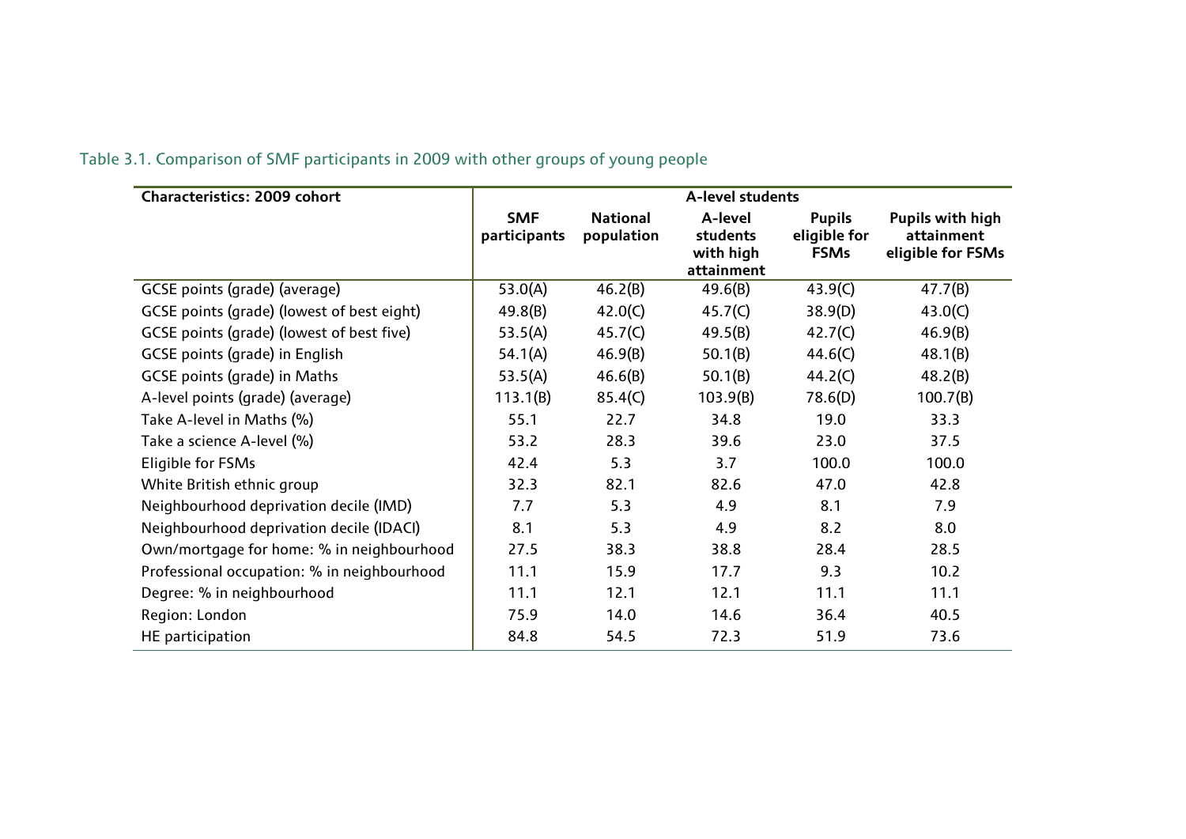Table 3.1. Comparison of SMF participants in 2009 with other groups of young people

| Characteristics: 2009 cohort | A-level students | | | | |
|---|---|---|---|---|---|
| | **SMF participants** | **National population** | **A-level students with high attainment** | **Pupils eligible for FSMs** | **Pupils with high attainment eligible for FSMs** |
| GCSE points (grade) (average) | 53.0(A) | 46.2(B) | 49.6(B) | 43.9(C) | 47.7(B) |
| GCSE points (grade) (lowest of best eight) | 49.8(B) | 42.0(C) | 45.7(C) | 38.9(D) | 43.0(C) |
| GCSE points (grade) (lowest of best five) | 53.5(A) | 45.7(C) | 49.5(B) | 42.7(C) | 46.9(B) |
| GCSE points (grade) in English | 54.1(A) | 46.9(B) | 50.1(B) | 44.6(C) | 48.1(B) |
| GCSE points (grade) in Maths | 53.5(A) | 46.6(B) | 50.1(B) | 44.2(C) | 48.2(B) |
| A-level points (grade) (average) | 113.1(B) | 85.4(C) | 103.9(B) | 78.6(D) | 100.7(B) |
| Take A-level in Maths (%) | 55.1 | 22.7 | 34.8 | 19.0 | 33.3 |
| Take a science A-level (%) | 53.2 | 28.3 | 39.6 | 23.0 | 37.5 |
| Eligible for FSMs | 42.4 | 5.3 | 3.7 | 100.0 | 100.0 |
| White British ethnic group | 32.3 | 82.1 | 82.6 | 47.0 | 42.8 |
| Neighbourhood deprivation decile (IMD) | 7.7 | 5.3 | 4.9 | 8.1 | 7.9 |
| Neighbourhood deprivation decile (IDACI) | 8.1 | 5.3 | 4.9 | 8.2 | 8.0 |
| Own/mortgage for home: % in neighbourhood | 27.5 | 38.3 | 38.8 | 28.4 | 28.5 |
| Professional occupation: % in neighbourhood | 11.1 | 15.9 | 17.7 | 9.3 | 10.2 |
| Degree: % in neighbourhood | 11.1 | 12.1 | 12.1 | 11.1 | 11.1 |
| Region: London | 75.9 | 14.0 | 14.6 | 36.4 | 40.5 |
| HE participation | 84.8 | 54.5 | 72.3 | 51.9 | 73.6 |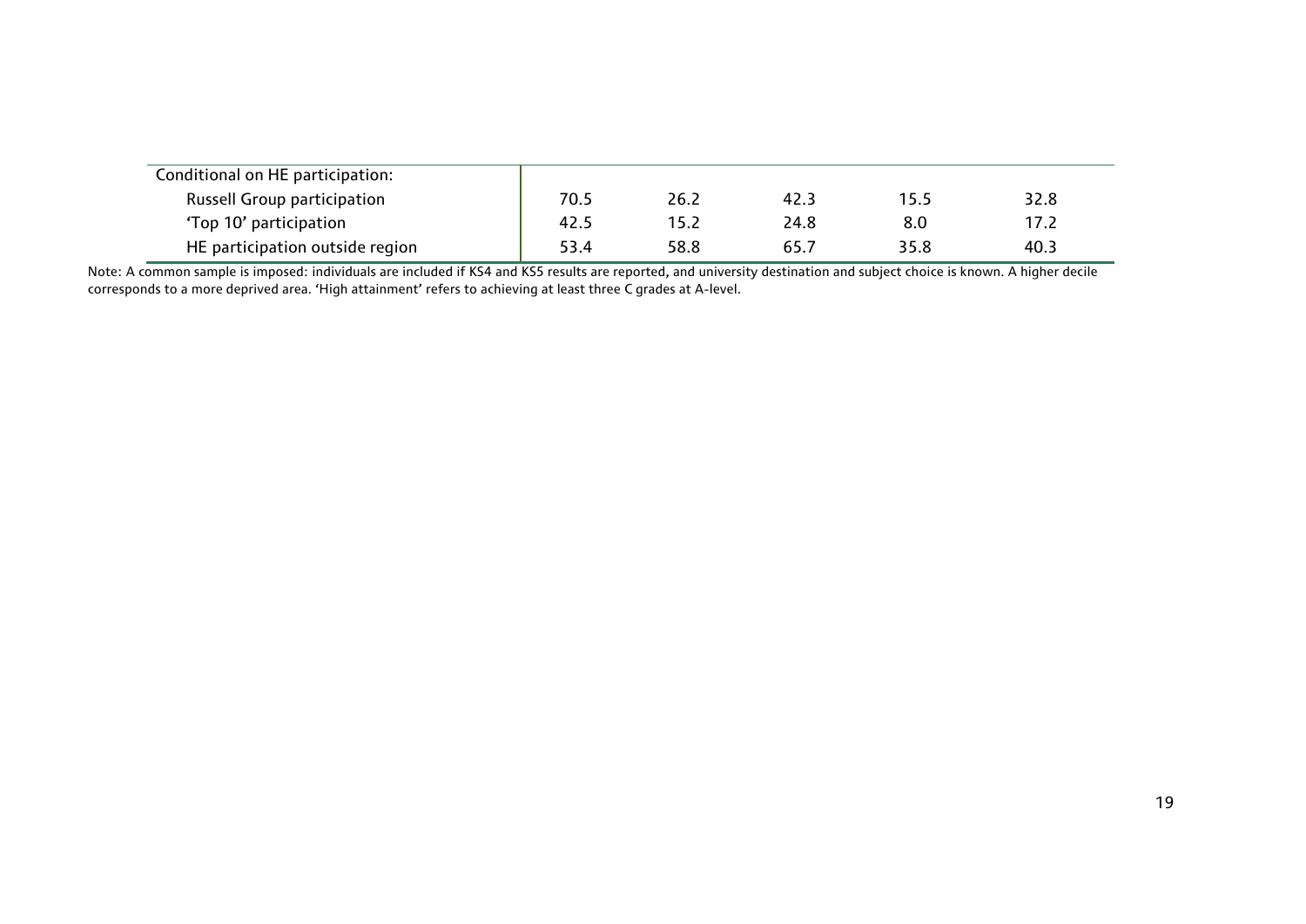| | | | | | |
|---|---|---|---|---|---|
| Conditional on HE participation: | | | | | |
| Russell Group participation | 70.5 | 26.2 | 42.3 | 15.5 | 32.8 |
| 'Top 10' participation | 42.5 | 15.2 | 24.8 | 8.0 | 17.2 |
| HE participation outside region | 53.4 | 58.8 | 65.7 | 35.8 | 40.3 |

Note: A common sample is imposed: individuals are included if KS4 and KS5 results are reported, and university destination and subject choice is known. A higher decile corresponds to a more deprived area. 'High attainment' refers to achieving at least three C grades at A-level.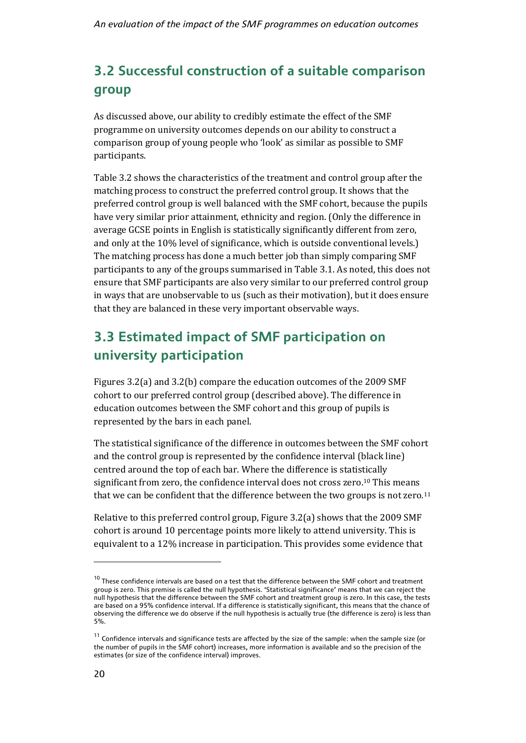## 3.2 Successful construction of a suitable comparison group

As discussed above, our ability to credibly estimate the effect of the SMF programme on university outcomes depends on our ability to construct a comparison group of young people who 'look' as similar as possible to SMF participants.

Table 3.2 shows the characteristics of the treatment and control group after the matching process to construct the preferred control group. It shows that the preferred control group is well balanced with the SMF cohort, because the pupils have very similar prior attainment, ethnicity and region. (Only the difference in average GCSE points in English is statistically significantly different from zero, and only at the 10% level of significance, which is outside conventional levels.) The matching process has done a much better job than simply comparing SMF participants to any of the groups summarised in Table 3.1. As noted, this does not ensure that SMF participants are also very similar to our preferred control group in ways that are unobservable to us (such as their motivation), but it does ensure that they are balanced in these very important observable ways.

## 3.3 Estimated impact of SMF participation on university participation

Figures 3.2(a) and 3.2(b) compare the education outcomes of the 2009 SMF cohort to our preferred control group (described above). The difference in education outcomes between the SMF cohort and this group of pupils is represented by the bars in each panel.

The statistical significance of the difference in outcomes between the SMF cohort and the control group is represented by the confidence interval (black line) centred around the top of each bar. Where the difference is statistically significant from zero, the confidence interval does not cross zero.[10] This means that we can be confident that the difference between the two groups is not zero.[11]

Relative to this preferred control group, Figure 3.2(a) shows that the 2009 SMF cohort is around 10 percentage points more likely to attend university. This is equivalent to a 12% increase in participation. This provides some evidence that

[10] These confidence intervals are based on a test that the difference between the SMF cohort and treatment group is zero. This premise is called the null hypothesis. 'Statistical significance' means that we can reject the null hypothesis that the difference between the SMF cohort and treatment group is zero. In this case, the tests are based on a 95% confidence interval. If a difference is statistically significant, this means that the chance of observing the difference we do observe if the null hypothesis is actually true (the difference is zero) is less than 5%.

[11] Confidence intervals and significance tests are affected by the size of the sample: when the sample size (or the number of pupils in the SMF cohort) increases, more information is available and so the precision of the estimates (or size of the confidence interval) improves.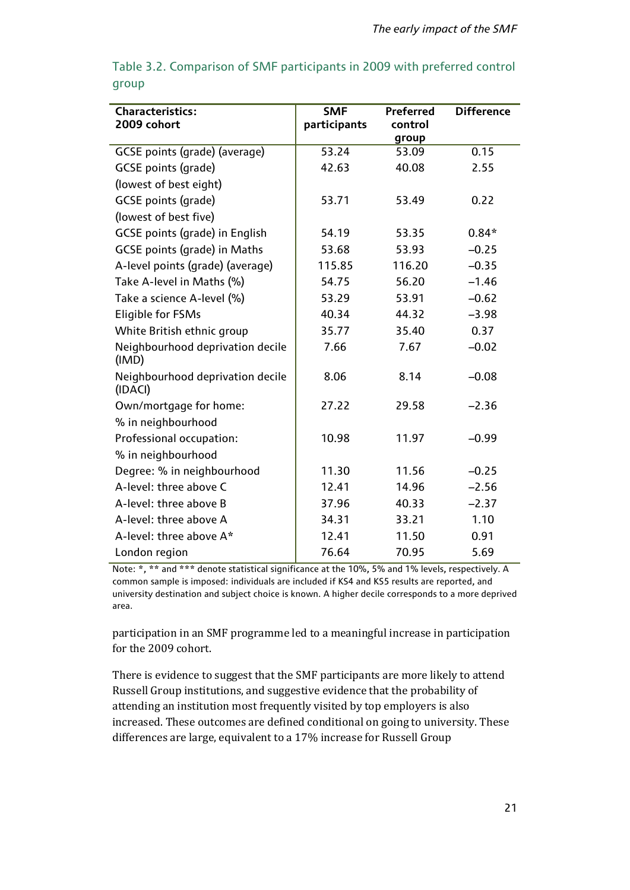Table 3.2. Comparison of SMF participants in 2009 with preferred control group

| Characteristics: 2009 cohort | SMF participants | Preferred control group | Difference |
|---|---|---|---|
| GCSE points (grade) (average) | 53.24 | 53.09 | 0.15 |
| GCSE points (grade) (lowest of best eight) | 42.63 | 40.08 | 2.55 |
| GCSE points (grade) (lowest of best five) | 53.71 | 53.49 | 0.22 |
| GCSE points (grade) in English | 54.19 | 53.35 | 0.84* |
| GCSE points (grade) in Maths | 53.68 | 53.93 | −0.25 |
| A-level points (grade) (average) | 115.85 | 116.20 | −0.35 |
| Take A-level in Maths (%) | 54.75 | 56.20 | −1.46 |
| Take a science A-level (%) | 53.29 | 53.91 | −0.62 |
| Eligible for FSMs | 40.34 | 44.32 | −3.98 |
| White British ethnic group | 35.77 | 35.40 | 0.37 |
| Neighbourhood deprivation decile (IMD) | 7.66 | 7.67 | −0.02 |
| Neighbourhood deprivation decile (IDACI) | 8.06 | 8.14 | −0.08 |
| Own/mortgage for home: % in neighbourhood | 27.22 | 29.58 | −2.36 |
| Professional occupation: % in neighbourhood | 10.98 | 11.97 | −0.99 |
| Degree: % in neighbourhood | 11.30 | 11.56 | −0.25 |
| A-level: three above C | 12.41 | 14.96 | −2.56 |
| A-level: three above B | 37.96 | 40.33 | −2.37 |
| A-level: three above A | 34.31 | 33.21 | 1.10 |
| A-level: three above A* | 12.41 | 11.50 | 0.91 |
| London region | 76.64 | 70.95 | 5.69 |

Note: *, ** and *** denote statistical significance at the 10%, 5% and 1% levels, respectively. A common sample is imposed: individuals are included if KS4 and KS5 results are reported, and university destination and subject choice is known. A higher decile corresponds to a more deprived area.

participation in an SMF programme led to a meaningful increase in participation for the 2009 cohort.

There is evidence to suggest that the SMF participants are more likely to attend Russell Group institutions, and suggestive evidence that the probability of attending an institution most frequently visited by top employers is also increased. These outcomes are defined conditional on going to university. These differences are large, equivalent to a 17% increase for Russell Group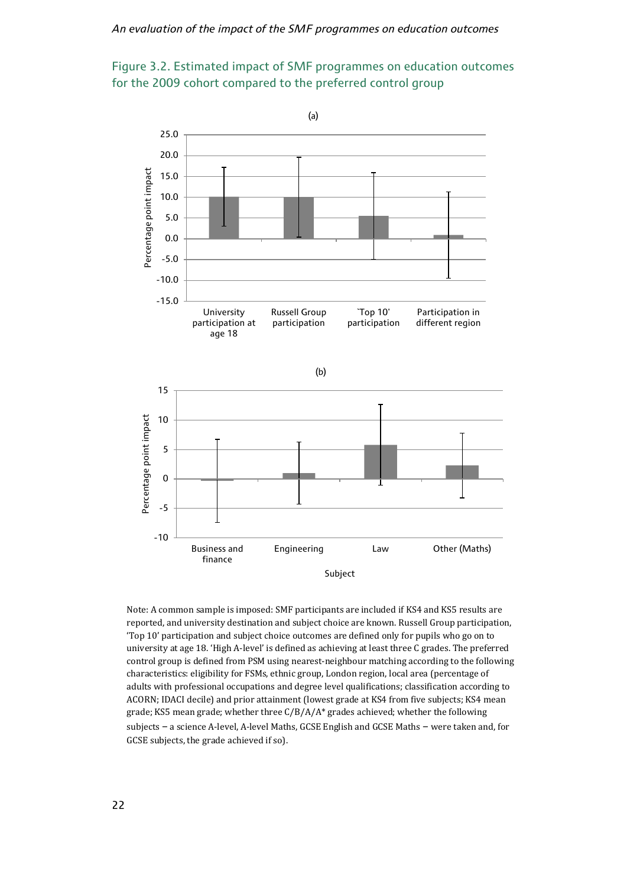Figure 3.2. Estimated impact of SMF programmes on education outcomes for the 2009 cohort compared to the preferred control group

(a)

(b)

Note: A common sample is imposed: SMF participants are included if KS4 and KS5 results are reported, and university destination and subject choice are known. Russell Group participation, 'Top 10' participation and subject choice outcomes are defined only for pupils who go on to university at age 18. 'High A-level' is defined as achieving at least three C grades. The preferred control group is defined from PSM using nearest-neighbour matching according to the following characteristics: eligibility for FSMs, ethnic group, London region, local area (percentage of adults with professional occupations and degree level qualifications; classification according to ACORN; IDACI decile) and prior attainment (lowest grade at KS4 from five subjects; KS4 mean grade; KS5 mean grade; whether three C/B/A/A* grades achieved; whether the following subjects – a science A-level, A-level Maths, GCSE English and GCSE Maths – were taken and, for GCSE subjects, the grade achieved if so).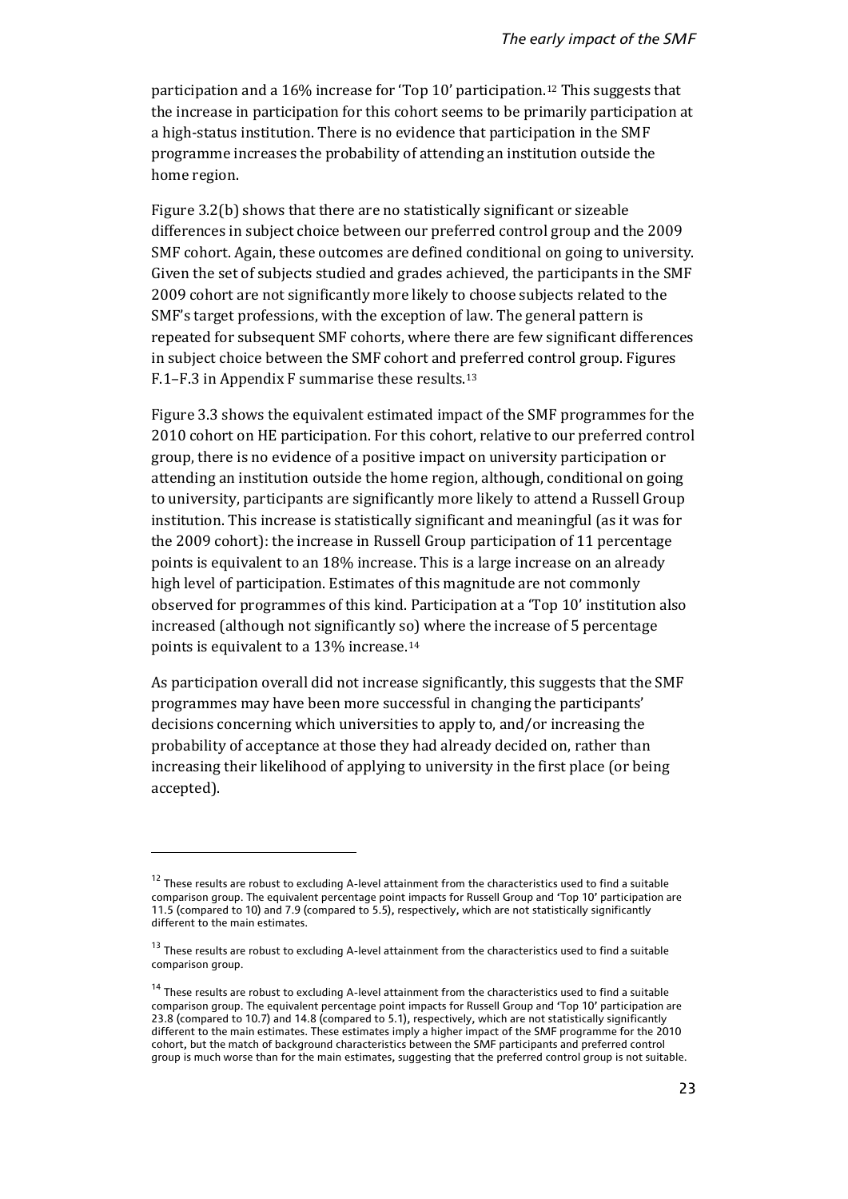participation and a 16% increase for 'Top 10' participation.[12] This suggests that the increase in participation for this cohort seems to be primarily participation at a high-status institution. There is no evidence that participation in the SMF programme increases the probability of attending an institution outside the home region.

Figure 3.2(b) shows that there are no statistically significant or sizeable differences in subject choice between our preferred control group and the 2009 SMF cohort. Again, these outcomes are defined conditional on going to university. Given the set of subjects studied and grades achieved, the participants in the SMF 2009 cohort are not significantly more likely to choose subjects related to the SMF's target professions, with the exception of law. The general pattern is repeated for subsequent SMF cohorts, where there are few significant differences in subject choice between the SMF cohort and preferred control group. Figures F.1–F.3 in Appendix F summarise these results.[13]

Figure 3.3 shows the equivalent estimated impact of the SMF programmes for the 2010 cohort on HE participation. For this cohort, relative to our preferred control group, there is no evidence of a positive impact on university participation or attending an institution outside the home region, although, conditional on going to university, participants are significantly more likely to attend a Russell Group institution. This increase is statistically significant and meaningful (as it was for the 2009 cohort): the increase in Russell Group participation of 11 percentage points is equivalent to an 18% increase. This is a large increase on an already high level of participation. Estimates of this magnitude are not commonly observed for programmes of this kind. Participation at a 'Top 10' institution also increased (although not significantly so) where the increase of 5 percentage points is equivalent to a 13% increase.[14]

As participation overall did not increase significantly, this suggests that the SMF programmes may have been more successful in changing the participants' decisions concerning which universities to apply to, and/or increasing the probability of acceptance at those they had already decided on, rather than increasing their likelihood of applying to university in the first place (or being accepted).

---

[12] These results are robust to excluding A-level attainment from the characteristics used to find a suitable comparison group. The equivalent percentage point impacts for Russell Group and 'Top 10' participation are 11.5 (compared to 10) and 7.9 (compared to 5.5), respectively, which are not statistically significantly different to the main estimates.

[13] These results are robust to excluding A-level attainment from the characteristics used to find a suitable comparison group.

[14] These results are robust to excluding A-level attainment from the characteristics used to find a suitable comparison group. The equivalent percentage point impacts for Russell Group and 'Top 10' participation are 23.8 (compared to 10.7) and 14.8 (compared to 5.1), respectively, which are not statistically significantly different to the main estimates. These estimates imply a higher impact of the SMF programme for the 2010 cohort, but the match of background characteristics between the SMF participants and preferred control group is much worse than for the main estimates, suggesting that the preferred control group is not suitable.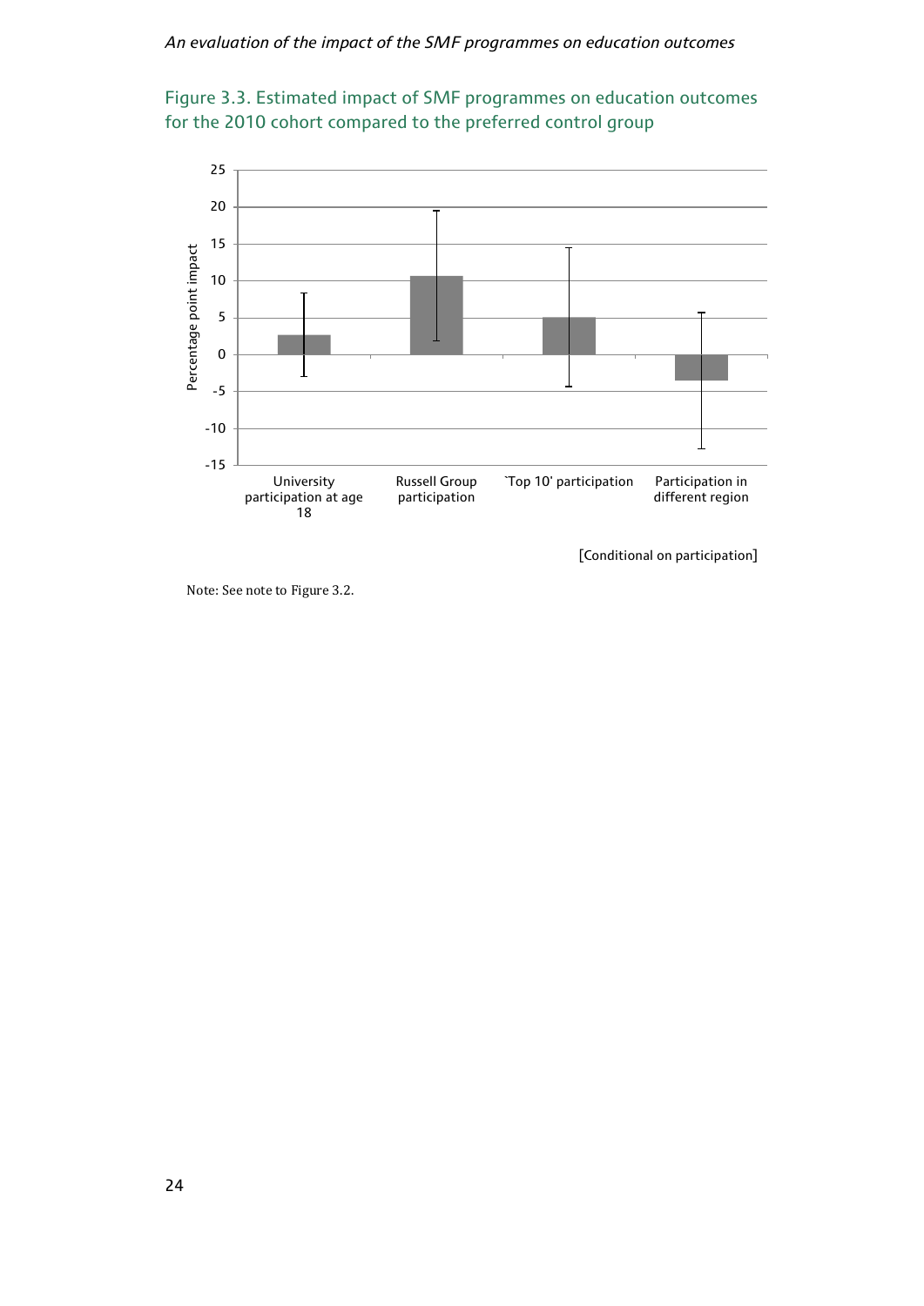Figure 3.3. Estimated impact of SMF programmes on education outcomes for the 2010 cohort compared to the preferred control group

[Conditional on participation]

Note: See note to Figure 3.2.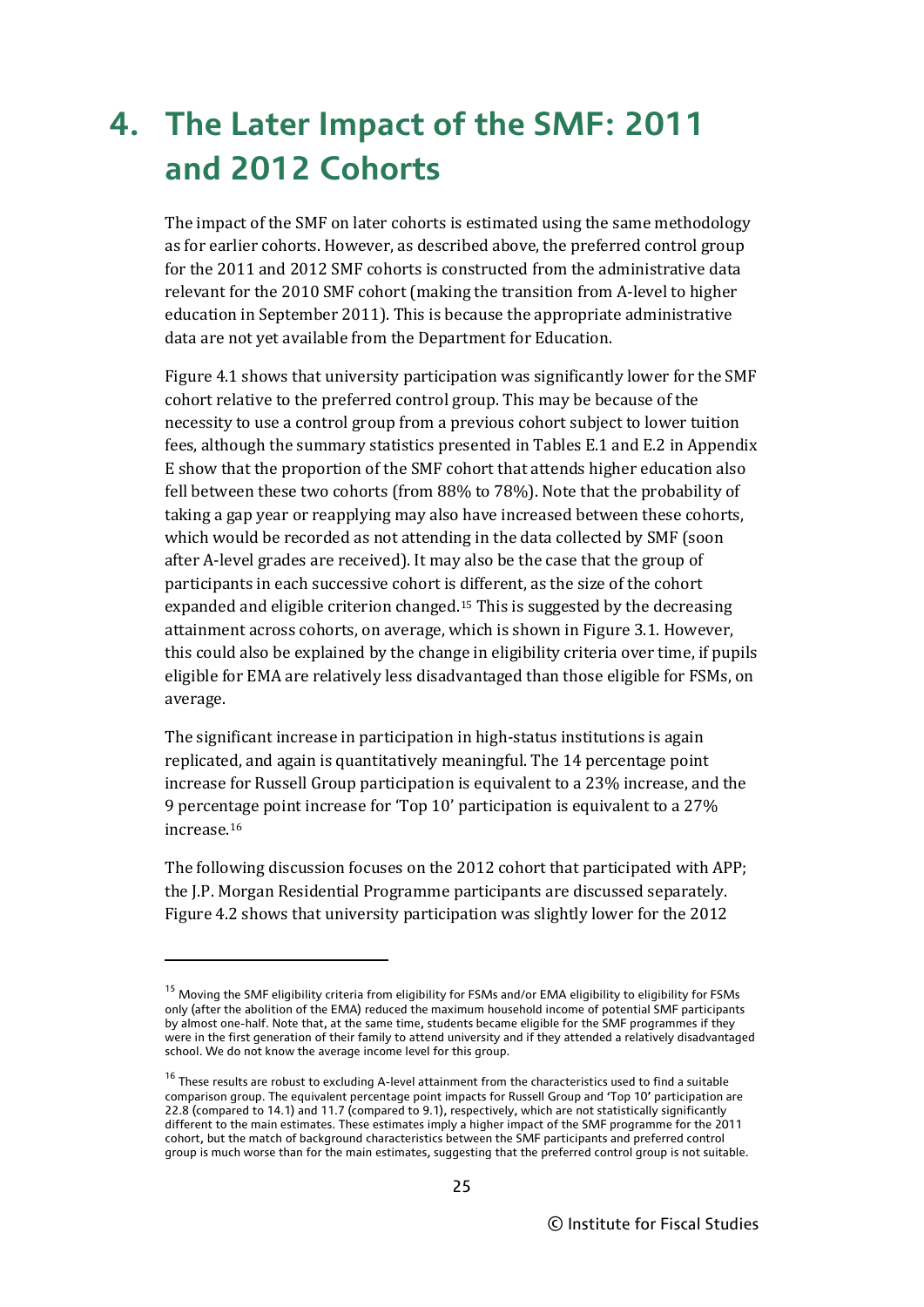# 4. The Later Impact of the SMF: 2011 and 2012 Cohorts

The impact of the SMF on later cohorts is estimated using the same methodology as for earlier cohorts. However, as described above, the preferred control group for the 2011 and 2012 SMF cohorts is constructed from the administrative data relevant for the 2010 SMF cohort (making the transition from A-level to higher education in September 2011). This is because the appropriate administrative data are not yet available from the Department for Education.

Figure 4.1 shows that university participation was significantly lower for the SMF cohort relative to the preferred control group. This may be because of the necessity to use a control group from a previous cohort subject to lower tuition fees, although the summary statistics presented in Tables E.1 and E.2 in Appendix E show that the proportion of the SMF cohort that attends higher education also fell between these two cohorts (from 88% to 78%). Note that the probability of taking a gap year or reapplying may also have increased between these cohorts, which would be recorded as not attending in the data collected by SMF (soon after A-level grades are received). It may also be the case that the group of participants in each successive cohort is different, as the size of the cohort expanded and eligible criterion changed.[15] This is suggested by the decreasing attainment across cohorts, on average, which is shown in Figure 3.1. However, this could also be explained by the change in eligibility criteria over time, if pupils eligible for EMA are relatively less disadvantaged than those eligible for FSMs, on average.

The significant increase in participation in high-status institutions is again replicated, and again is quantitatively meaningful. The 14 percentage point increase for Russell Group participation is equivalent to a 23% increase, and the 9 percentage point increase for 'Top 10' participation is equivalent to a 27% increase.[16]

The following discussion focuses on the 2012 cohort that participated with APP; the J.P. Morgan Residential Programme participants are discussed separately. Figure 4.2 shows that university participation was slightly lower for the 2012

---

[15] Moving the SMF eligibility criteria from eligibility for FSMs and/or EMA eligibility to eligibility for FSMs only (after the abolition of the EMA) reduced the maximum household income of potential SMF participants by almost one-half. Note that, at the same time, students became eligible for the SMF programmes if they were in the first generation of their family to attend university and if they attended a relatively disadvantaged school. We do not know the average income level for this group.

[16] These results are robust to excluding A-level attainment from the characteristics used to find a suitable comparison group. The equivalent percentage point impacts for Russell Group and 'Top 10' participation are 22.8 (compared to 14.1) and 11.7 (compared to 9.1), respectively, which are not statistically significantly different to the main estimates. These estimates imply a higher impact of the SMF programme for the 2011 cohort, but the match of background characteristics between the SMF participants and preferred control group is much worse than for the main estimates, suggesting that the preferred control group is not suitable.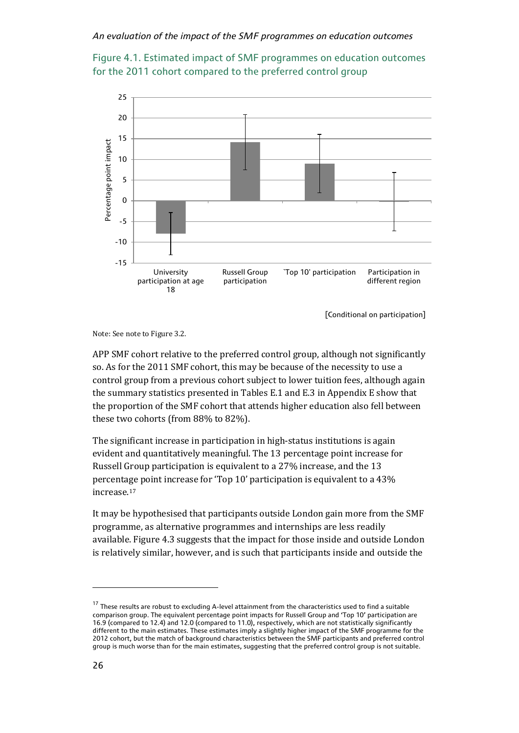Figure 4.1. Estimated impact of SMF programmes on education outcomes for the 2011 cohort compared to the preferred control group

[Conditional on participation]

Note: See note to Figure 3.2.

APP SMF cohort relative to the preferred control group, although not significantly so. As for the 2011 SMF cohort, this may be because of the necessity to use a control group from a previous cohort subject to lower tuition fees, although again the summary statistics presented in Tables E.1 and E.3 in Appendix E show that the proportion of the SMF cohort that attends higher education also fell between these two cohorts (from 88% to 82%).

The significant increase in participation in high-status institutions is again evident and quantitatively meaningful. The 13 percentage point increase for Russell Group participation is equivalent to a 27% increase, and the 13 percentage point increase for 'Top 10' participation is equivalent to a 43% increase.[17]

It may be hypothesised that participants outside London gain more from the SMF programme, as alternative programmes and internships are less readily available. Figure 4.3 suggests that the impact for those inside and outside London is relatively similar, however, and is such that participants inside and outside the

[17] These results are robust to excluding A-level attainment from the characteristics used to find a suitable comparison group. The equivalent percentage point impacts for Russell Group and 'Top 10' participation are 16.9 (compared to 12.4) and 12.0 (compared to 11.0), respectively, which are not statistically significantly different to the main estimates. These estimates imply a slightly higher impact of the SMF programme for the 2012 cohort, but the match of background characteristics between the SMF participants and preferred control group is much worse than for the main estimates, suggesting that the preferred control group is not suitable.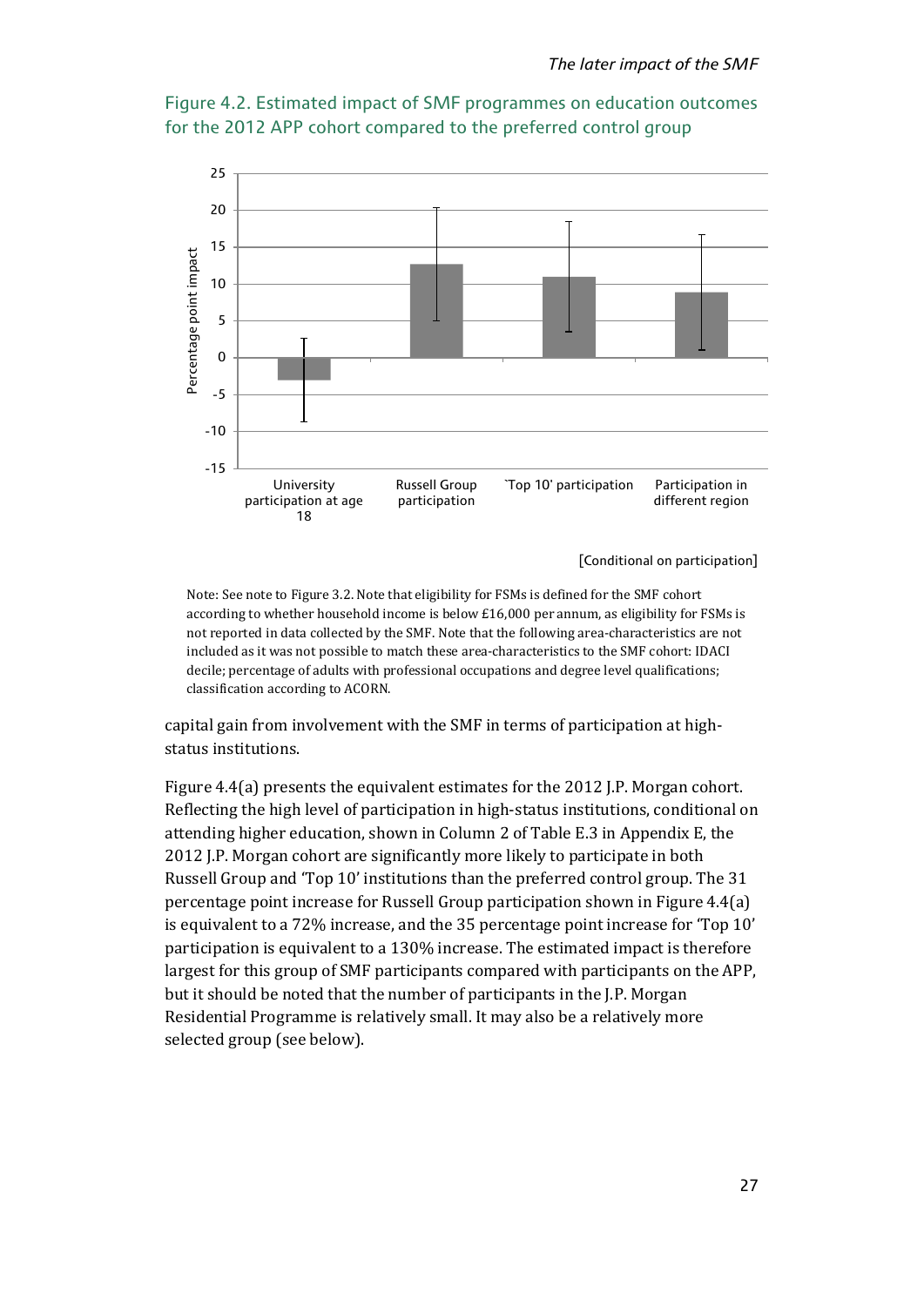Figure 4.2. Estimated impact of SMF programmes on education outcomes for the 2012 APP cohort compared to the preferred control group

[Conditional on participation]

Note: See note to Figure 3.2. Note that eligibility for FSMs is defined for the SMF cohort according to whether household income is below £16,000 per annum, as eligibility for FSMs is not reported in data collected by the SMF. Note that the following area-characteristics are not included as it was not possible to match these area-characteristics to the SMF cohort: IDACI decile; percentage of adults with professional occupations and degree level qualifications; classification according to ACORN.

capital gain from involvement with the SMF in terms of participation at high-status institutions.

Figure 4.4(a) presents the equivalent estimates for the 2012 J.P. Morgan cohort. Reflecting the high level of participation in high-status institutions, conditional on attending higher education, shown in Column 2 of Table E.3 in Appendix E, the 2012 J.P. Morgan cohort are significantly more likely to participate in both Russell Group and 'Top 10' institutions than the preferred control group. The 31 percentage point increase for Russell Group participation shown in Figure 4.4(a) is equivalent to a 72% increase, and the 35 percentage point increase for 'Top 10' participation is equivalent to a 130% increase. The estimated impact is therefore largest for this group of SMF participants compared with participants on the APP, but it should be noted that the number of participants in the J.P. Morgan Residential Programme is relatively small. It may also be a relatively more selected group (see below).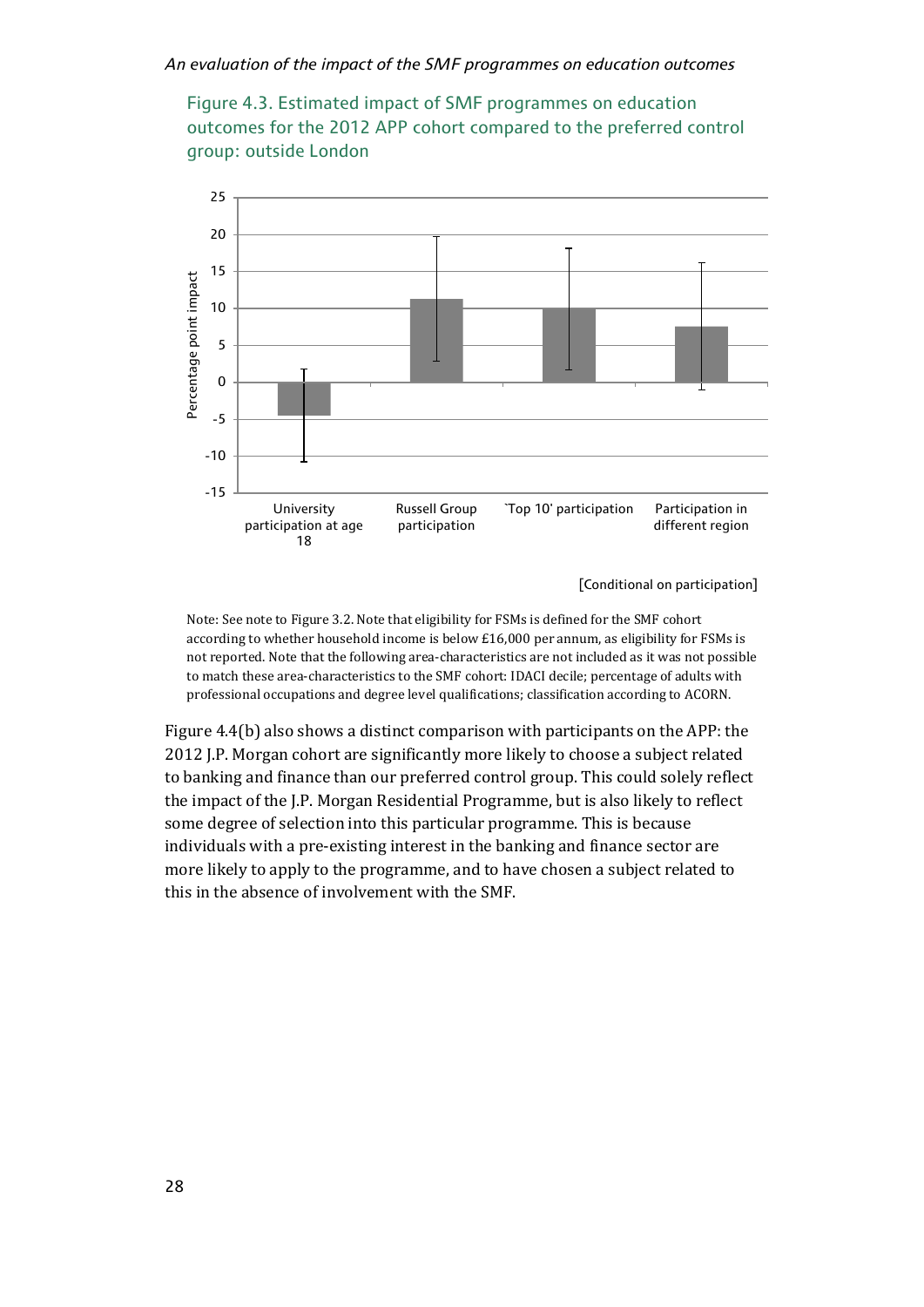Figure 4.3. Estimated impact of SMF programmes on education outcomes for the 2012 APP cohort compared to the preferred control group: outside London

[Conditional on participation]

Note: See note to Figure 3.2. Note that eligibility for FSMs is defined for the SMF cohort according to whether household income is below £16,000 per annum, as eligibility for FSMs is not reported. Note that the following area-characteristics are not included as it was not possible to match these area-characteristics to the SMF cohort: IDACI decile; percentage of adults with professional occupations and degree level qualifications; classification according to ACORN.

Figure 4.4(b) also shows a distinct comparison with participants on the APP: the 2012 J.P. Morgan cohort are significantly more likely to choose a subject related to banking and finance than our preferred control group. This could solely reflect the impact of the J.P. Morgan Residential Programme, but is also likely to reflect some degree of selection into this particular programme. This is because individuals with a pre-existing interest in the banking and finance sector are more likely to apply to the programme, and to have chosen a subject related to this in the absence of involvement with the SMF.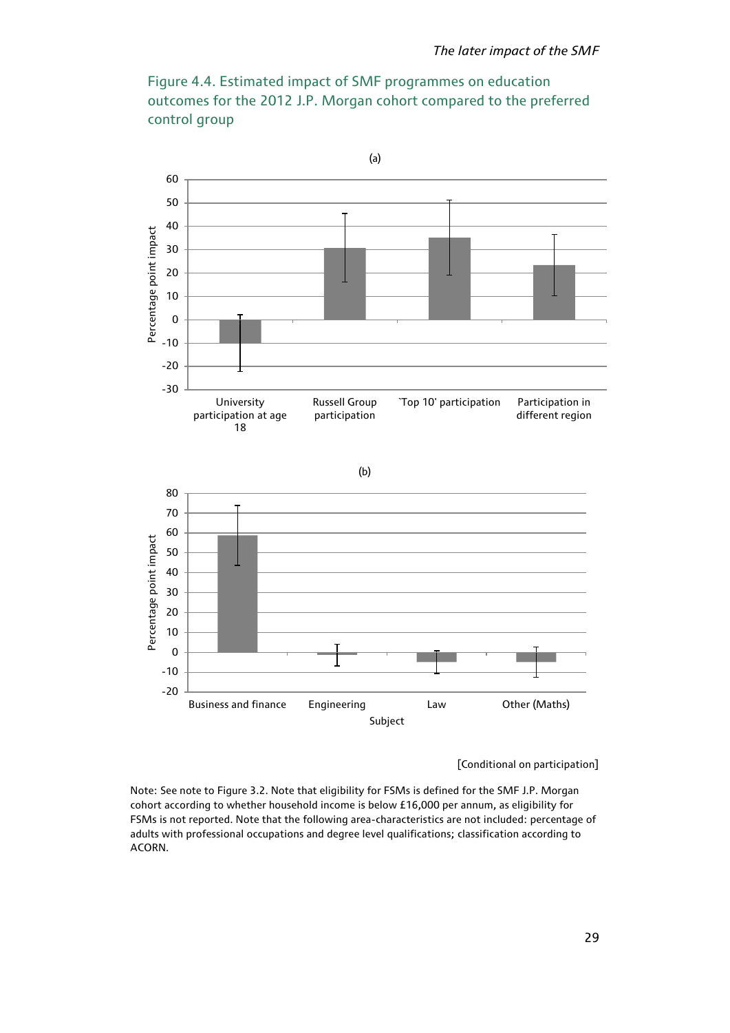Figure 4.4. Estimated impact of SMF programmes on education outcomes for the 2012 J.P. Morgan cohort compared to the preferred control group

(a)

Percentage point impact

60
50
40
30
20
10
0
-10
-20
-30

University participation at age 18 | Russell Group participation | `Top 10' participation | Participation in different region

(b)

Percentage point impact

80
70
60
50
40
30
20
10
0
-10
-20

Business and finance | Engineering | Law | Other (Maths)

Subject

[Conditional on participation]

Note: See note to Figure 3.2. Note that eligibility for FSMs is defined for the SMF J.P. Morgan cohort according to whether household income is below £16,000 per annum, as eligibility for FSMs is not reported. Note that the following area-characteristics are not included: percentage of adults with professional occupations and degree level qualifications; classification according to ACORN.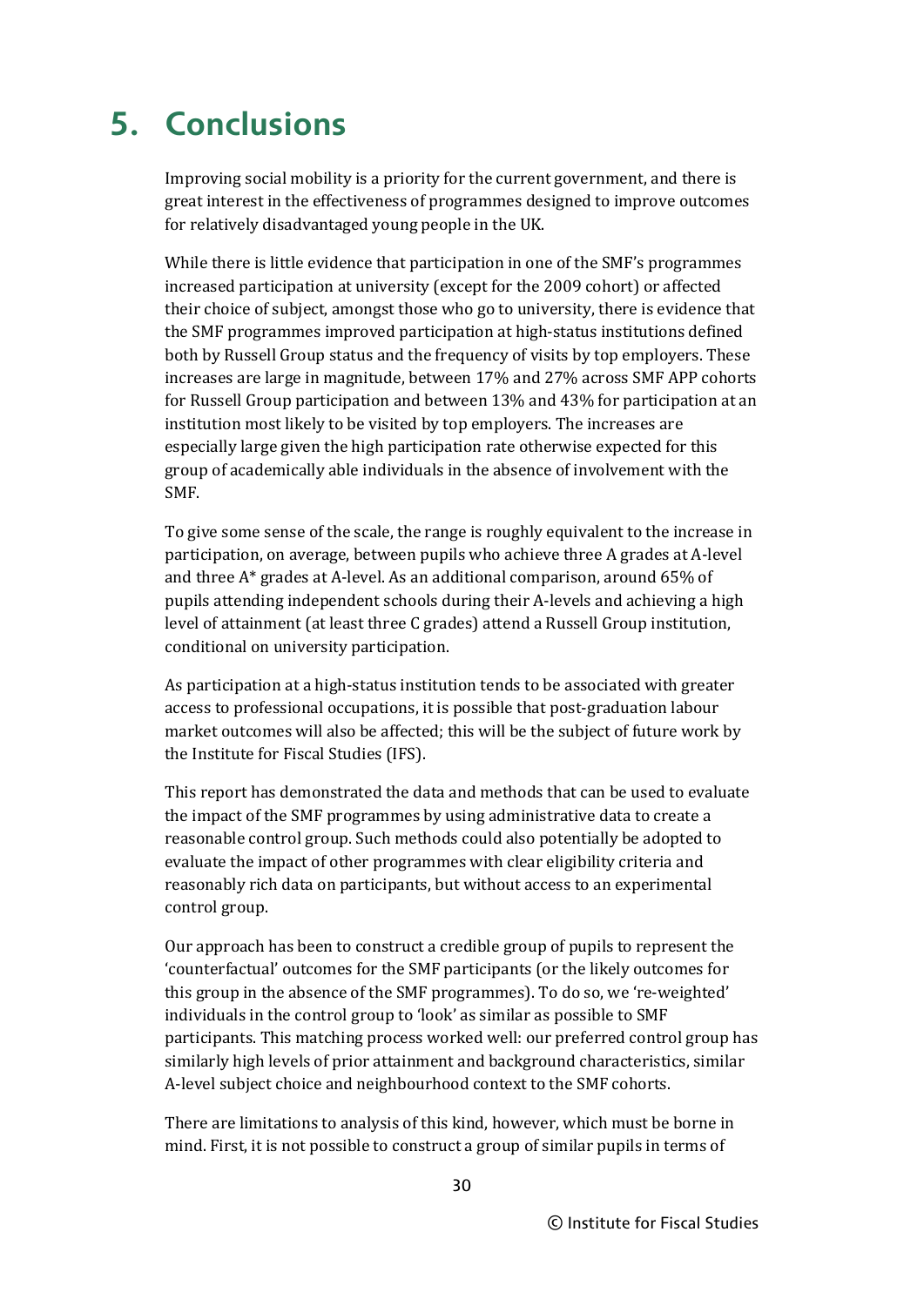# 5. Conclusions

Improving social mobility is a priority for the current government, and there is great interest in the effectiveness of programmes designed to improve outcomes for relatively disadvantaged young people in the UK.

While there is little evidence that participation in one of the SMF's programmes increased participation at university (except for the 2009 cohort) or affected their choice of subject, amongst those who go to university, there is evidence that the SMF programmes improved participation at high-status institutions defined both by Russell Group status and the frequency of visits by top employers. These increases are large in magnitude, between 17% and 27% across SMF APP cohorts for Russell Group participation and between 13% and 43% for participation at an institution most likely to be visited by top employers. The increases are especially large given the high participation rate otherwise expected for this group of academically able individuals in the absence of involvement with the SMF.

To give some sense of the scale, the range is roughly equivalent to the increase in participation, on average, between pupils who achieve three A grades at A-level and three A* grades at A-level. As an additional comparison, around 65% of pupils attending independent schools during their A-levels and achieving a high level of attainment (at least three C grades) attend a Russell Group institution, conditional on university participation.

As participation at a high-status institution tends to be associated with greater access to professional occupations, it is possible that post-graduation labour market outcomes will also be affected; this will be the subject of future work by the Institute for Fiscal Studies (IFS).

This report has demonstrated the data and methods that can be used to evaluate the impact of the SMF programmes by using administrative data to create a reasonable control group. Such methods could also potentially be adopted to evaluate the impact of other programmes with clear eligibility criteria and reasonably rich data on participants, but without access to an experimental control group.

Our approach has been to construct a credible group of pupils to represent the 'counterfactual' outcomes for the SMF participants (or the likely outcomes for this group in the absence of the SMF programmes). To do so, we 're-weighted' individuals in the control group to 'look' as similar as possible to SMF participants. This matching process worked well: our preferred control group has similarly high levels of prior attainment and background characteristics, similar A-level subject choice and neighbourhood context to the SMF cohorts.

There are limitations to analysis of this kind, however, which must be borne in mind. First, it is not possible to construct a group of similar pupils in terms of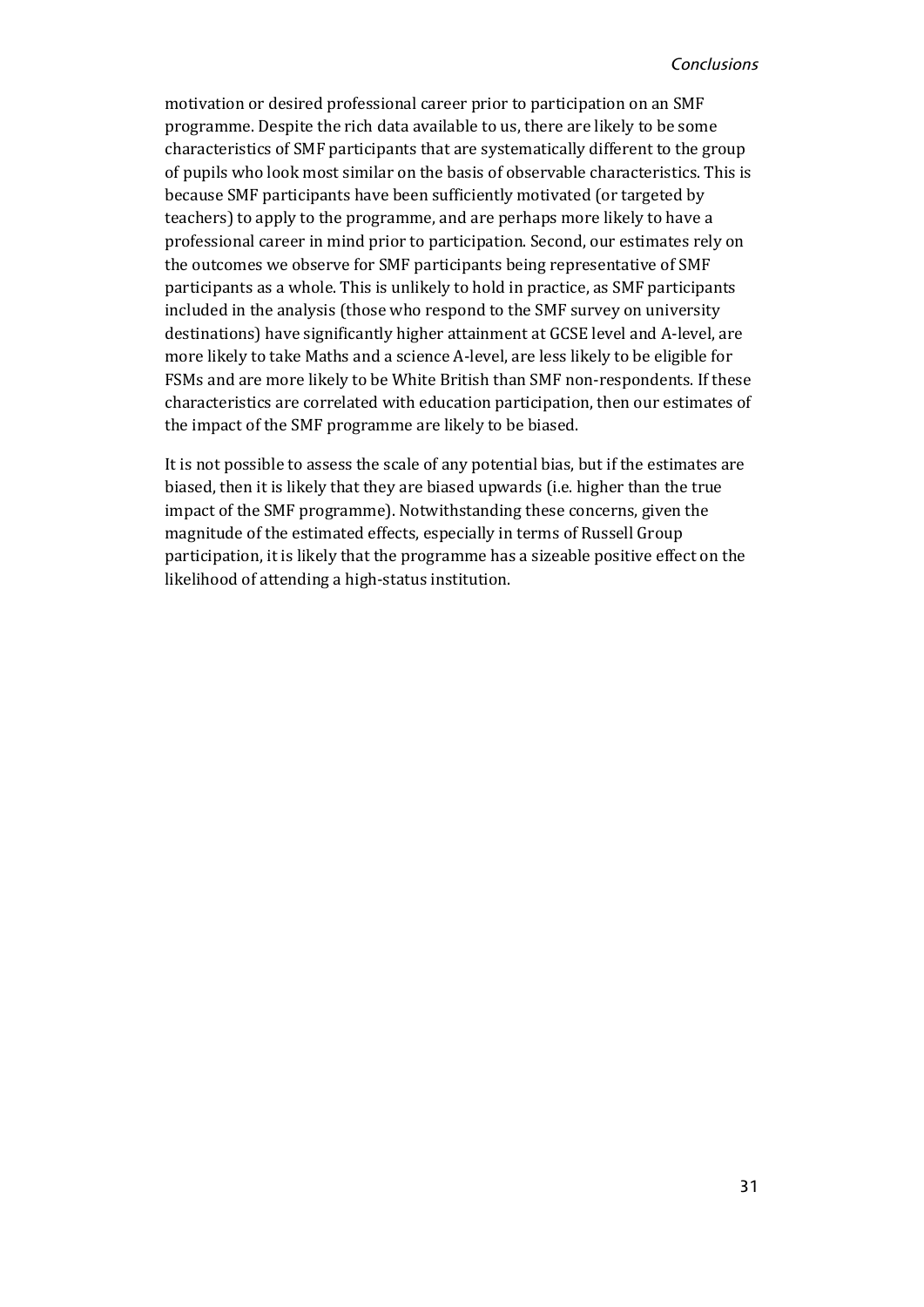motivation or desired professional career prior to participation on an SMF programme. Despite the rich data available to us, there are likely to be some characteristics of SMF participants that are systematically different to the group of pupils who look most similar on the basis of observable characteristics. This is because SMF participants have been sufficiently motivated (or targeted by teachers) to apply to the programme, and are perhaps more likely to have a professional career in mind prior to participation. Second, our estimates rely on the outcomes we observe for SMF participants being representative of SMF participants as a whole. This is unlikely to hold in practice, as SMF participants included in the analysis (those who respond to the SMF survey on university destinations) have significantly higher attainment at GCSE level and A-level, are more likely to take Maths and a science A-level, are less likely to be eligible for FSMs and are more likely to be White British than SMF non-respondents. If these characteristics are correlated with education participation, then our estimates of the impact of the SMF programme are likely to be biased.

It is not possible to assess the scale of any potential bias, but if the estimates are biased, then it is likely that they are biased upwards (i.e. higher than the true impact of the SMF programme). Notwithstanding these concerns, given the magnitude of the estimated effects, especially in terms of Russell Group participation, it is likely that the programme has a sizeable positive effect on the likelihood of attending a high-status institution.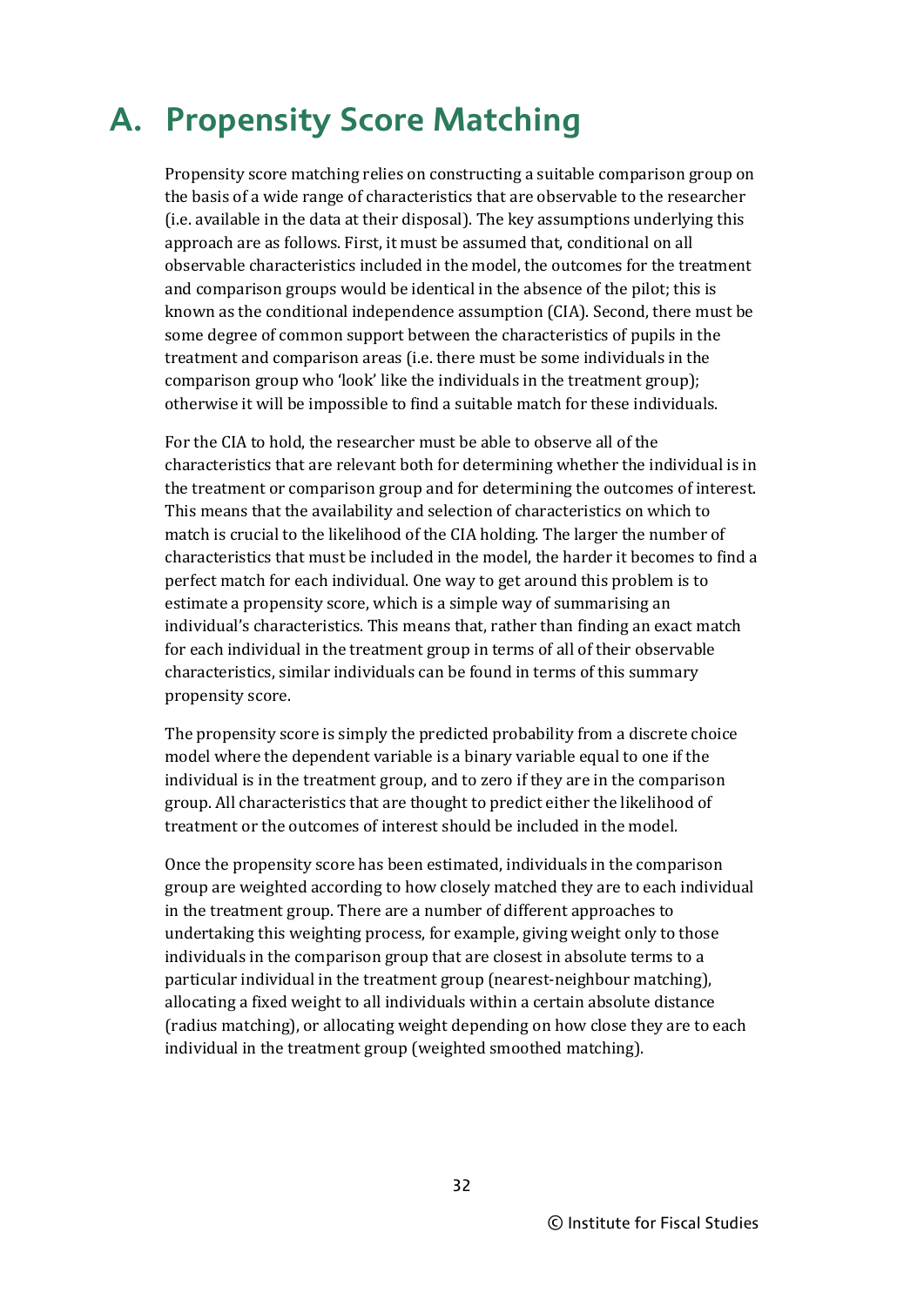# A. Propensity Score Matching

Propensity score matching relies on constructing a suitable comparison group on the basis of a wide range of characteristics that are observable to the researcher (i.e. available in the data at their disposal). The key assumptions underlying this approach are as follows. First, it must be assumed that, conditional on all observable characteristics included in the model, the outcomes for the treatment and comparison groups would be identical in the absence of the pilot; this is known as the conditional independence assumption (CIA). Second, there must be some degree of common support between the characteristics of pupils in the treatment and comparison areas (i.e. there must be some individuals in the comparison group who 'look' like the individuals in the treatment group); otherwise it will be impossible to find a suitable match for these individuals.

For the CIA to hold, the researcher must be able to observe all of the characteristics that are relevant both for determining whether the individual is in the treatment or comparison group and for determining the outcomes of interest. This means that the availability and selection of characteristics on which to match is crucial to the likelihood of the CIA holding. The larger the number of characteristics that must be included in the model, the harder it becomes to find a perfect match for each individual. One way to get around this problem is to estimate a propensity score, which is a simple way of summarising an individual's characteristics. This means that, rather than finding an exact match for each individual in the treatment group in terms of all of their observable characteristics, similar individuals can be found in terms of this summary propensity score.

The propensity score is simply the predicted probability from a discrete choice model where the dependent variable is a binary variable equal to one if the individual is in the treatment group, and to zero if they are in the comparison group. All characteristics that are thought to predict either the likelihood of treatment or the outcomes of interest should be included in the model.

Once the propensity score has been estimated, individuals in the comparison group are weighted according to how closely matched they are to each individual in the treatment group. There are a number of different approaches to undertaking this weighting process, for example, giving weight only to those individuals in the comparison group that are closest in absolute terms to a particular individual in the treatment group (nearest-neighbour matching), allocating a fixed weight to all individuals within a certain absolute distance (radius matching), or allocating weight depending on how close they are to each individual in the treatment group (weighted smoothed matching).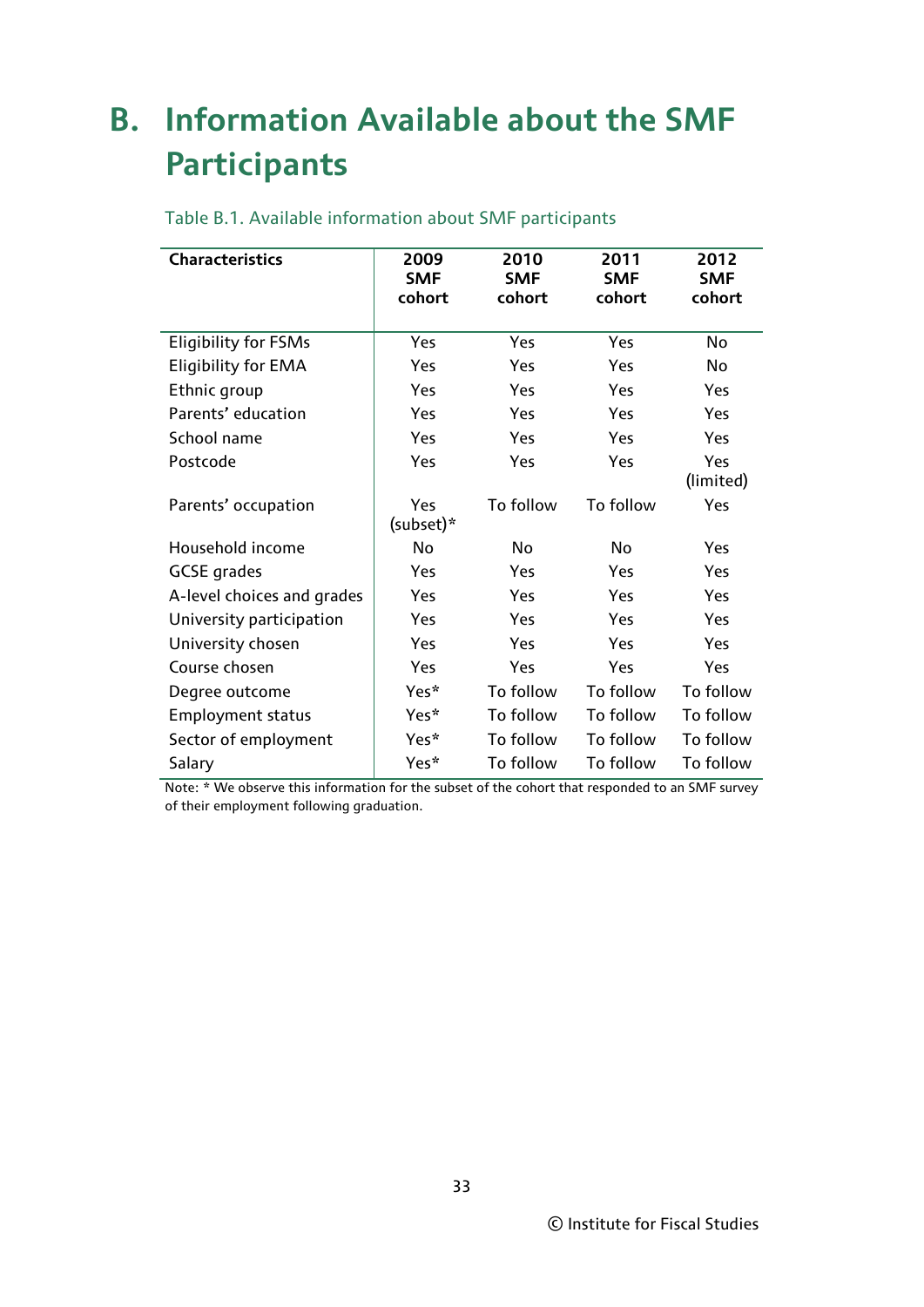# B. Information Available about the SMF Participants

Table B.1. Available information about SMF participants

| Characteristics | 2009 SMF cohort | 2010 SMF cohort | 2011 SMF cohort | 2012 SMF cohort |
|---|---|---|---|---|
| Eligibility for FSMs | Yes | Yes | Yes | No |
| Eligibility for EMA | Yes | Yes | Yes | No |
| Ethnic group | Yes | Yes | Yes | Yes |
| Parents' education | Yes | Yes | Yes | Yes |
| School name | Yes | Yes | Yes | Yes |
| Postcode | Yes | Yes | Yes | Yes (limited) |
| Parents' occupation | Yes (subset)* | To follow | To follow | Yes |
| Household income | No | No | No | Yes |
| GCSE grades | Yes | Yes | Yes | Yes |
| A-level choices and grades | Yes | Yes | Yes | Yes |
| University participation | Yes | Yes | Yes | Yes |
| University chosen | Yes | Yes | Yes | Yes |
| Course chosen | Yes | Yes | Yes | Yes |
| Degree outcome | Yes* | To follow | To follow | To follow |
| Employment status | Yes* | To follow | To follow | To follow |
| Sector of employment | Yes* | To follow | To follow | To follow |
| Salary | Yes* | To follow | To follow | To follow |

Note: * We observe this information for the subset of the cohort that responded to an SMF survey of their employment following graduation.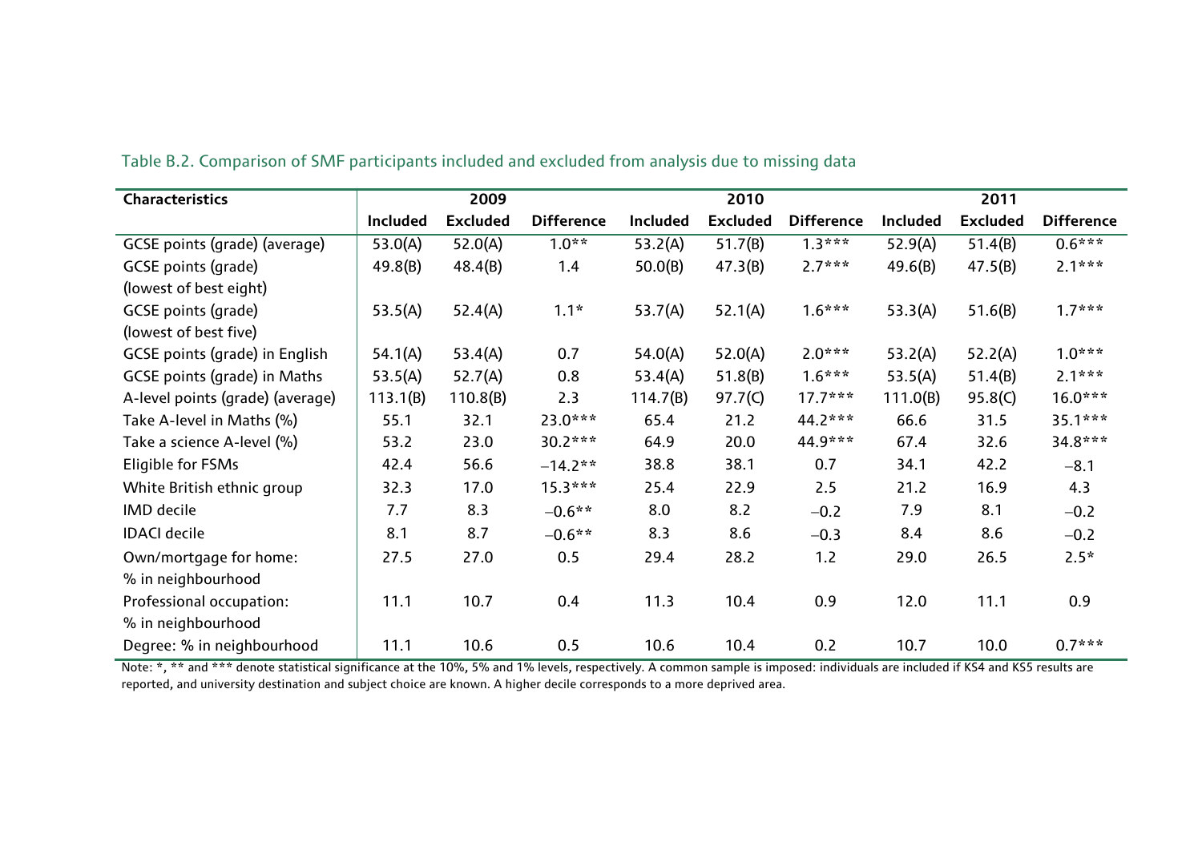Table B.2. Comparison of SMF participants included and excluded from analysis due to missing data

| Characteristics | 2009 | | | 2010 | | | 2011 | | |
|---|---|---|---|---|---|---|---|---|---|
| | Included | Excluded | Difference | Included | Excluded | Difference | Included | Excluded | Difference |
| GCSE points (grade) (average) | 53.0(A) | 52.0(A) | 1.0** | 53.2(A) | 51.7(B) | 1.3*** | 52.9(A) | 51.4(B) | 0.6*** |
| GCSE points (grade) (lowest of best eight) | 49.8(B) | 48.4(B) | 1.4 | 50.0(B) | 47.3(B) | 2.7*** | 49.6(B) | 47.5(B) | 2.1*** |
| GCSE points (grade) (lowest of best five) | 53.5(A) | 52.4(A) | 1.1* | 53.7(A) | 52.1(A) | 1.6*** | 53.3(A) | 51.6(B) | 1.7*** |
| GCSE points (grade) in English | 54.1(A) | 53.4(A) | 0.7 | 54.0(A) | 52.0(A) | 2.0*** | 53.2(A) | 52.2(A) | 1.0*** |
| GCSE points (grade) in Maths | 53.5(A) | 52.7(A) | 0.8 | 53.4(A) | 51.8(B) | 1.6*** | 53.5(A) | 51.4(B) | 2.1*** |
| A-level points (grade) (average) | 113.1(B) | 110.8(B) | 2.3 | 114.7(B) | 97.7(C) | 17.7*** | 111.0(B) | 95.8(C) | 16.0*** |
| Take A-level in Maths (%) | 55.1 | 32.1 | 23.0*** | 65.4 | 21.2 | 44.2*** | 66.6 | 31.5 | 35.1*** |
| Take a science A-level (%) | 53.2 | 23.0 | 30.2*** | 64.9 | 20.0 | 44.9*** | 67.4 | 32.6 | 34.8*** |
| Eligible for FSMs | 42.4 | 56.6 | −14.2** | 38.8 | 38.1 | 0.7 | 34.1 | 42.2 | −8.1 |
| White British ethnic group | 32.3 | 17.0 | 15.3*** | 25.4 | 22.9 | 2.5 | 21.2 | 16.9 | 4.3 |
| IMD decile | 7.7 | 8.3 | −0.6** | 8.0 | 8.2 | −0.2 | 7.9 | 8.1 | −0.2 |
| IDACI decile | 8.1 | 8.7 | −0.6** | 8.3 | 8.6 | −0.3 | 8.4 | 8.6 | −0.2 |
| Own/mortgage for home: % in neighbourhood | 27.5 | 27.0 | 0.5 | 29.4 | 28.2 | 1.2 | 29.0 | 26.5 | 2.5* |
| Professional occupation: % in neighbourhood | 11.1 | 10.7 | 0.4 | 11.3 | 10.4 | 0.9 | 12.0 | 11.1 | 0.9 |
| Degree: % in neighbourhood | 11.1 | 10.6 | 0.5 | 10.6 | 10.4 | 0.2 | 10.7 | 10.0 | 0.7*** |

Note: *, ** and *** denote statistical significance at the 10%, 5% and 1% levels, respectively. A common sample is imposed: individuals are included if KS4 and KS5 results are reported, and university destination and subject choice are known. A higher decile corresponds to a more deprived area.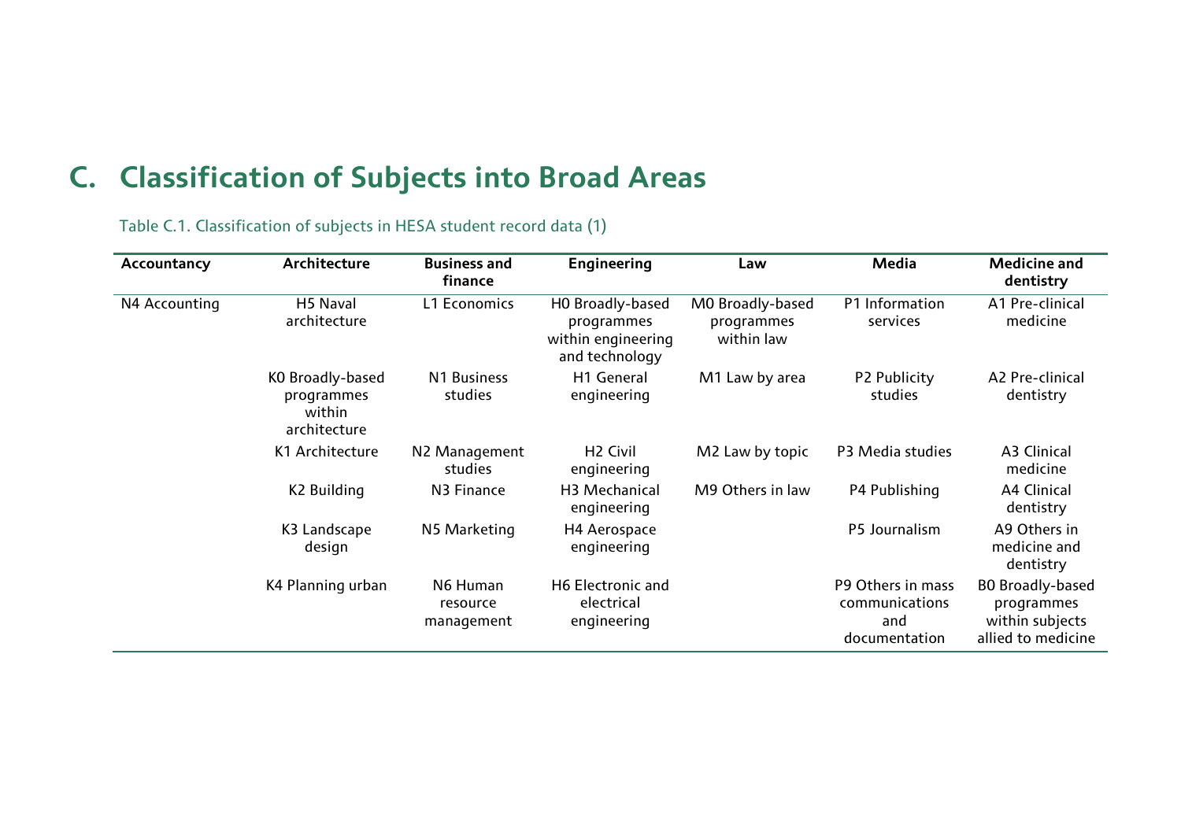# C. Classification of Subjects into Broad Areas

Table C.1. Classification of subjects in HESA student record data (1)

| Accountancy | Architecture | Business and finance | Engineering | Law | Media | Medicine and dentistry |
|---|---|---|---|---|---|---|
| N4 Accounting | H5 Naval architecture | L1 Economics | H0 Broadly-based programmes within engineering and technology | M0 Broadly-based programmes within law | P1 Information services | A1 Pre-clinical medicine |
| | K0 Broadly-based programmes within architecture | N1 Business studies | H1 General engineering | M1 Law by area | P2 Publicity studies | A2 Pre-clinical dentistry |
| | K1 Architecture | N2 Management studies | H2 Civil engineering | M2 Law by topic | P3 Media studies | A3 Clinical medicine |
| | K2 Building | N3 Finance | H3 Mechanical engineering | M9 Others in law | P4 Publishing | A4 Clinical dentistry |
| | K3 Landscape design | N5 Marketing | H4 Aerospace engineering | | P5 Journalism | A9 Others in medicine and dentistry |
| | K4 Planning urban | N6 Human resource management | H6 Electronic and electrical engineering | | P9 Others in mass communications and documentation | B0 Broadly-based programmes within subjects allied to medicine |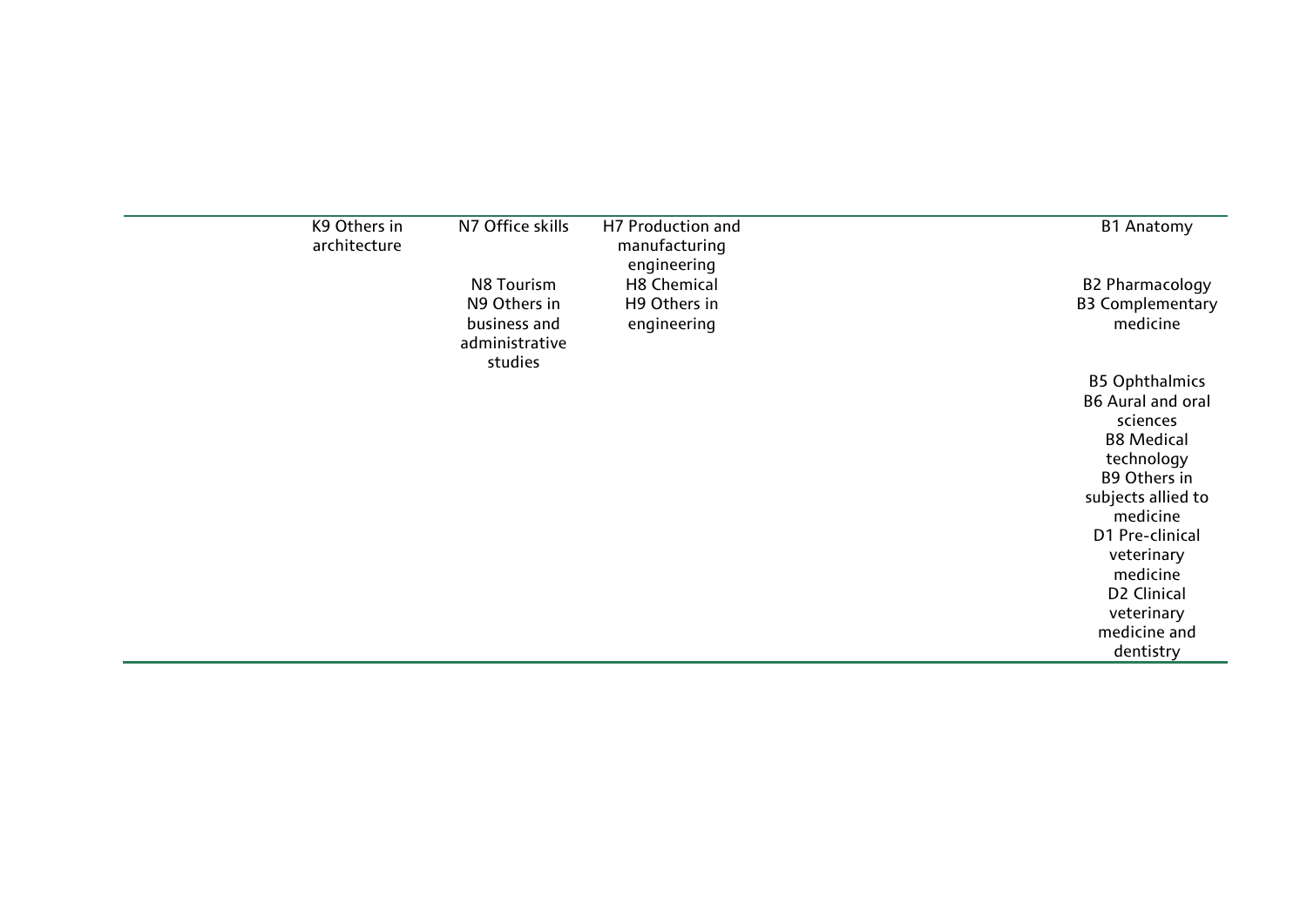| | | | | | | |
|---|---|---|---|---|---|---|
| | K9 Others in architecture | N7 Office skills | H7 Production and manufacturing engineering | | | B1 Anatomy |
| | | N8 Tourism | H8 Chemical | | | B2 Pharmacology |
| | | N9 Others in business and administrative studies | H9 Others in engineering | | | B3 Complementary medicine |
| | | | | | | B5 Ophthalmics |
| | | | | | | B6 Aural and oral sciences |
| | | | | | | B8 Medical technology |
| | | | | | | B9 Others in subjects allied to medicine |
| | | | | | | D1 Pre-clinical veterinary medicine |
| | | | | | | D2 Clinical veterinary medicine and dentistry |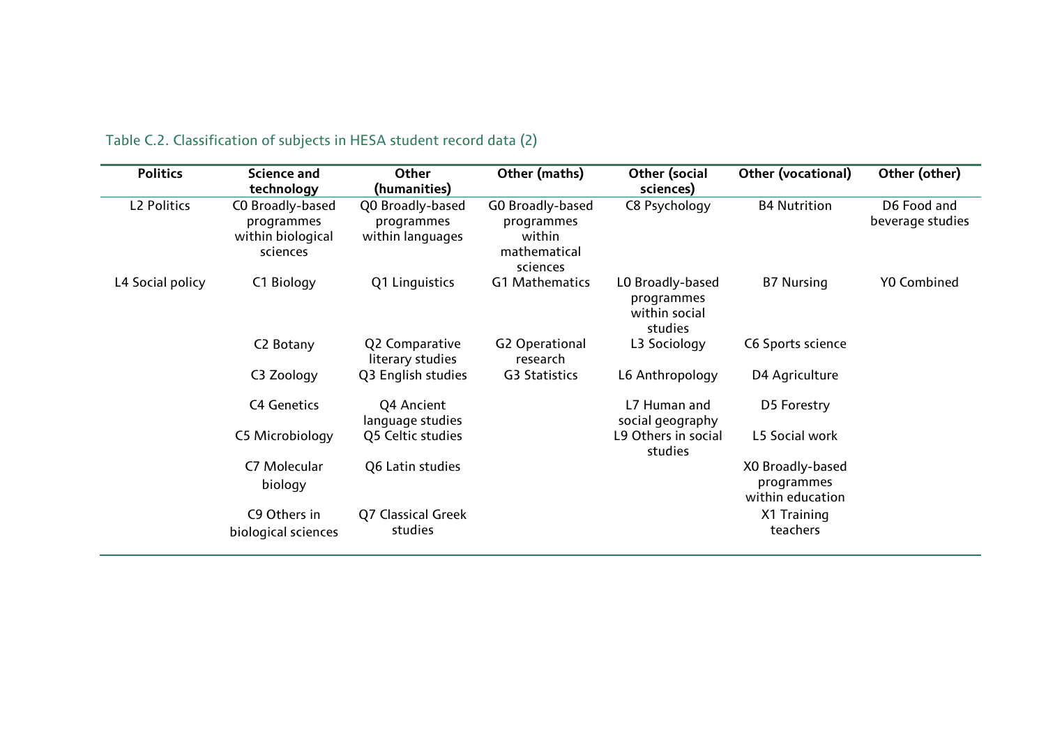Table C.2. Classification of subjects in HESA student record data (2)

| Politics | Science and technology | Other (humanities) | Other (maths) | Other (social sciences) | Other (vocational) | Other (other) |
|---|---|---|---|---|---|---|
| L2 Politics | C0 Broadly-based programmes within biological sciences | Q0 Broadly-based programmes within languages | G0 Broadly-based programmes within mathematical sciences | C8 Psychology | B4 Nutrition | D6 Food and beverage studies |
| L4 Social policy | C1 Biology | Q1 Linguistics | G1 Mathematics | L0 Broadly-based programmes within social studies | B7 Nursing | Y0 Combined |
| | C2 Botany | Q2 Comparative literary studies | G2 Operational research | L3 Sociology | C6 Sports science | |
| | C3 Zoology | Q3 English studies | G3 Statistics | L6 Anthropology | D4 Agriculture | |
| | C4 Genetics | Q4 Ancient language studies | | L7 Human and social geography | D5 Forestry | |
| | C5 Microbiology | Q5 Celtic studies | | L9 Others in social studies | L5 Social work | |
| | C7 Molecular biology | Q6 Latin studies | | | X0 Broadly-based programmes within education | |
| | C9 Others in biological sciences | Q7 Classical Greek studies | | | X1 Training teachers | |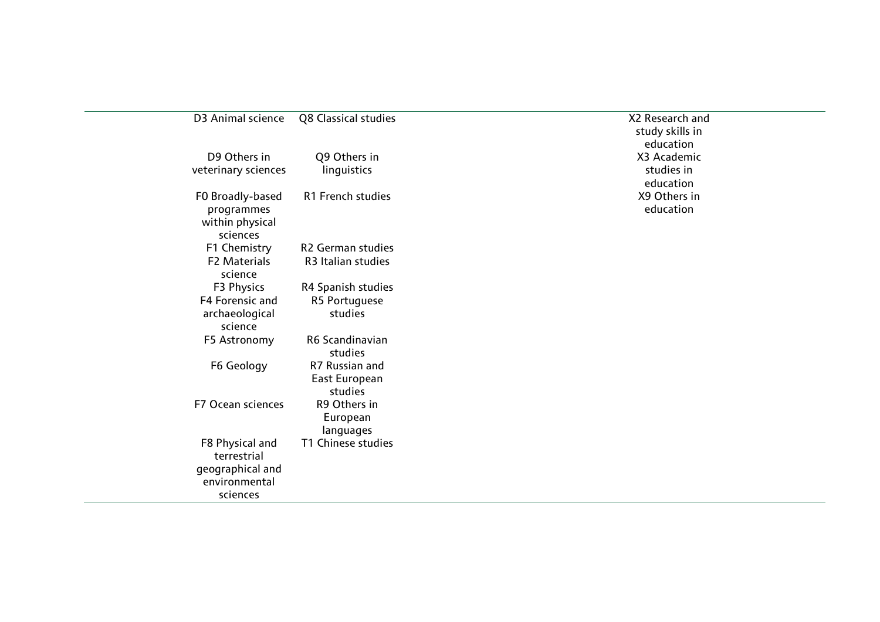| | | | | | |
|---|---|---|---|---|---|
| | D3 Animal science | Q8 Classical studies | | | X2 Research and study skills in education |
| | D9 Others in veterinary sciences | Q9 Others in linguistics | | | X3 Academic studies in education |
| | F0 Broadly-based programmes within physical sciences | R1 French studies | | | X9 Others in education |
| | F1 Chemistry | R2 German studies | | | |
| | F2 Materials science | R3 Italian studies | | | |
| | F3 Physics | R4 Spanish studies | | | |
| | F4 Forensic and archaeological science | R5 Portuguese studies | | | |
| | F5 Astronomy | R6 Scandinavian studies | | | |
| | F6 Geology | R7 Russian and East European studies | | | |
| | F7 Ocean sciences | R9 Others in European languages | | | |
| | F8 Physical and terrestrial geographical and environmental sciences | T1 Chinese studies | | | |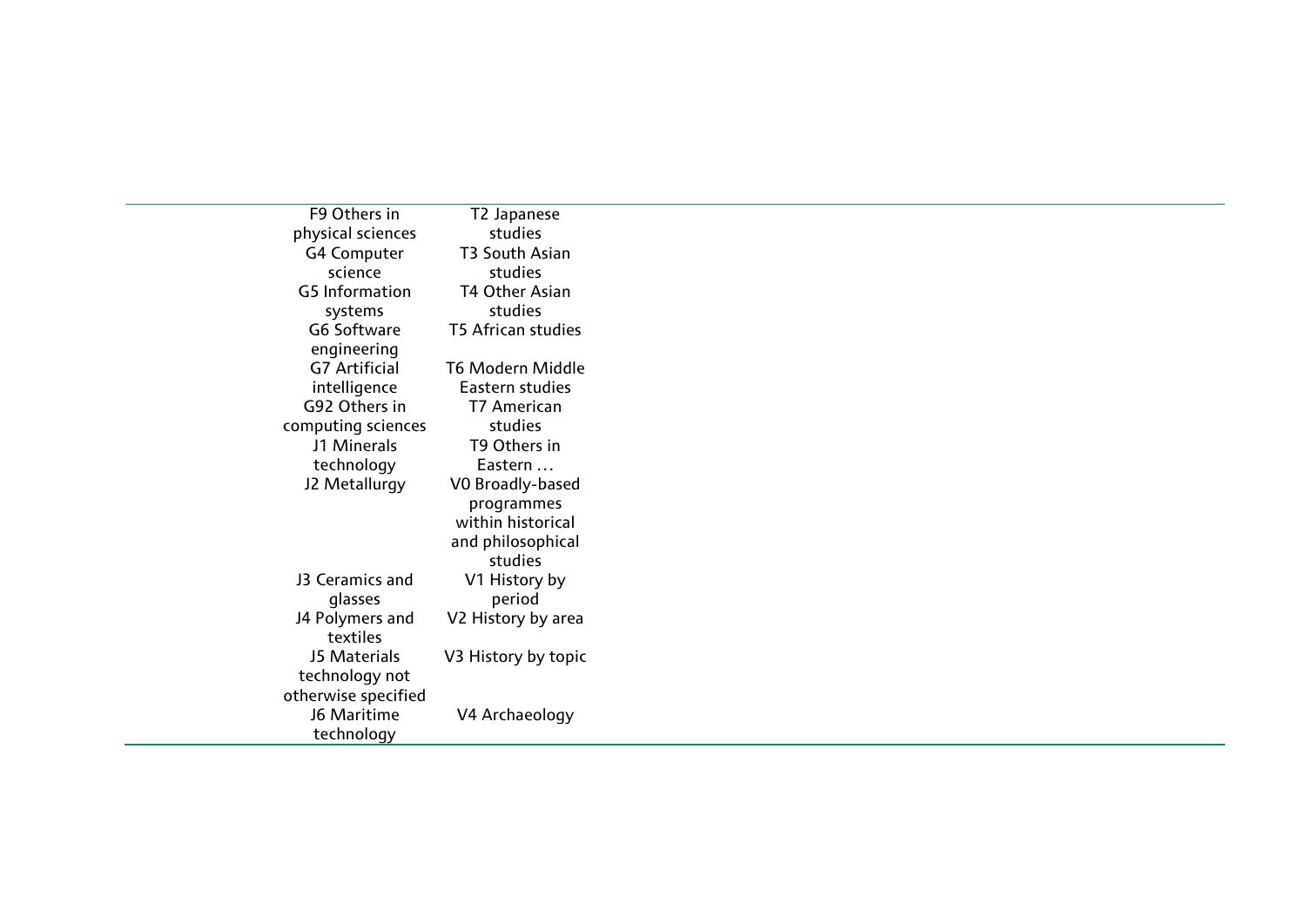| | |
|---|---|
| F9 Others in physical sciences | T2 Japanese studies |
| G4 Computer science | T3 South Asian studies |
| G5 Information systems | T4 Other Asian studies |
| G6 Software engineering | T5 African studies |
| G7 Artificial intelligence | T6 Modern Middle Eastern studies |
| G92 Others in computing sciences | T7 American studies |
| J1 Minerals technology | T9 Others in Eastern … |
| J2 Metallurgy | V0 Broadly-based programmes within historical and philosophical studies |
| J3 Ceramics and glasses | V1 History by period |
| J4 Polymers and textiles | V2 History by area |
| J5 Materials technology not otherwise specified | V3 History by topic |
| J6 Maritime technology | V4 Archaeology |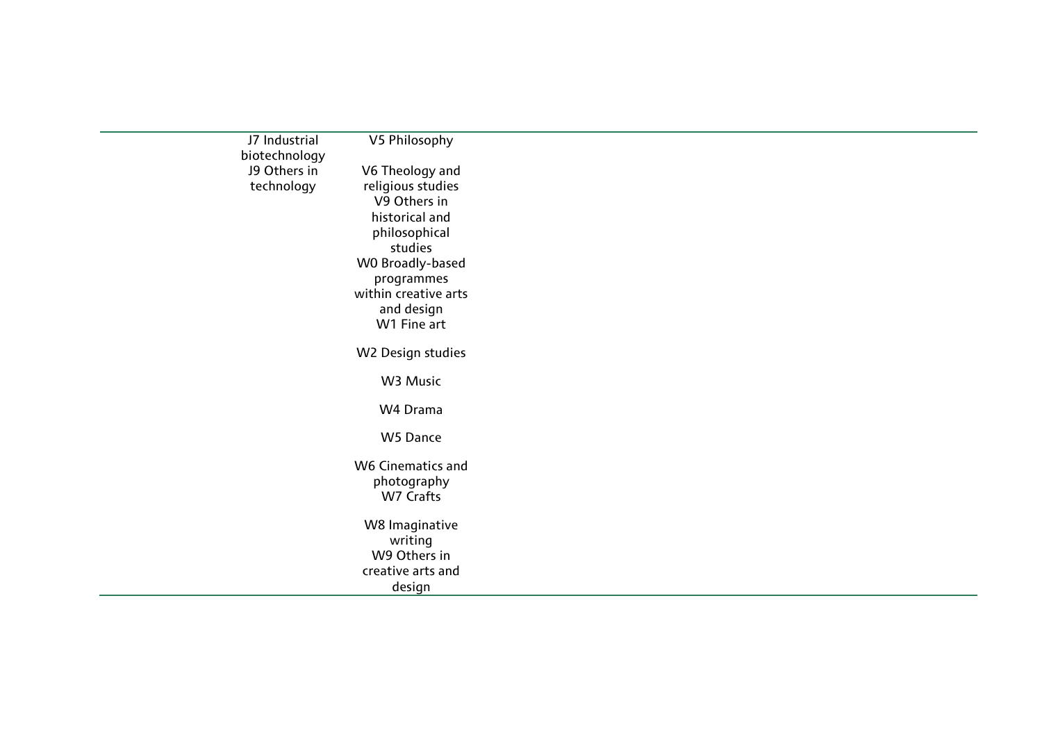| | | |
|---|---|---|
| J7 Industrial biotechnology | V5 Philosophy | |
| J9 Others in technology | V6 Theology and religious studies | |
| | V9 Others in historical and philosophical studies | |
| | W0 Broadly-based programmes within creative arts and design | |
| | W1 Fine art | |
| | W2 Design studies | |
| | W3 Music | |
| | W4 Drama | |
| | W5 Dance | |
| | W6 Cinematics and photography | |
| | W7 Crafts | |
| | W8 Imaginative writing | |
| | W9 Others in creative arts and design | |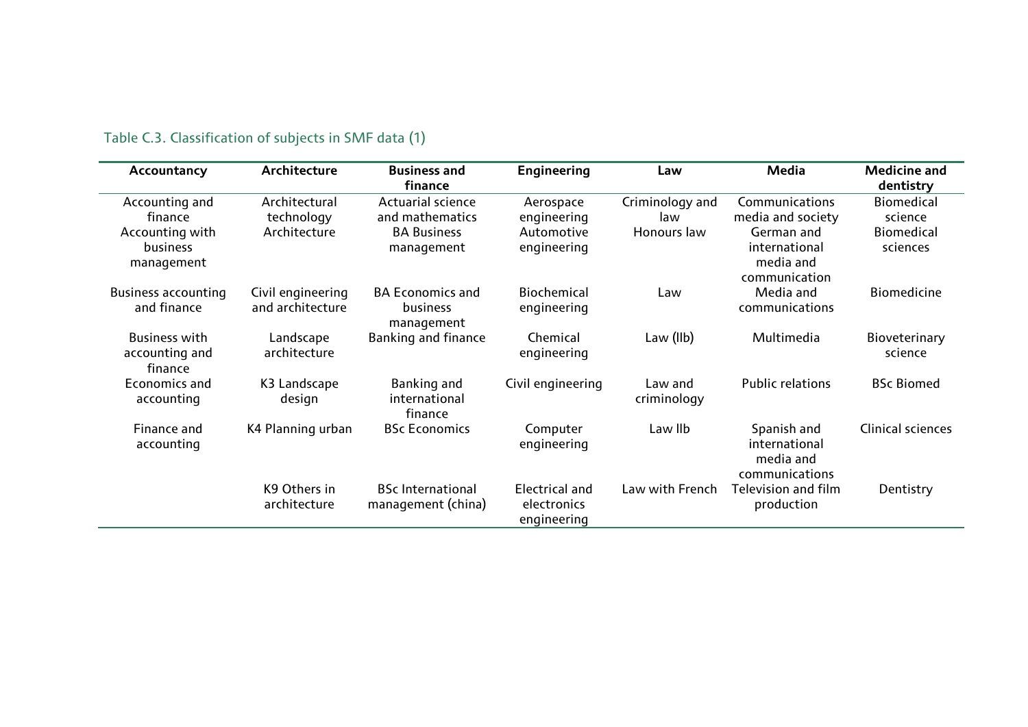Table C.3. Classification of subjects in SMF data (1)

| Accountancy | Architecture | Business and finance | Engineering | Law | Media | Medicine and dentistry |
|---|---|---|---|---|---|---|
| Accounting and finance Accounting with business management | Architectural technology Architecture | Actuarial science and mathematics BA Business management | Aerospace engineering Automotive engineering | Criminology and law Honours law | Communications media and society German and international media and communication | Biomedical science Biomedical sciences |
| Business accounting and finance | Civil engineering and architecture | BA Economics and business management | Biochemical engineering | Law | Media and communications | Biomedicine |
| Business with accounting and finance | Landscape architecture | Banking and finance | Chemical engineering | Law (llb) | Multimedia | Bioveterinary science |
| Economics and accounting | K3 Landscape design | Banking and international finance | Civil engineering | Law and criminology | Public relations | BSc Biomed |
| Finance and accounting | K4 Planning urban | BSc Economics | Computer engineering | Law llb | Spanish and international media and communications | Clinical sciences |
| | K9 Others in architecture | BSc International management (china) | Electrical and electronics engineering | Law with French | Television and film production | Dentistry |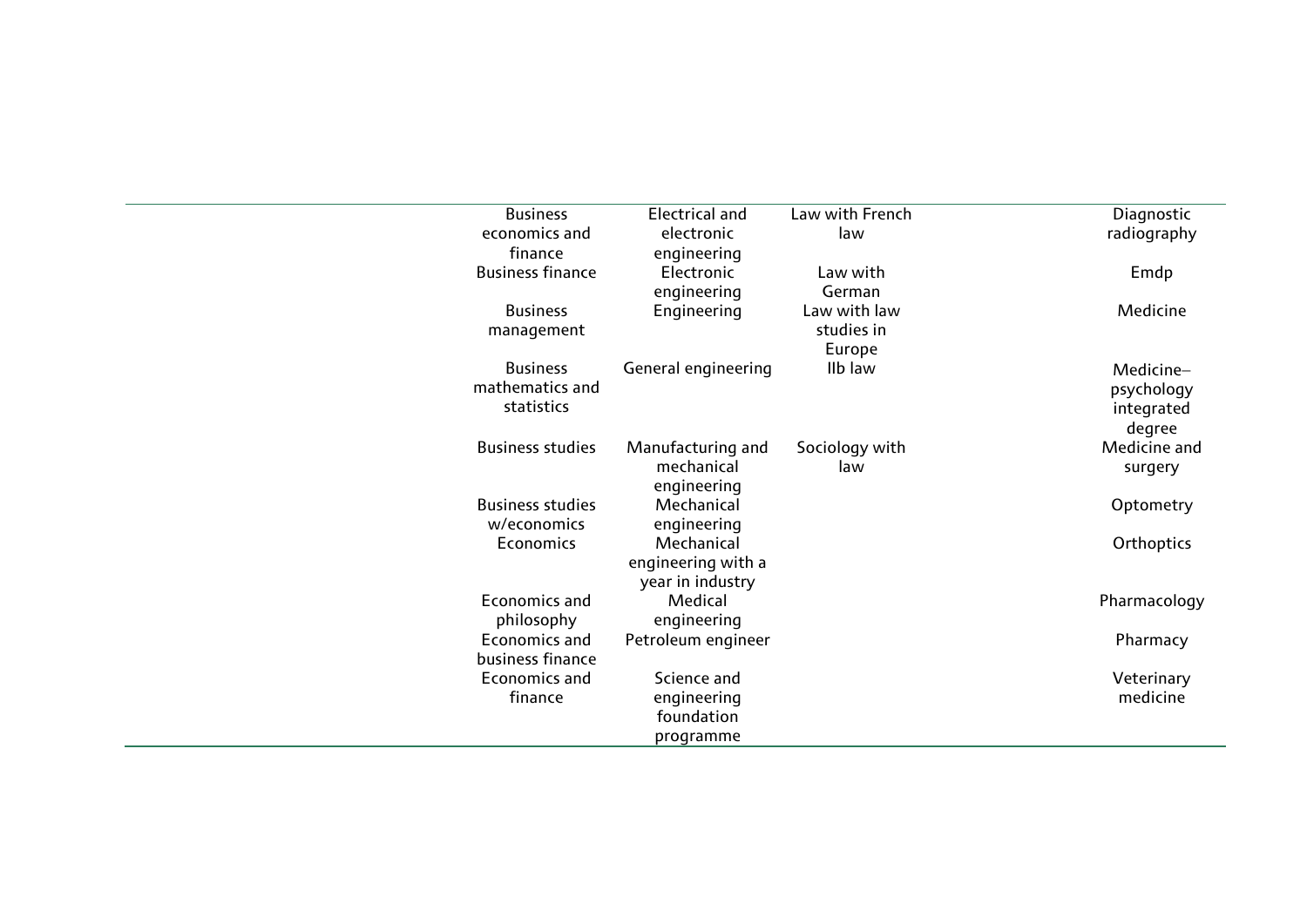| | | | | | |
|---|---|---|---|---|---|
| | Business economics and finance | Electrical and electronic engineering | Law with French law | | Diagnostic radiography |
| | Business finance | Electronic engineering | Law with German | | Emdp |
| | Business management | Engineering | Law with law studies in Europe | | Medicine |
| | Business mathematics and statistics | General engineering | llb law | | Medicine–psychology integrated degree |
| | Business studies | Manufacturing and mechanical engineering | Sociology with law | | Medicine and surgery |
| | Business studies w/economics | Mechanical engineering | | | Optometry |
| | Economics | Mechanical engineering with a year in industry | | | Orthoptics |
| | Economics and philosophy | Medical engineering | | | Pharmacology |
| | Economics and business finance | Petroleum engineer | | | Pharmacy |
| | Economics and finance | Science and engineering foundation programme | | | Veterinary medicine |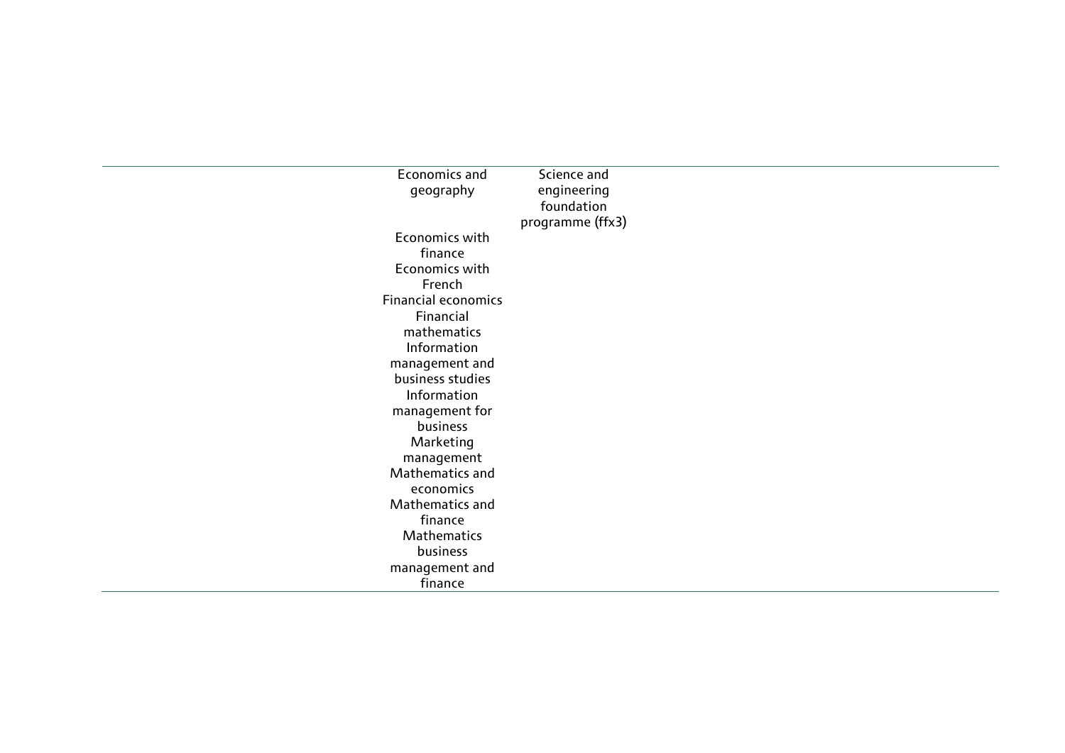| | | | |
|---|---|---|---|
| | Economics and geography<br>Economics with finance<br>Economics with French<br>Financial economics<br>Financial mathematics<br>Information management and business studies<br>Information management for business<br>Marketing management<br>Mathematics and economics<br>Mathematics and finance<br>Mathematics business management and finance | Science and engineering foundation programme (ffx3) | |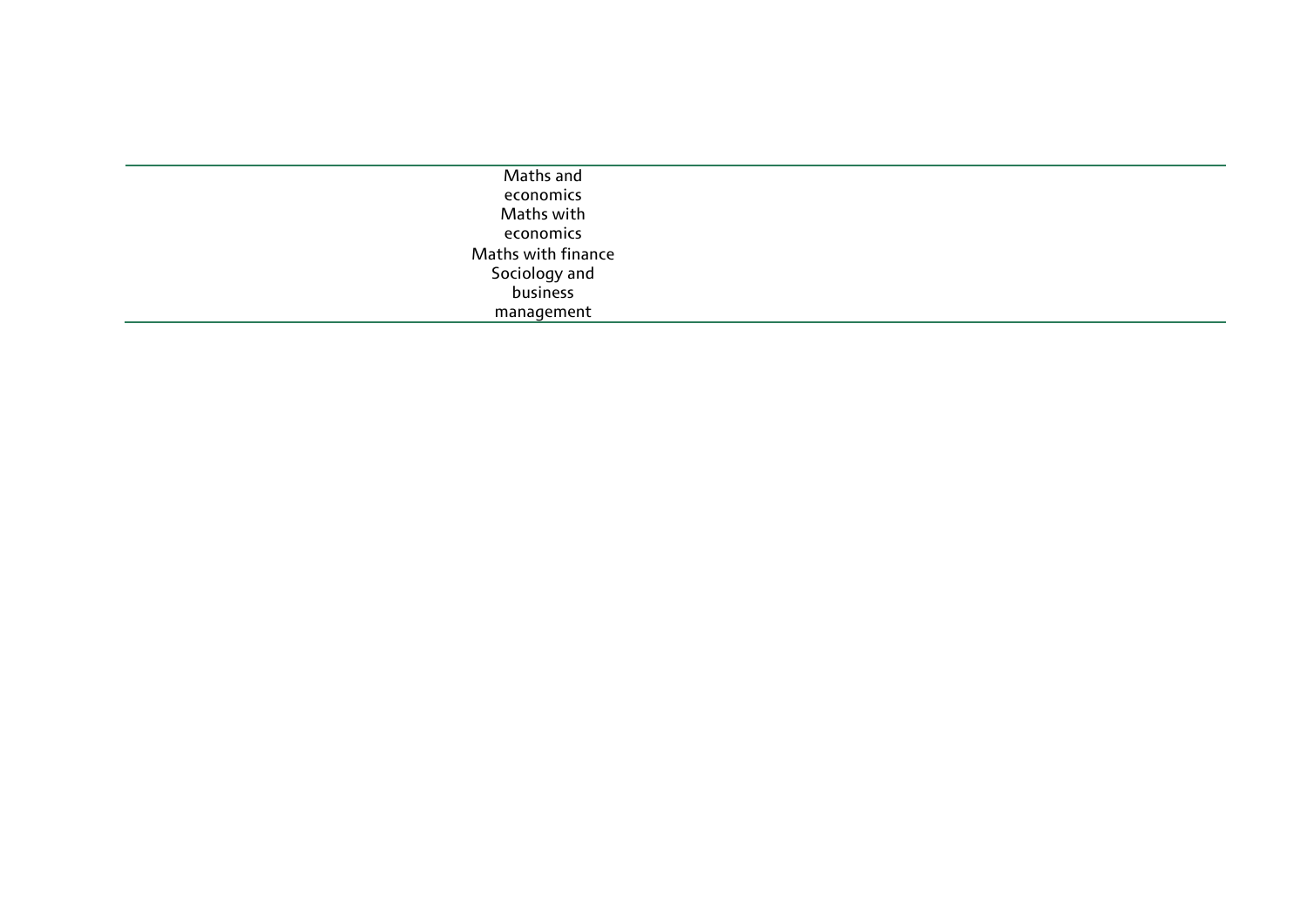| |
|---|
| Maths and economics |
| Maths with economics |
| Maths with finance |
| Sociology and business management |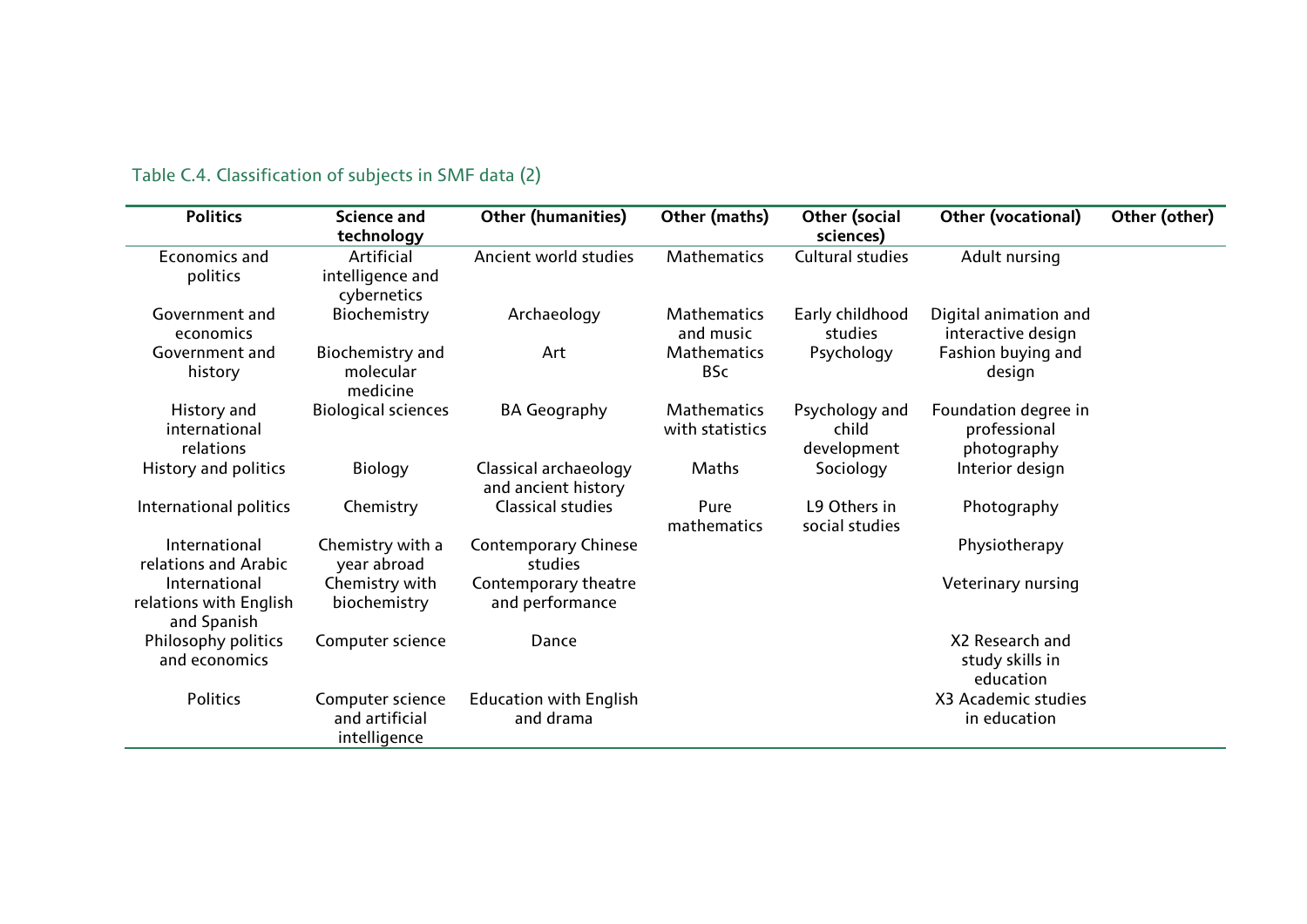Table C.4. Classification of subjects in SMF data (2)

| Politics | Science and technology | Other (humanities) | Other (maths) | Other (social sciences) | Other (vocational) | Other (other) |
|---|---|---|---|---|---|---|
| Economics and politics | Artificial intelligence and cybernetics | Ancient world studies | Mathematics | Cultural studies | Adult nursing | |
| Government and economics | Biochemistry | Archaeology | Mathematics and music | Early childhood studies | Digital animation and interactive design | |
| Government and history | Biochemistry and molecular medicine | Art | Mathematics BSc | Psychology | Fashion buying and design | |
| History and international relations | Biological sciences | BA Geography | Mathematics with statistics | Psychology and child development | Foundation degree in professional photography | |
| History and politics | Biology | Classical archaeology and ancient history | Maths | Sociology | Interior design | |
| International politics | Chemistry | Classical studies | Pure mathematics | L9 Others in social studies | Photography | |
| International relations and Arabic | Chemistry with a year abroad | Contemporary Chinese studies | | | Physiotherapy | |
| International relations with English and Spanish | Chemistry with biochemistry | Contemporary theatre and performance | | | Veterinary nursing | |
| Philosophy politics and economics | Computer science | Dance | | | X2 Research and study skills in education | |
| Politics | Computer science and artificial intelligence | Education with English and drama | | | X3 Academic studies in education | |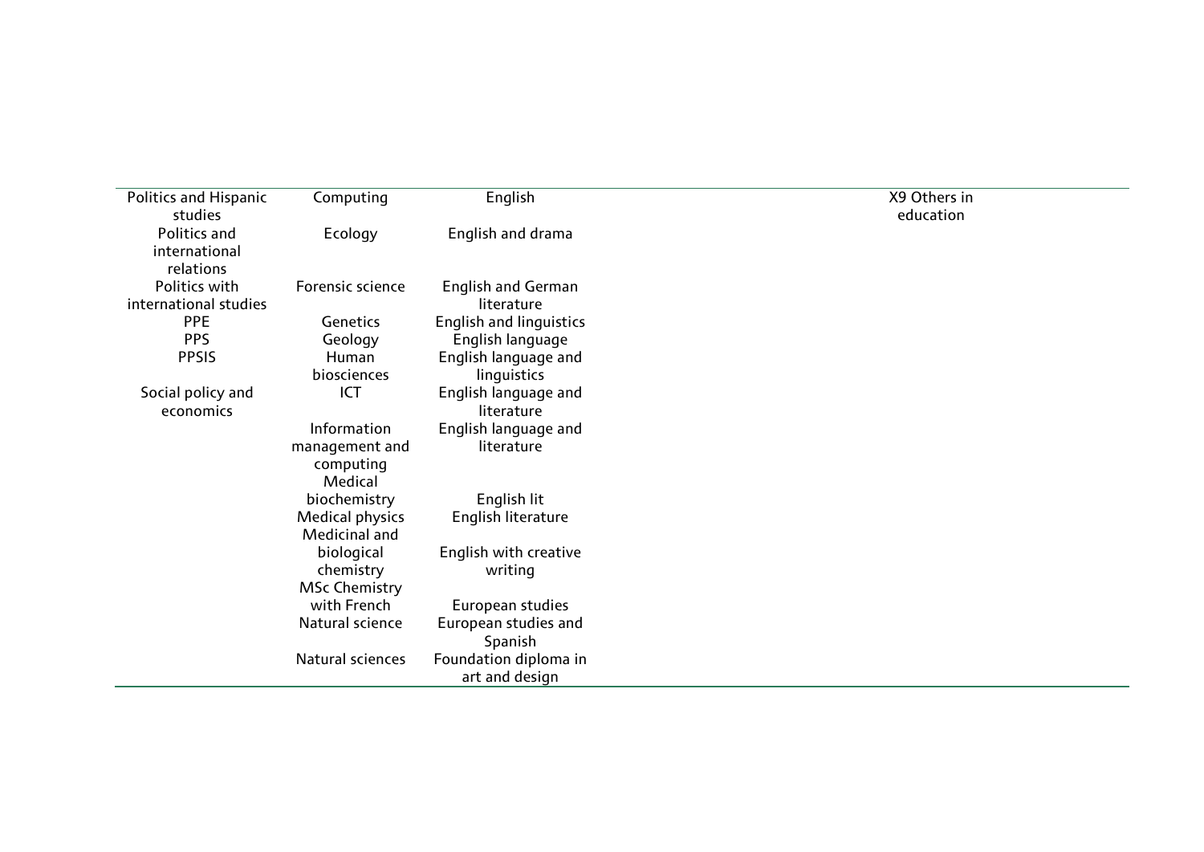| | | | | |
|---|---|---|---|---|
| Politics and Hispanic studies | Computing | English | | X9 Others in education |
| Politics and international relations | Ecology | English and drama | | |
| Politics with international studies | Forensic science | English and German literature | | |
| PPE | Genetics | English and linguistics | | |
| PPS | Geology | English language | | |
| PPSIS | Human biosciences | English language and linguistics | | |
| Social policy and economics | ICT | English language and literature | | |
| | Information management and computing | English language and literature | | |
| | Medical biochemistry | English lit | | |
| | Medical physics | English literature | | |
| | Medicinal and biological chemistry | English with creative writing | | |
| | MSc Chemistry with French | European studies | | |
| | Natural science | European studies and Spanish | | |
| | Natural sciences | Foundation diploma in art and design | | |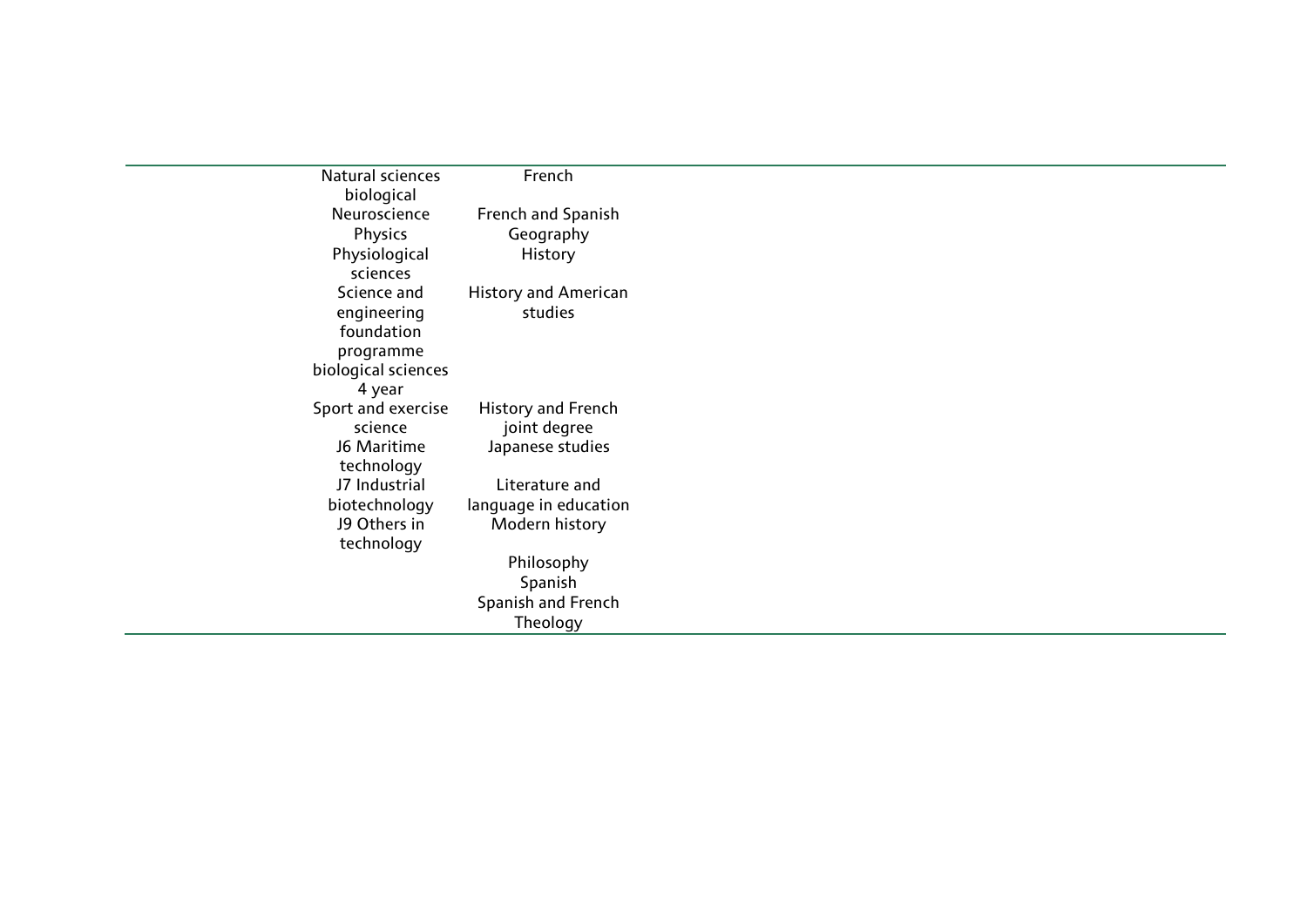| | | |
|---|---|---|
| Natural sciences biological | French | |
| Neuroscience | French and Spanish | |
| Physics | Geography | |
| Physiological sciences | History | |
| Science and engineering foundation programme biological sciences 4 year | History and American studies | |
| Sport and exercise science | History and French joint degree | |
| J6 Maritime technology | Japanese studies | |
| J7 Industrial biotechnology | Literature and language in education | |
| J9 Others in technology | Modern history | |
| | Philosophy | |
| | Spanish | |
| | Spanish and French | |
| | Theology | |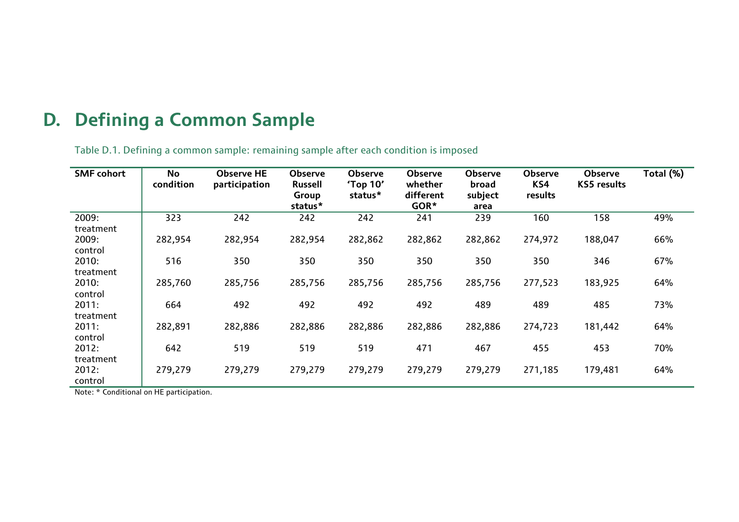# D. Defining a Common Sample

Table D.1. Defining a common sample: remaining sample after each condition is imposed

| SMF cohort | No condition | Observe HE participation | Observe Russell Group status* | Observe 'Top 10' status* | Observe whether different GOR* | Observe broad subject area | Observe KS4 results | Observe KS5 results | Total (%) |
|---|---|---|---|---|---|---|---|---|---|
| 2009: treatment | 323 | 242 | 242 | 242 | 241 | 239 | 160 | 158 | 49% |
| 2009: control | 282,954 | 282,954 | 282,954 | 282,862 | 282,862 | 282,862 | 274,972 | 188,047 | 66% |
| 2010: treatment | 516 | 350 | 350 | 350 | 350 | 350 | 350 | 346 | 67% |
| 2010: control | 285,760 | 285,756 | 285,756 | 285,756 | 285,756 | 285,756 | 277,523 | 183,925 | 64% |
| 2011: treatment | 664 | 492 | 492 | 492 | 492 | 489 | 489 | 485 | 73% |
| 2011: control | 282,891 | 282,886 | 282,886 | 282,886 | 282,886 | 282,886 | 274,723 | 181,442 | 64% |
| 2012: treatment | 642 | 519 | 519 | 519 | 471 | 467 | 455 | 453 | 70% |
| 2012: control | 279,279 | 279,279 | 279,279 | 279,279 | 279,279 | 279,279 | 271,185 | 179,481 | 64% |

Note: * Conditional on HE participation.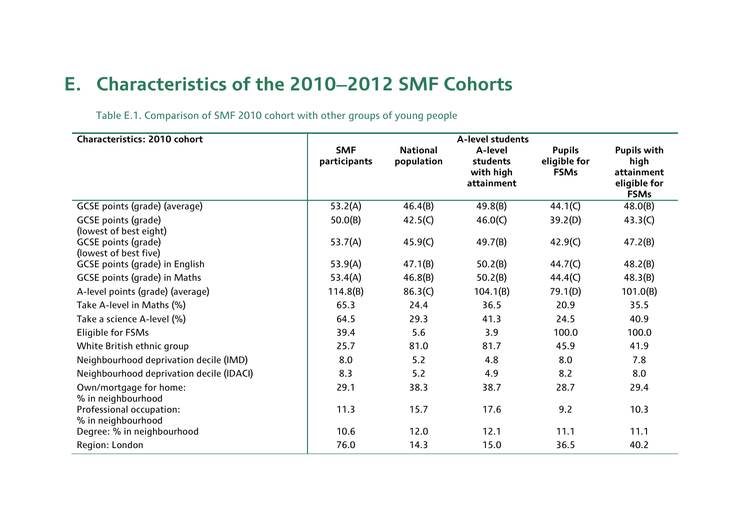# E. Characteristics of the 2010–2012 SMF Cohorts

Table E.1. Comparison of SMF 2010 cohort with other groups of young people

| Characteristics: 2010 cohort | | | A-level students | | |
|---|---|---|---|---|---|
| | SMF participants | National population | A-level students with high attainment | Pupils eligible for FSMs | Pupils with high attainment eligible for FSMs |
| GCSE points (grade) (average) | 53.2(A) | 46.4(B) | 49.8(B) | 44.1(C) | 48.0(B) |
| GCSE points (grade) (lowest of best eight) | 50.0(B) | 42.5(C) | 46.0(C) | 39.2(D) | 43.3(C) |
| GCSE points (grade) (lowest of best five) | 53.7(A) | 45.9(C) | 49.7(B) | 42.9(C) | 47.2(B) |
| GCSE points (grade) in English | 53.9(A) | 47.1(B) | 50.2(B) | 44.7(C) | 48.2(B) |
| GCSE points (grade) in Maths | 53.4(A) | 46.8(B) | 50.2(B) | 44.4(C) | 48.3(B) |
| A-level points (grade) (average) | 114.8(B) | 86.3(C) | 104.1(B) | 79.1(D) | 101.0(B) |
| Take A-level in Maths (%) | 65.3 | 24.4 | 36.5 | 20.9 | 35.5 |
| Take a science A-level (%) | 64.5 | 29.3 | 41.3 | 24.5 | 40.9 |
| Eligible for FSMs | 39.4 | 5.6 | 3.9 | 100.0 | 100.0 |
| White British ethnic group | 25.7 | 81.0 | 81.7 | 45.9 | 41.9 |
| Neighbourhood deprivation decile (IMD) | 8.0 | 5.2 | 4.8 | 8.0 | 7.8 |
| Neighbourhood deprivation decile (IDACI) | 8.3 | 5.2 | 4.9 | 8.2 | 8.0 |
| Own/mortgage for home: % in neighbourhood | 29.1 | 38.3 | 38.7 | 28.7 | 29.4 |
| Professional occupation: % in neighbourhood | 11.3 | 15.7 | 17.6 | 9.2 | 10.3 |
| Degree: % in neighbourhood | 10.6 | 12.0 | 12.1 | 11.1 | 11.1 |
| Region: London | 76.0 | 14.3 | 15.0 | 36.5 | 40.2 |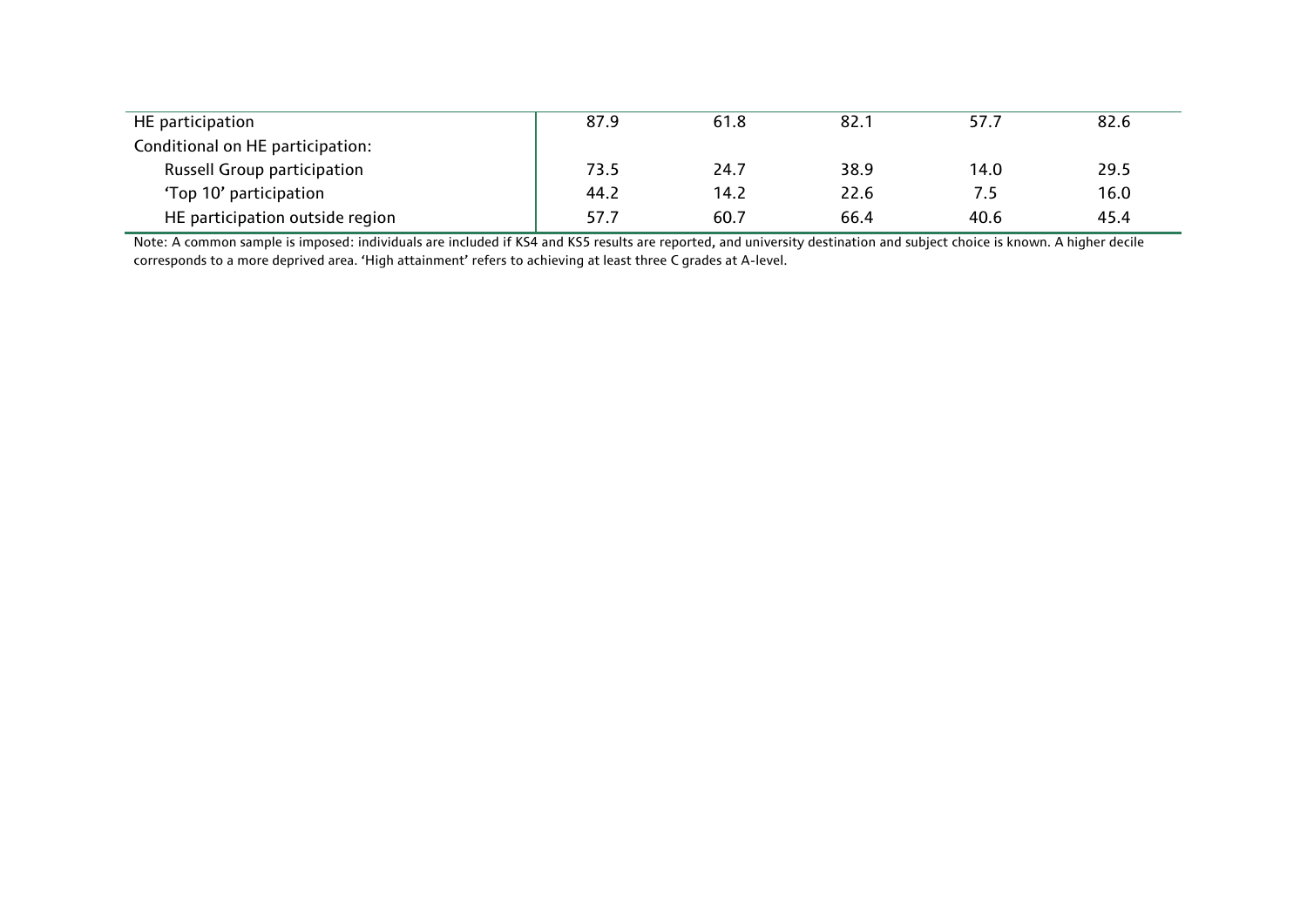| | | | | | |
|---|---|---|---|---|---|
| HE participation | 87.9 | 61.8 | 82.1 | 57.7 | 82.6 |
| Conditional on HE participation: | | | | | |
| Russell Group participation | 73.5 | 24.7 | 38.9 | 14.0 | 29.5 |
| 'Top 10' participation | 44.2 | 14.2 | 22.6 | 7.5 | 16.0 |
| HE participation outside region | 57.7 | 60.7 | 66.4 | 40.6 | 45.4 |

Note: A common sample is imposed: individuals are included if KS4 and KS5 results are reported, and university destination and subject choice is known. A higher decile corresponds to a more deprived area. 'High attainment' refers to achieving at least three C grades at A-level.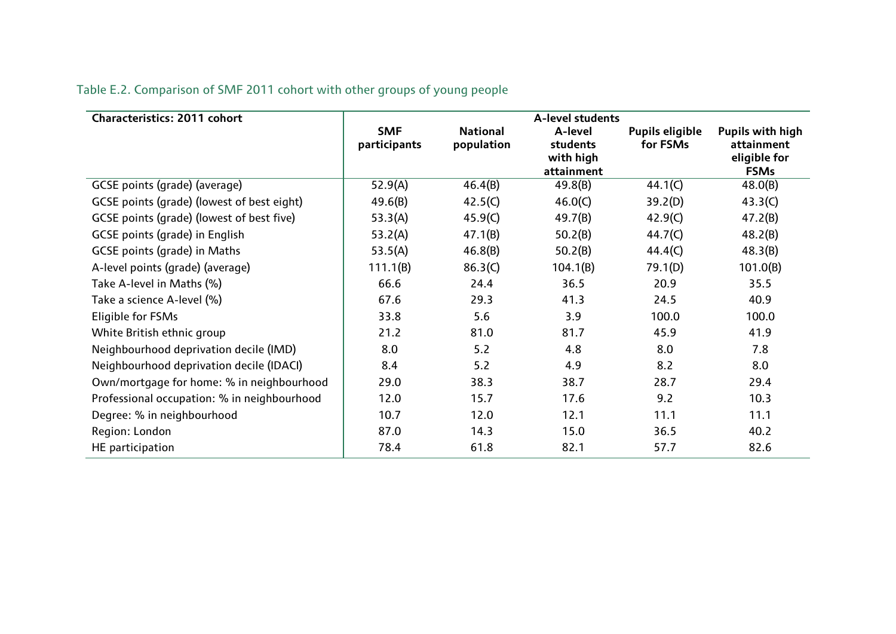Table E.2. Comparison of SMF 2011 cohort with other groups of young people

| Characteristics: 2011 cohort | A-level students | | | | |
|---|---|---|---|---|---|
| | SMF participants | National population | A-level students with high attainment | Pupils eligible for FSMs | Pupils with high attainment eligible for FSMs |
| GCSE points (grade) (average) | 52.9(A) | 46.4(B) | 49.8(B) | 44.1(C) | 48.0(B) |
| GCSE points (grade) (lowest of best eight) | 49.6(B) | 42.5(C) | 46.0(C) | 39.2(D) | 43.3(C) |
| GCSE points (grade) (lowest of best five) | 53.3(A) | 45.9(C) | 49.7(B) | 42.9(C) | 47.2(B) |
| GCSE points (grade) in English | 53.2(A) | 47.1(B) | 50.2(B) | 44.7(C) | 48.2(B) |
| GCSE points (grade) in Maths | 53.5(A) | 46.8(B) | 50.2(B) | 44.4(C) | 48.3(B) |
| A-level points (grade) (average) | 111.1(B) | 86.3(C) | 104.1(B) | 79.1(D) | 101.0(B) |
| Take A-level in Maths (%) | 66.6 | 24.4 | 36.5 | 20.9 | 35.5 |
| Take a science A-level (%) | 67.6 | 29.3 | 41.3 | 24.5 | 40.9 |
| Eligible for FSMs | 33.8 | 5.6 | 3.9 | 100.0 | 100.0 |
| White British ethnic group | 21.2 | 81.0 | 81.7 | 45.9 | 41.9 |
| Neighbourhood deprivation decile (IMD) | 8.0 | 5.2 | 4.8 | 8.0 | 7.8 |
| Neighbourhood deprivation decile (IDACI) | 8.4 | 5.2 | 4.9 | 8.2 | 8.0 |
| Own/mortgage for home: % in neighbourhood | 29.0 | 38.3 | 38.7 | 28.7 | 29.4 |
| Professional occupation: % in neighbourhood | 12.0 | 15.7 | 17.6 | 9.2 | 10.3 |
| Degree: % in neighbourhood | 10.7 | 12.0 | 12.1 | 11.1 | 11.1 |
| Region: London | 87.0 | 14.3 | 15.0 | 36.5 | 40.2 |
| HE participation | 78.4 | 61.8 | 82.1 | 57.7 | 82.6 |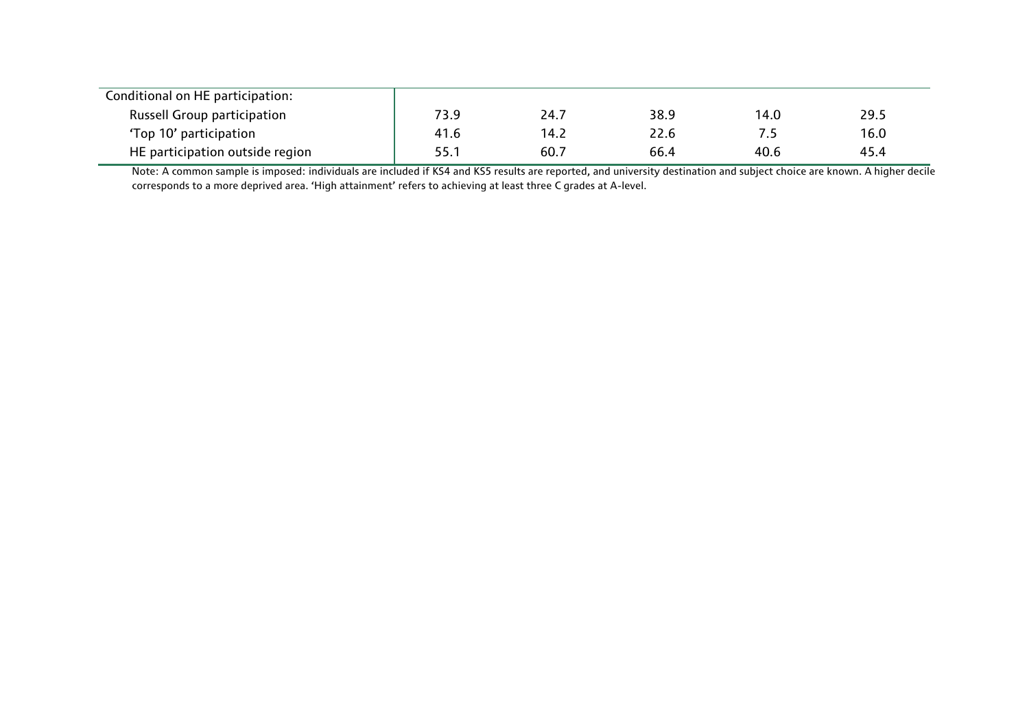| | | | | | |
|---|---|---|---|---|---|
| Conditional on HE participation: | | | | | |
| Russell Group participation | 73.9 | 24.7 | 38.9 | 14.0 | 29.5 |
| 'Top 10' participation | 41.6 | 14.2 | 22.6 | 7.5 | 16.0 |
| HE participation outside region | 55.1 | 60.7 | 66.4 | 40.6 | 45.4 |

Note: A common sample is imposed: individuals are included if KS4 and KS5 results are reported, and university destination and subject choice are known. A higher decile corresponds to a more deprived area. 'High attainment' refers to achieving at least three C grades at A-level.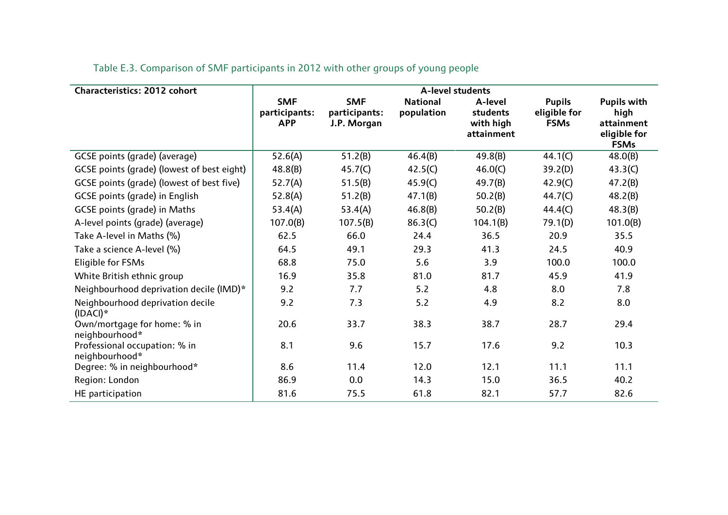Table E.3. Comparison of SMF participants in 2012 with other groups of young people

| Characteristics: 2012 cohort | A-level students | | | | | |
|---|---|---|---|---|---|---|
| | SMF participants: APP | SMF participants: J.P. Morgan | National population | A-level students with high attainment | Pupils eligible for FSMs | Pupils with high attainment eligible for FSMs |
| GCSE points (grade) (average) | 52.6(A) | 51.2(B) | 46.4(B) | 49.8(B) | 44.1(C) | 48.0(B) |
| GCSE points (grade) (lowest of best eight) | 48.8(B) | 45.7(C) | 42.5(C) | 46.0(C) | 39.2(D) | 43.3(C) |
| GCSE points (grade) (lowest of best five) | 52.7(A) | 51.5(B) | 45.9(C) | 49.7(B) | 42.9(C) | 47.2(B) |
| GCSE points (grade) in English | 52.8(A) | 51.2(B) | 47.1(B) | 50.2(B) | 44.7(C) | 48.2(B) |
| GCSE points (grade) in Maths | 53.4(A) | 53.4(A) | 46.8(B) | 50.2(B) | 44.4(C) | 48.3(B) |
| A-level points (grade) (average) | 107.0(B) | 107.5(B) | 86.3(C) | 104.1(B) | 79.1(D) | 101.0(B) |
| Take A-level in Maths (%) | 62.5 | 66.0 | 24.4 | 36.5 | 20.9 | 35.5 |
| Take a science A-level (%) | 64.5 | 49.1 | 29.3 | 41.3 | 24.5 | 40.9 |
| Eligible for FSMs | 68.8 | 75.0 | 5.6 | 3.9 | 100.0 | 100.0 |
| White British ethnic group | 16.9 | 35.8 | 81.0 | 81.7 | 45.9 | 41.9 |
| Neighbourhood deprivation decile (IMD)* | 9.2 | 7.7 | 5.2 | 4.8 | 8.0 | 7.8 |
| Neighbourhood deprivation decile (IDACI)* | 9.2 | 7.3 | 5.2 | 4.9 | 8.2 | 8.0 |
| Own/mortgage for home: % in neighbourhood* | 20.6 | 33.7 | 38.3 | 38.7 | 28.7 | 29.4 |
| Professional occupation: % in neighbourhood* | 8.1 | 9.6 | 15.7 | 17.6 | 9.2 | 10.3 |
| Degree: % in neighbourhood* | 8.6 | 11.4 | 12.0 | 12.1 | 11.1 | 11.1 |
| Region: London | 86.9 | 0.0 | 14.3 | 15.0 | 36.5 | 40.2 |
| HE participation | 81.6 | 75.5 | 61.8 | 82.1 | 57.7 | 82.6 |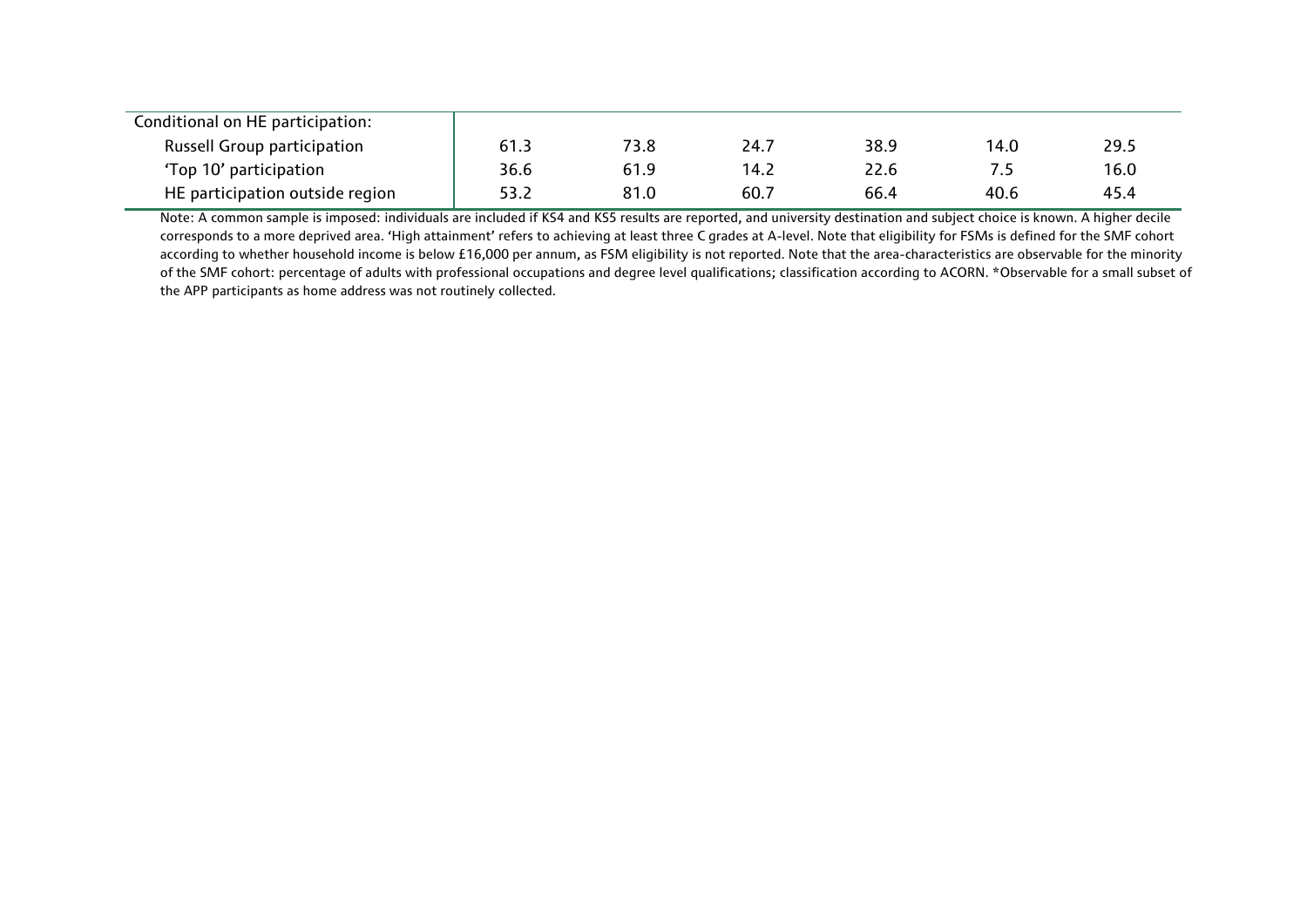| Conditional on HE participation: | | | | | | |
|---|---|---|---|---|---|---|
| Russell Group participation | 61.3 | 73.8 | 24.7 | 38.9 | 14.0 | 29.5 |
| 'Top 10' participation | 36.6 | 61.9 | 14.2 | 22.6 | 7.5 | 16.0 |
| HE participation outside region | 53.2 | 81.0 | 60.7 | 66.4 | 40.6 | 45.4 |

Note: A common sample is imposed: individuals are included if KS4 and KS5 results are reported, and university destination and subject choice is known. A higher decile corresponds to a more deprived area. 'High attainment' refers to achieving at least three C grades at A-level. Note that eligibility for FSMs is defined for the SMF cohort according to whether household income is below £16,000 per annum, as FSM eligibility is not reported. Note that the area-characteristics are observable for the minority of the SMF cohort: percentage of adults with professional occupations and degree level qualifications; classification according to ACORN. *Observable for a small subset of the APP participants as home address was not routinely collected.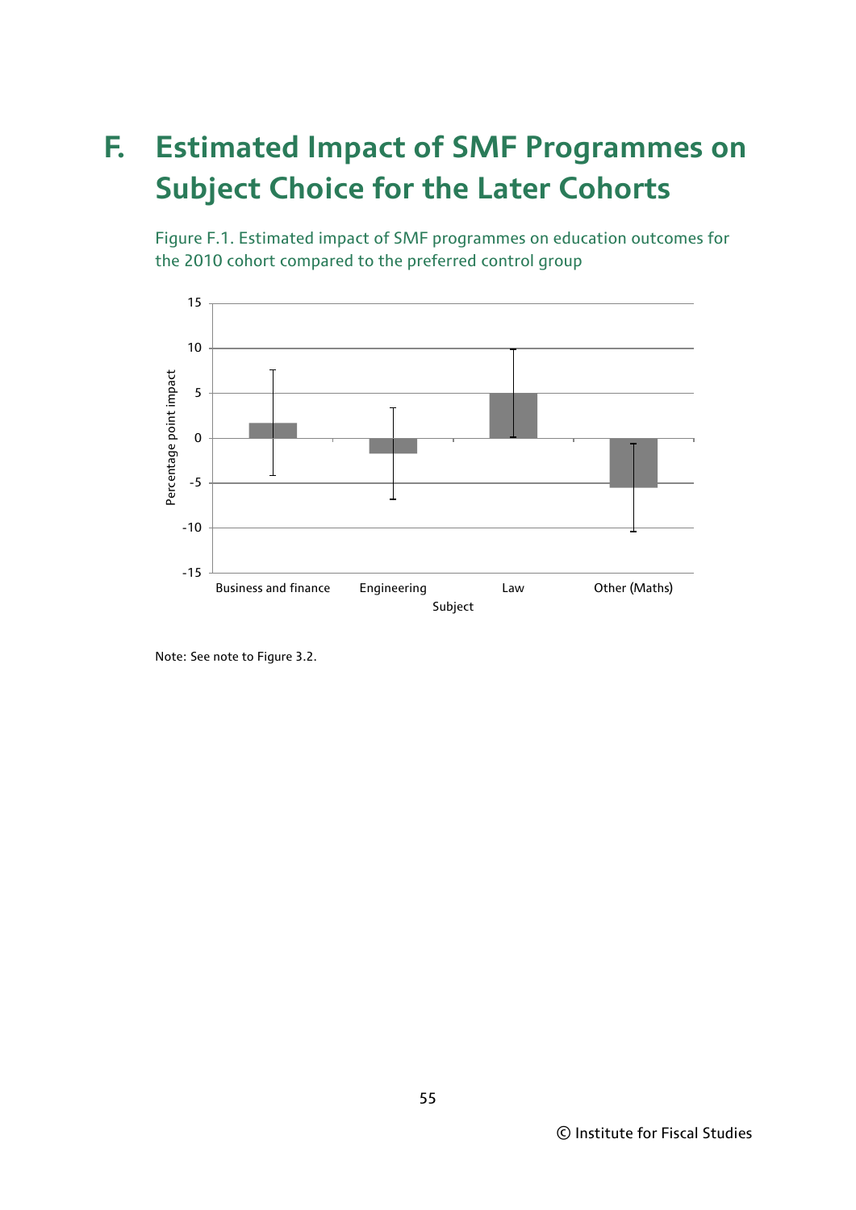# F. Estimated Impact of SMF Programmes on Subject Choice for the Later Cohorts

Figure F.1. Estimated impact of SMF programmes on education outcomes for the 2010 cohort compared to the preferred control group

Note: See note to Figure 3.2.

© Institute for Fiscal Studies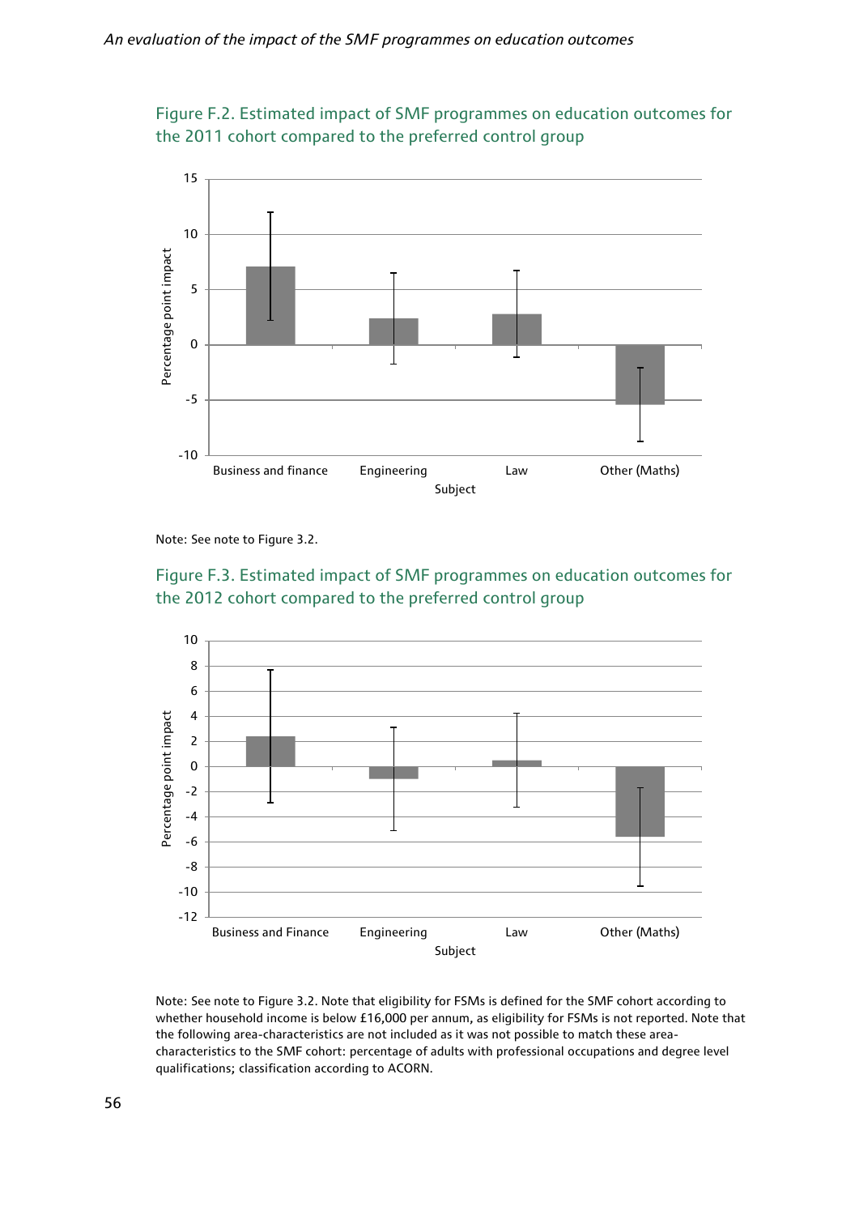Figure F.2. Estimated impact of SMF programmes on education outcomes for the 2011 cohort compared to the preferred control group

Note: See note to Figure 3.2.

Figure F.3. Estimated impact of SMF programmes on education outcomes for the 2012 cohort compared to the preferred control group

Note: See note to Figure 3.2. Note that eligibility for FSMs is defined for the SMF cohort according to whether household income is below £16,000 per annum, as eligibility for FSMs is not reported. Note that the following area-characteristics are not included as it was not possible to match these area-characteristics to the SMF cohort: percentage of adults with professional occupations and degree level qualifications; classification according to ACORN.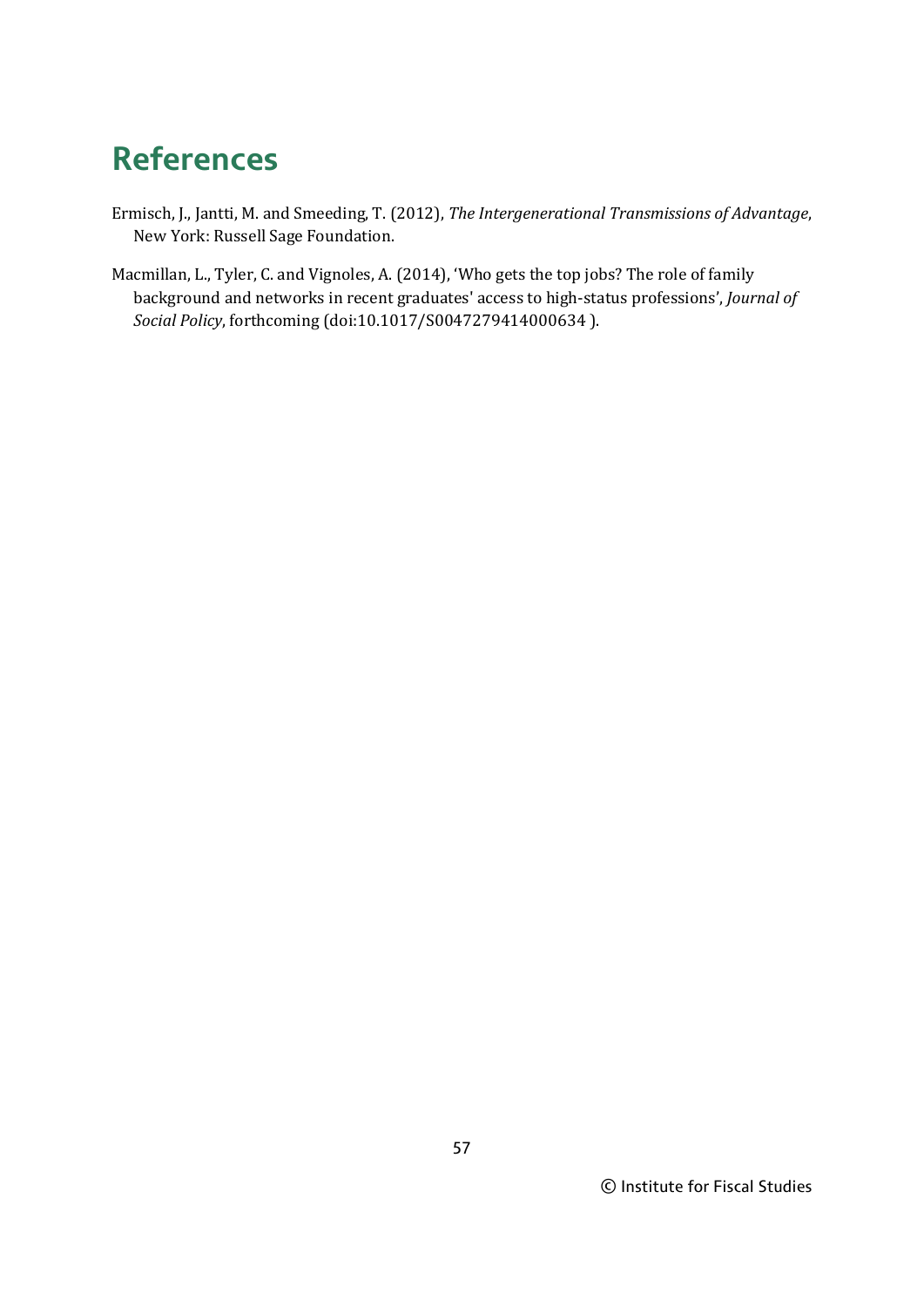# References

Ermisch, J., Jantti, M. and Smeeding, T. (2012), *The Intergenerational Transmissions of Advantage*, New York: Russell Sage Foundation.

Macmillan, L., Tyler, C. and Vignoles, A. (2014), 'Who gets the top jobs? The role of family background and networks in recent graduates' access to high-status professions', *Journal of Social Policy*, forthcoming (doi:10.1017/S0047279414000634 ).

© Institute for Fiscal Studies